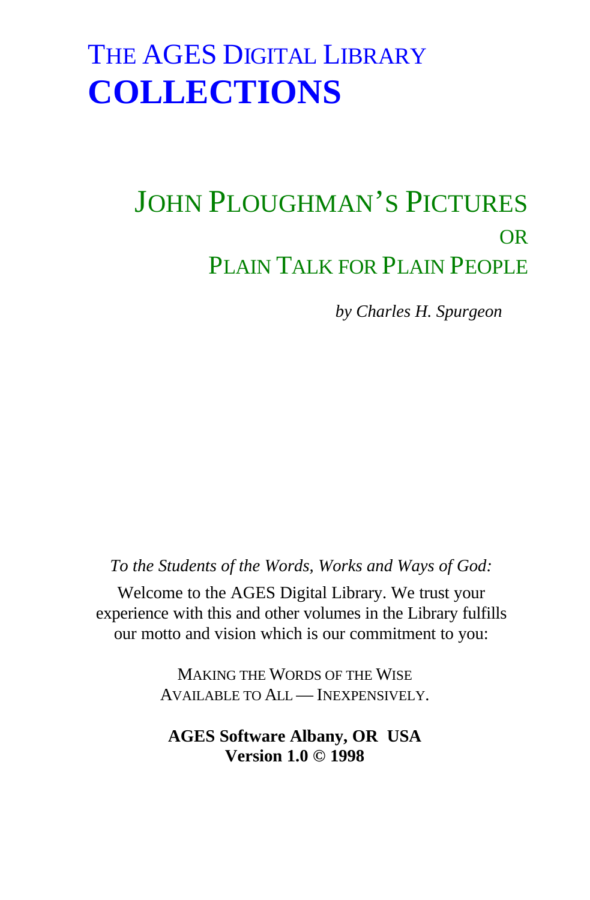# THE AGES DIGITAL LIBRARY
# COLLECTIONS

## JOHN PLOUGHMAN'S PICTURES
## OR
## PLAIN TALK FOR PLAIN PEOPLE

*by Charles H. Spurgeon*

*To the Students of the Words, Works and Ways of God:*

Welcome to the AGES Digital Library. We trust your experience with this and other volumes in the Library fulfills our motto and vision which is our commitment to you:

MAKING THE WORDS OF THE WISE
AVAILABLE TO ALL — INEXPENSIVELY.

**AGES Software Albany, OR USA**
**Version 1.0 © 1998**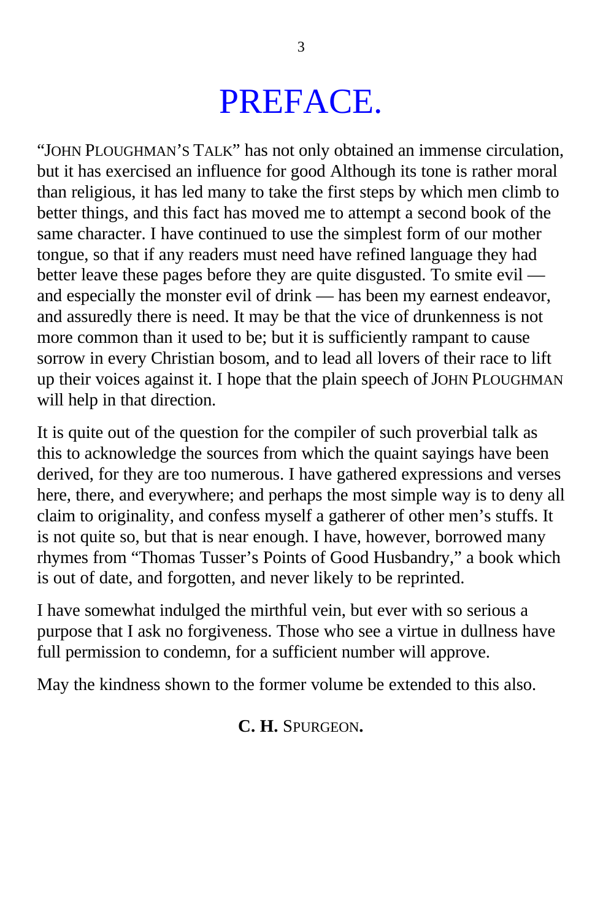# PREFACE.

"JOHN PLOUGHMAN'S TALK" has not only obtained an immense circulation, but it has exercised an influence for good Although its tone is rather moral than religious, it has led many to take the first steps by which men climb to better things, and this fact has moved me to attempt a second book of the same character. I have continued to use the simplest form of our mother tongue, so that if any readers must need have refined language they had better leave these pages before they are quite disgusted. To smite evil — and especially the monster evil of drink — has been my earnest endeavor, and assuredly there is need. It may be that the vice of drunkenness is not more common than it used to be; but it is sufficiently rampant to cause sorrow in every Christian bosom, and to lead all lovers of their race to lift up their voices against it. I hope that the plain speech of JOHN PLOUGHMAN will help in that direction.

It is quite out of the question for the compiler of such proverbial talk as this to acknowledge the sources from which the quaint sayings have been derived, for they are too numerous. I have gathered expressions and verses here, there, and everywhere; and perhaps the most simple way is to deny all claim to originality, and confess myself a gatherer of other men's stuffs. It is not quite so, but that is near enough. I have, however, borrowed many rhymes from "Thomas Tusser's Points of Good Husbandry," a book which is out of date, and forgotten, and never likely to be reprinted.

I have somewhat indulged the mirthful vein, but ever with so serious a purpose that I ask no forgiveness. Those who see a virtue in dullness have full permission to condemn, for a sufficient number will approve.

May the kindness shown to the former volume be extended to this also.

**C. H.** SPURGEON**.**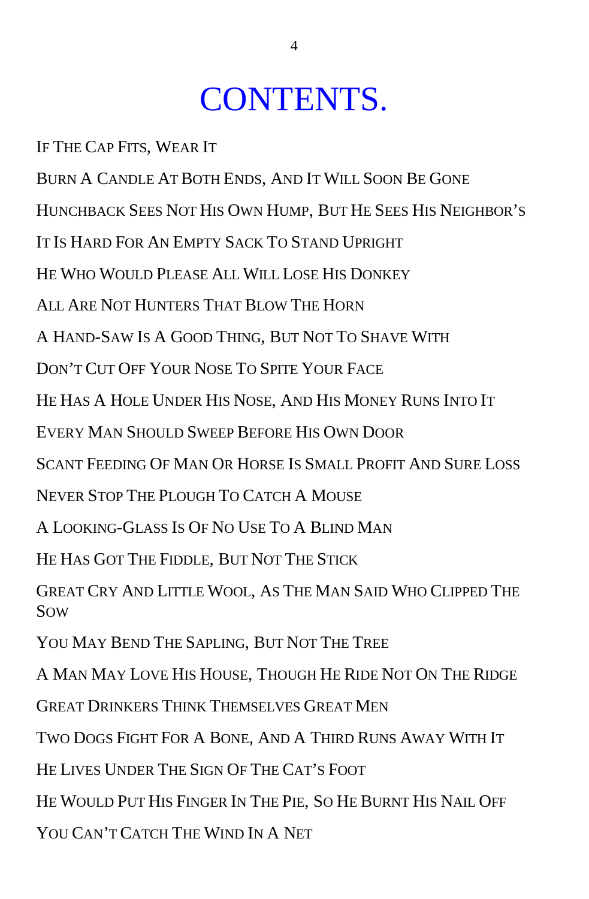# CONTENTS.

If The Cap Fits, Wear It

Burn A Candle At Both Ends, And It Will Soon Be Gone

Hunchback Sees Not His Own Hump, But He Sees His Neighbor's

It Is Hard For An Empty Sack To Stand Upright

He Who Would Please All Will Lose His Donkey

All Are Not Hunters That Blow The Horn

A Hand-Saw Is A Good Thing, But Not To Shave With

Don't Cut Off Your Nose To Spite Your Face

He Has A Hole Under His Nose, And His Money Runs Into It

Every Man Should Sweep Before His Own Door

Scant Feeding Of Man Or Horse Is Small Profit And Sure Loss

Never Stop The Plough To Catch A Mouse

A Looking-Glass Is Of No Use To A Blind Man

He Has Got The Fiddle, But Not The Stick

Great Cry And Little Wool, As The Man Said Who Clipped The Sow

You May Bend The Sapling, But Not The Tree

A Man May Love His House, Though He Ride Not On The Ridge

Great Drinkers Think Themselves Great Men

Two Dogs Fight For A Bone, And A Third Runs Away With It

He Lives Under The Sign Of The Cat's Foot

He Would Put His Finger In The Pie, So He Burnt His Nail Off

You Can't Catch The Wind In A Net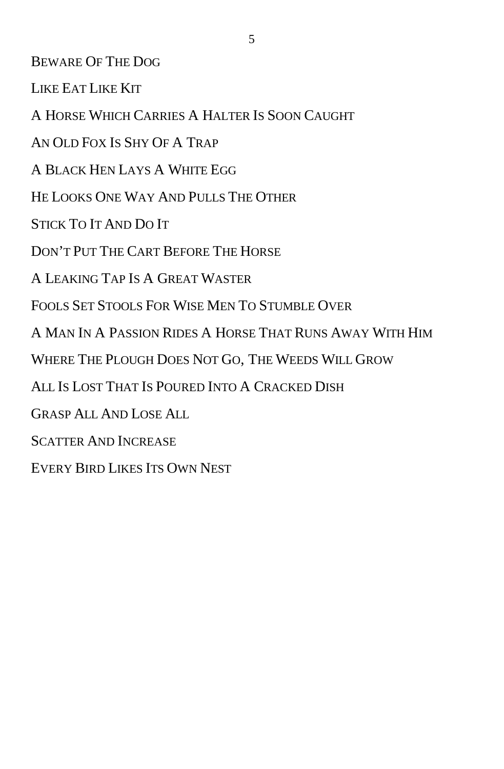Beware Of The Dog

Like Eat Like Kit

A Horse Which Carries A Halter Is Soon Caught

An Old Fox Is Shy Of A Trap

A Black Hen Lays A White Egg

He Looks One Way And Pulls The Other

Stick To It And Do It

Don’t Put The Cart Before The Horse

A Leaking Tap Is A Great Waster

Fools Set Stools For Wise Men To Stumble Over

A Man In A Passion Rides A Horse That Runs Away With Him

Where The Plough Does Not Go, The Weeds Will Grow

All Is Lost That Is Poured Into A Cracked Dish

Grasp All And Lose All

Scatter And Increase

Every Bird Likes Its Own Nest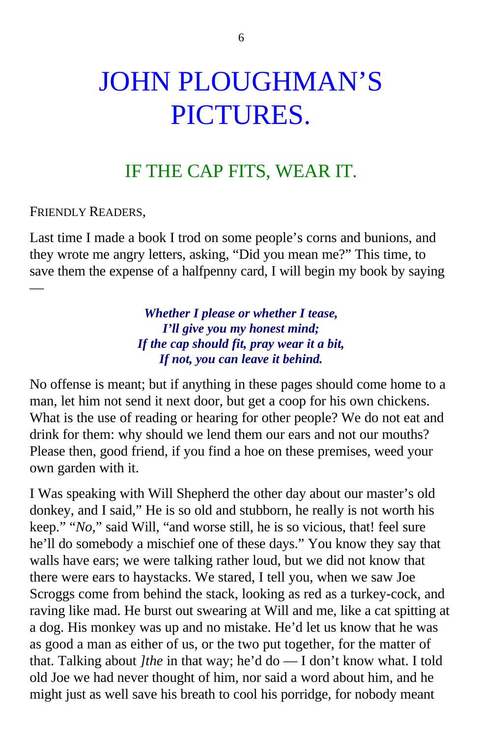# JOHN PLOUGHMAN'S PICTURES.

## IF THE CAP FITS, WEAR IT.

FRIENDLY READERS,

Last time I made a book I trod on some people's corns and bunions, and they wrote me angry letters, asking, "Did you mean me?" This time, to save them the expense of a halfpenny card, I will begin my book by saying —

> ***Whether I please or whether I tease,***
> ***I'll give you my honest mind;***
> ***If the cap should fit, pray wear it a bit,***
> ***If not, you can leave it behind.***

No offense is meant; but if anything in these pages should come home to a man, let him not send it next door, but get a coop for his own chickens. What is the use of reading or hearing for other people? We do not eat and drink for them: why should we lend them our ears and not our mouths? Please then, good friend, if you find a hoe on these premises, weed your own garden with it.

I Was speaking with Will Shepherd the other day about our master's old donkey, and I said," He is so old and stubborn, he really is not worth his keep." "*No*," said Will, "and worse still, he is so vicious, that! feel sure he'll do somebody a mischief one of these days." You know they say that walls have ears; we were talking rather loud, but we did not know that there were ears to haystacks. We stared, I tell you, when we saw Joe Scroggs come from behind the stack, looking as red as a turkey-cock, and raving like mad. He burst out swearing at Will and me, like a cat spitting at a dog. His monkey was up and no mistake. He'd let us know that he was as good a man as either of us, or the two put together, for the matter of that. Talking about *]the* in that way; he'd do — I don't know what. I told old Joe we had never thought of him, nor said a word about him, and he might just as well save his breath to cool his porridge, for nobody meant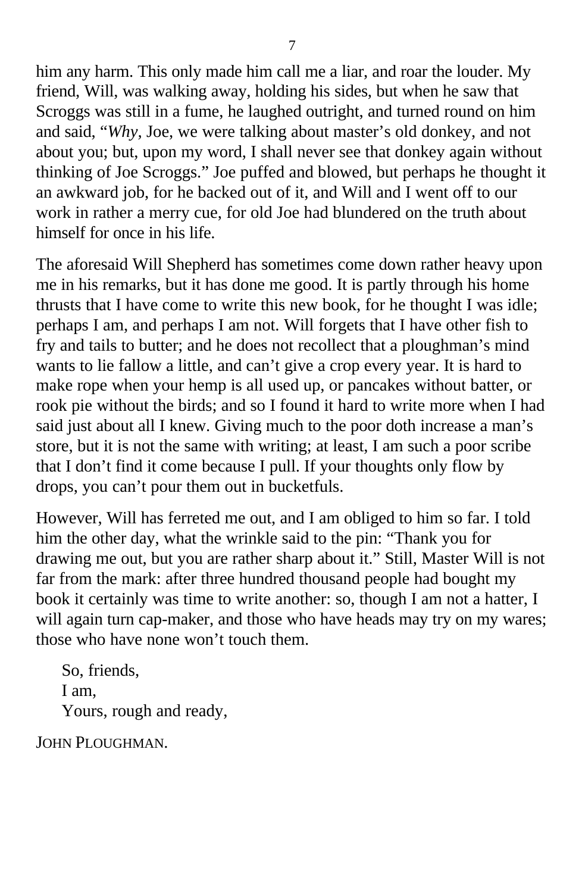him any harm. This only made him call me a liar, and roar the louder. My friend, Will, was walking away, holding his sides, but when he saw that Scroggs was still in a fume, he laughed outright, and turned round on him and said, "*Why*, Joe, we were talking about master's old donkey, and not about you; but, upon my word, I shall never see that donkey again without thinking of Joe Scroggs." Joe puffed and blowed, but perhaps he thought it an awkward job, for he backed out of it, and Will and I went off to our work in rather a merry cue, for old Joe had blundered on the truth about himself for once in his life.

The aforesaid Will Shepherd has sometimes come down rather heavy upon me in his remarks, but it has done me good. It is partly through his home thrusts that I have come to write this new book, for he thought I was idle; perhaps I am, and perhaps I am not. Will forgets that I have other fish to fry and tails to butter; and he does not recollect that a ploughman's mind wants to lie fallow a little, and can't give a crop every year. It is hard to make rope when your hemp is all used up, or pancakes without batter, or rook pie without the birds; and so I found it hard to write more when I had said just about all I knew. Giving much to the poor doth increase a man's store, but it is not the same with writing; at least, I am such a poor scribe that I don't find it come because I pull. If your thoughts only flow by drops, you can't pour them out in bucketfuls.

However, Will has ferreted me out, and I am obliged to him so far. I told him the other day, what the wrinkle said to the pin: "Thank you for drawing me out, but you are rather sharp about it." Still, Master Will is not far from the mark: after three hundred thousand people had bought my book it certainly was time to write another: so, though I am not a hatter, I will again turn cap-maker, and those who have heads may try on my wares; those who have none won't touch them.

So, friends,
I am,
Yours, rough and ready,

JOHN PLOUGHMAN.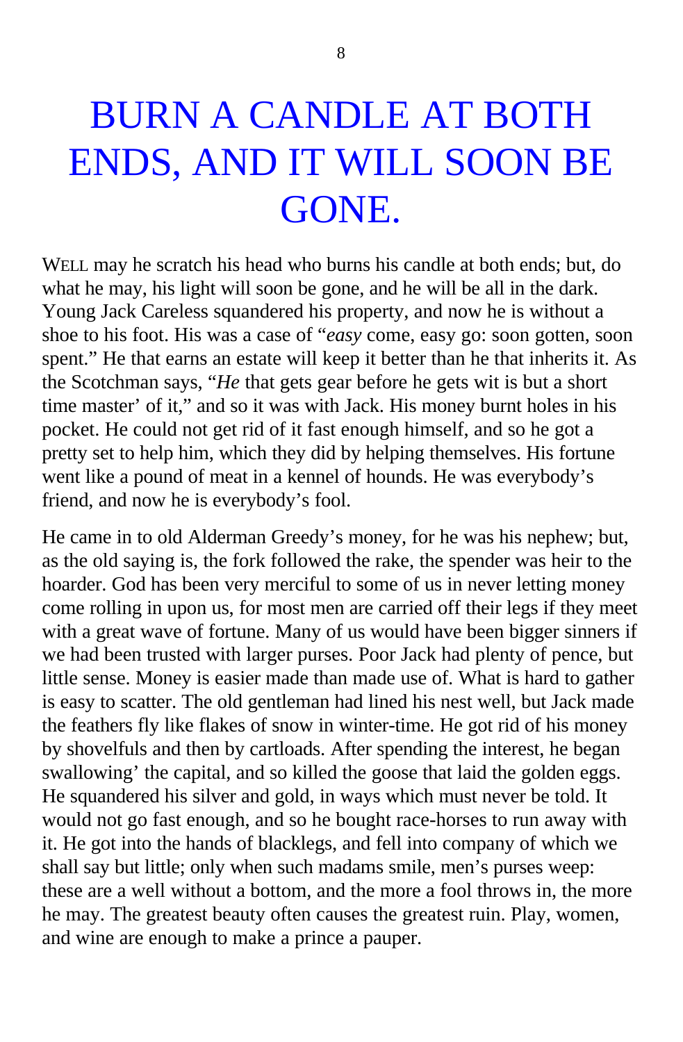# BURN A CANDLE AT BOTH ENDS, AND IT WILL SOON BE GONE.

WELL may he scratch his head who burns his candle at both ends; but, do what he may, his light will soon be gone, and he will be all in the dark. Young Jack Careless squandered his property, and now he is without a shoe to his foot. His was a case of "*easy* come, easy go: soon gotten, soon spent." He that earns an estate will keep it better than he that inherits it. As the Scotchman says, "*He* that gets gear before he gets wit is but a short time master' of it," and so it was with Jack. His money burnt holes in his pocket. He could not get rid of it fast enough himself, and so he got a pretty set to help him, which they did by helping themselves. His fortune went like a pound of meat in a kennel of hounds. He was everybody's friend, and now he is everybody's fool.

He came in to old Alderman Greedy's money, for he was his nephew; but, as the old saying is, the fork followed the rake, the spender was heir to the hoarder. God has been very merciful to some of us in never letting money come rolling in upon us, for most men are carried off their legs if they meet with a great wave of fortune. Many of us would have been bigger sinners if we had been trusted with larger purses. Poor Jack had plenty of pence, but little sense. Money is easier made than made use of. What is hard to gather is easy to scatter. The old gentleman had lined his nest well, but Jack made the feathers fly like flakes of snow in winter-time. He got rid of his money by shovelfuls and then by cartloads. After spending the interest, he began swallowing' the capital, and so killed the goose that laid the golden eggs. He squandered his silver and gold, in ways which must never be told. It would not go fast enough, and so he bought race-horses to run away with it. He got into the hands of blacklegs, and fell into company of which we shall say but little; only when such madams smile, men's purses weep: these are a well without a bottom, and the more a fool throws in, the more he may. The greatest beauty often causes the greatest ruin. Play, women, and wine are enough to make a prince a pauper.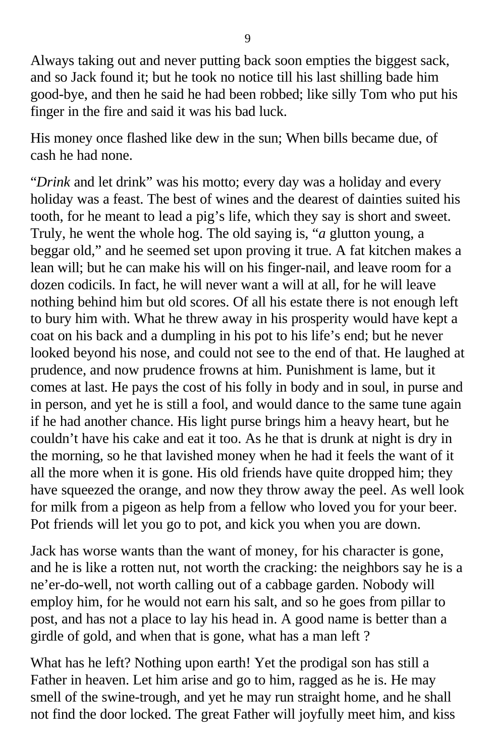Always taking out and never putting back soon empties the biggest sack, and so Jack found it; but he took no notice till his last shilling bade him good-bye, and then he said he had been robbed; like silly Tom who put his finger in the fire and said it was his bad luck.

His money once flashed like dew in the sun; When bills became due, of cash he had none.

"*Drink* and let drink" was his motto; every day was a holiday and every holiday was a feast. The best of wines and the dearest of dainties suited his tooth, for he meant to lead a pig's life, which they say is short and sweet. Truly, he went the whole hog. The old saying is, "*a* glutton young, a beggar old," and he seemed set upon proving it true. A fat kitchen makes a lean will; but he can make his will on his finger-nail, and leave room for a dozen codicils. In fact, he will never want a will at all, for he will leave nothing behind him but old scores. Of all his estate there is not enough left to bury him with. What he threw away in his prosperity would have kept a coat on his back and a dumpling in his pot to his life's end; but he never looked beyond his nose, and could not see to the end of that. He laughed at prudence, and now prudence frowns at him. Punishment is lame, but it comes at last. He pays the cost of his folly in body and in soul, in purse and in person, and yet he is still a fool, and would dance to the same tune again if he had another chance. His light purse brings him a heavy heart, but he couldn't have his cake and eat it too. As he that is drunk at night is dry in the morning, so he that lavished money when he had it feels the want of it all the more when it is gone. His old friends have quite dropped him; they have squeezed the orange, and now they throw away the peel. As well look for milk from a pigeon as help from a fellow who loved you for your beer. Pot friends will let you go to pot, and kick you when you are down.

Jack has worse wants than the want of money, for his character is gone, and he is like a rotten nut, not worth the cracking: the neighbors say he is a ne'er-do-well, not worth calling out of a cabbage garden. Nobody will employ him, for he would not earn his salt, and so he goes from pillar to post, and has not a place to lay his head in. A good name is better than a girdle of gold, and when that is gone, what has a man left ?

What has he left? Nothing upon earth! Yet the prodigal son has still a Father in heaven. Let him arise and go to him, ragged as he is. He may smell of the swine-trough, and yet he may run straight home, and he shall not find the door locked. The great Father will joyfully meet him, and kiss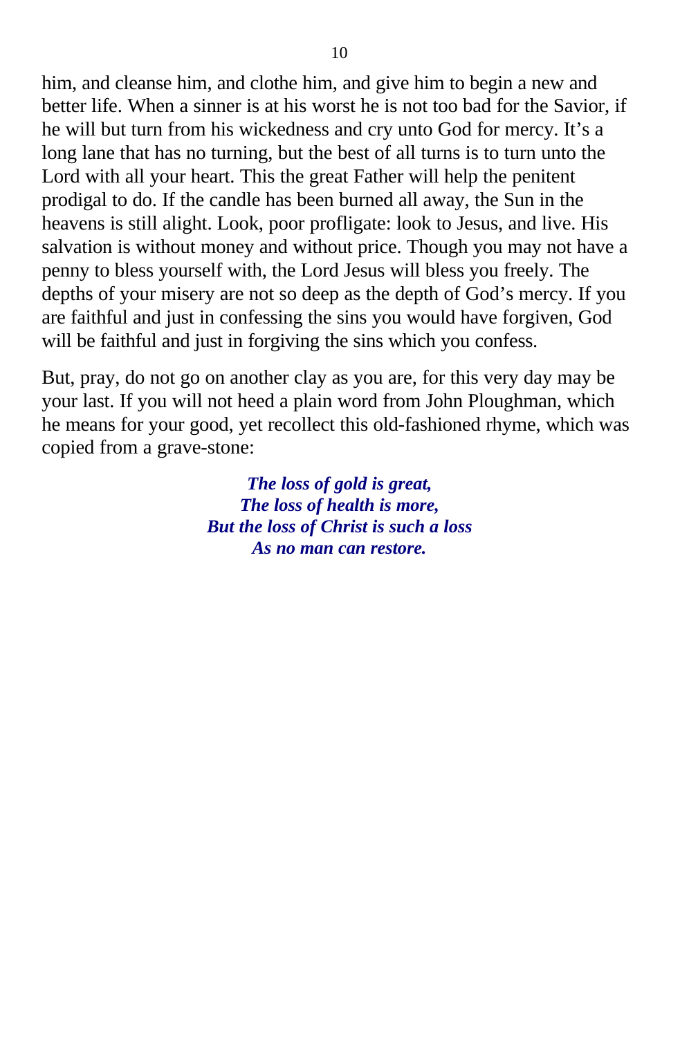him, and cleanse him, and clothe him, and give him to begin a new and better life. When a sinner is at his worst he is not too bad for the Savior, if he will but turn from his wickedness and cry unto God for mercy. It's a long lane that has no turning, but the best of all turns is to turn unto the Lord with all your heart. This the great Father will help the penitent prodigal to do. If the candle has been burned all away, the Sun in the heavens is still alight. Look, poor profligate: look to Jesus, and live. His salvation is without money and without price. Though you may not have a penny to bless yourself with, the Lord Jesus will bless you freely. The depths of your misery are not so deep as the depth of God's mercy. If you are faithful and just in confessing the sins you would have forgiven, God will be faithful and just in forgiving the sins which you confess.

But, pray, do not go on another clay as you are, for this very day may be your last. If you will not heed a plain word from John Ploughman, which he means for your good, yet recollect this old-fashioned rhyme, which was copied from a grave-stone:

***The loss of gold is great,***
***The loss of health is more,***
***But the loss of Christ is such a loss***
***As no man can restore.***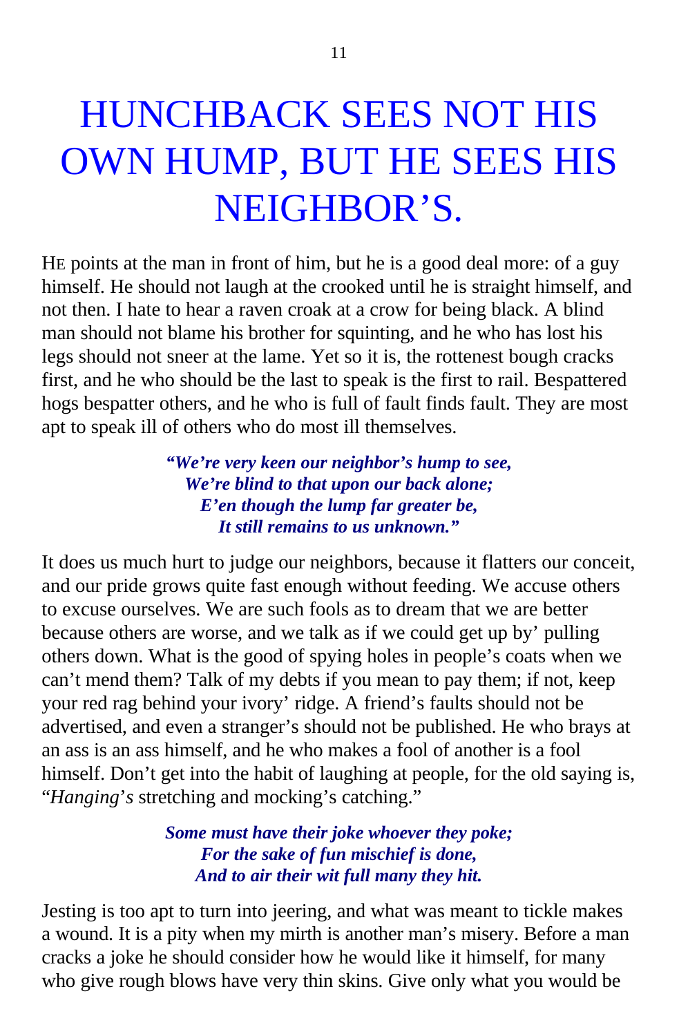# HUNCHBACK SEES NOT HIS OWN HUMP, BUT HE SEES HIS NEIGHBOR'S.

HE points at the man in front of him, but he is a good deal more: of a guy himself. He should not laugh at the crooked until he is straight himself, and not then. I hate to hear a raven croak at a crow for being black. A blind man should not blame his brother for squinting, and he who has lost his legs should not sneer at the lame. Yet so it is, the rottenest bough cracks first, and he who should be the last to speak is the first to rail. Bespattered hogs bespatter others, and he who is full of fault finds fault. They are most apt to speak ill of others who do most ill themselves.

> ***"We're very keen our neighbor's hump to see,***
> ***We're blind to that upon our back alone;***
> ***E'en though the lump far greater be,***
> ***It still remains to us unknown."***

It does us much hurt to judge our neighbors, because it flatters our conceit, and our pride grows quite fast enough without feeding. We accuse others to excuse ourselves. We are such fools as to dream that we are better because others are worse, and we talk as if we could get up by' pulling others down. What is the good of spying holes in people's coats when we can't mend them? Talk of my debts if you mean to pay them; if not, keep your red rag behind your ivory' ridge. A friend's faults should not be advertised, and even a stranger's should not be published. He who brays at an ass is an ass himself, and he who makes a fool of another is a fool himself. Don't get into the habit of laughing at people, for the old saying is, "*Hanging's* stretching and mocking's catching."

> ***Some must have their joke whoever they poke;***
> ***For the sake of fun mischief is done,***
> ***And to air their wit full many they hit.***

Jesting is too apt to turn into jeering, and what was meant to tickle makes a wound. It is a pity when my mirth is another man's misery. Before a man cracks a joke he should consider how he would like it himself, for many who give rough blows have very thin skins. Give only what you would be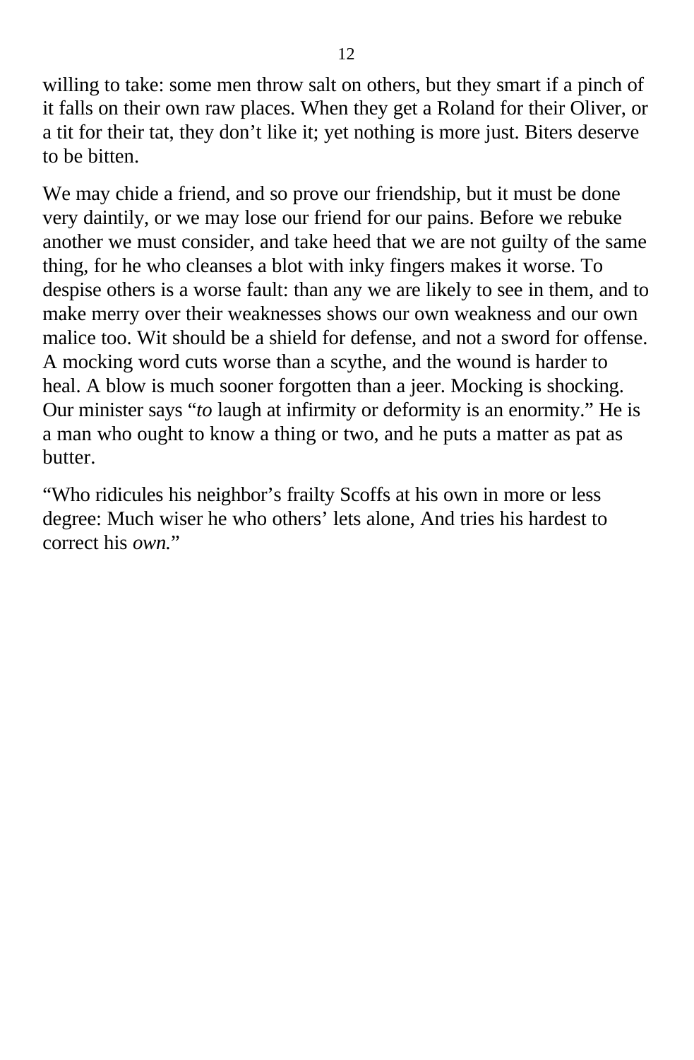willing to take: some men throw salt on others, but they smart if a pinch of it falls on their own raw places. When they get a Roland for their Oliver, or a tit for their tat, they don’t like it; yet nothing is more just. Biters deserve to be bitten.

We may chide a friend, and so prove our friendship, but it must be done very daintily, or we may lose our friend for our pains. Before we rebuke another we must consider, and take heed that we are not guilty of the same thing, for he who cleanses a blot with inky fingers makes it worse. To despise others is a worse fault: than any we are likely to see in them, and to make merry over their weaknesses shows our own weakness and our own malice too. Wit should be a shield for defense, and not a sword for offense. A mocking word cuts worse than a scythe, and the wound is harder to heal. A blow is much sooner forgotten than a jeer. Mocking is shocking. Our minister says “*to* laugh at infirmity or deformity is an enormity.” He is a man who ought to know a thing or two, and he puts a matter as pat as butter.

“Who ridicules his neighbor’s frailty Scoffs at his own in more or less degree: Much wiser he who others’ lets alone, And tries his hardest to correct his *own.*”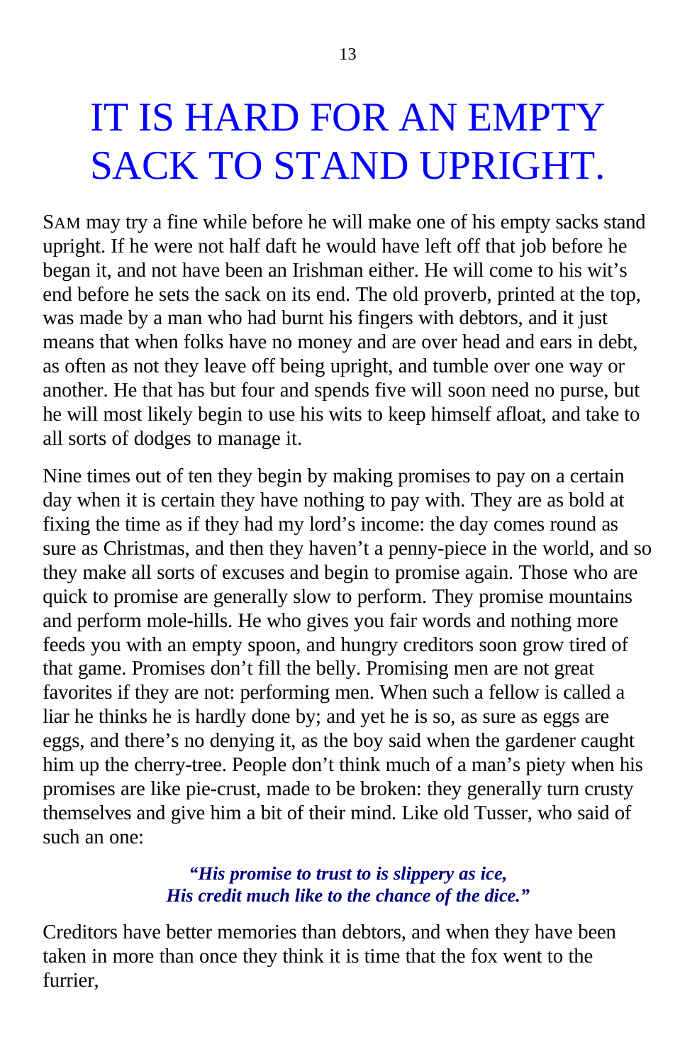# IT IS HARD FOR AN EMPTY SACK TO STAND UPRIGHT.

SAM may try a fine while before he will make one of his empty sacks stand upright. If he were not half daft he would have left off that job before he began it, and not have been an Irishman either. He will come to his wit's end before he sets the sack on its end. The old proverb, printed at the top, was made by a man who had burnt his fingers with debtors, and it just means that when folks have no money and are over head and ears in debt, as often as not they leave off being upright, and tumble over one way or another. He that has but four and spends five will soon need no purse, but he will most likely begin to use his wits to keep himself afloat, and take to all sorts of dodges to manage it.

Nine times out of ten they begin by making promises to pay on a certain day when it is certain they have nothing to pay with. They are as bold at fixing the time as if they had my lord's income: the day comes round as sure as Christmas, and then they haven't a penny-piece in the world, and so they make all sorts of excuses and begin to promise again. Those who are quick to promise are generally slow to perform. They promise mountains and perform mole-hills. He who gives you fair words and nothing more feeds you with an empty spoon, and hungry creditors soon grow tired of that game. Promises don't fill the belly. Promising men are not great favorites if they are not: performing men. When such a fellow is called a liar he thinks he is hardly done by; and yet he is so, as sure as eggs are eggs, and there's no denying it, as the boy said when the gardener caught him up the cherry-tree. People don't think much of a man's piety when his promises are like pie-crust, made to be broken: they generally turn crusty themselves and give him a bit of their mind. Like old Tusser, who said of such an one:

> ***"His promise to trust to is slippery as ice,***
> ***His credit much like to the chance of the dice."***

Creditors have better memories than debtors, and when they have been taken in more than once they think it is time that the fox went to the furrier,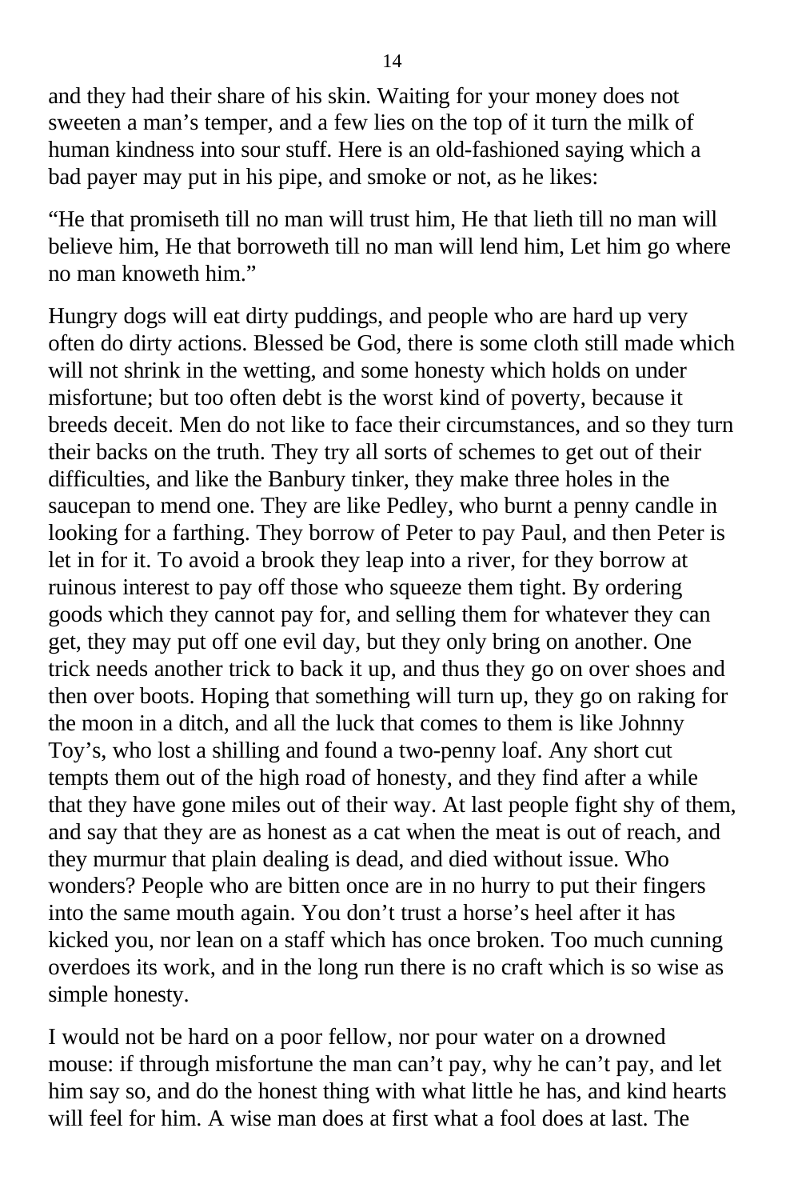and they had their share of his skin. Waiting for your money does not sweeten a man’s temper, and a few lies on the top of it turn the milk of human kindness into sour stuff. Here is an old-fashioned saying which a bad payer may put in his pipe, and smoke or not, as he likes:

“He that promiseth till no man will trust him, He that lieth till no man will believe him, He that borroweth till no man will lend him, Let him go where no man knoweth him.”

Hungry dogs will eat dirty puddings, and people who are hard up very often do dirty actions. Blessed be God, there is some cloth still made which will not shrink in the wetting, and some honesty which holds on under misfortune; but too often debt is the worst kind of poverty, because it breeds deceit. Men do not like to face their circumstances, and so they turn their backs on the truth. They try all sorts of schemes to get out of their difficulties, and like the Banbury tinker, they make three holes in the saucepan to mend one. They are like Pedley, who burnt a penny candle in looking for a farthing. They borrow of Peter to pay Paul, and then Peter is let in for it. To avoid a brook they leap into a river, for they borrow at ruinous interest to pay off those who squeeze them tight. By ordering goods which they cannot pay for, and selling them for whatever they can get, they may put off one evil day, but they only bring on another. One trick needs another trick to back it up, and thus they go on over shoes and then over boots. Hoping that something will turn up, they go on raking for the moon in a ditch, and all the luck that comes to them is like Johnny Toy’s, who lost a shilling and found a two-penny loaf. Any short cut tempts them out of the high road of honesty, and they find after a while that they have gone miles out of their way. At last people fight shy of them, and say that they are as honest as a cat when the meat is out of reach, and they murmur that plain dealing is dead, and died without issue. Who wonders? People who are bitten once are in no hurry to put their fingers into the same mouth again. You don’t trust a horse’s heel after it has kicked you, nor lean on a staff which has once broken. Too much cunning overdoes its work, and in the long run there is no craft which is so wise as simple honesty.

I would not be hard on a poor fellow, nor pour water on a drowned mouse: if through misfortune the man can’t pay, why he can’t pay, and let him say so, and do the honest thing with what little he has, and kind hearts will feel for him. A wise man does at first what a fool does at last. The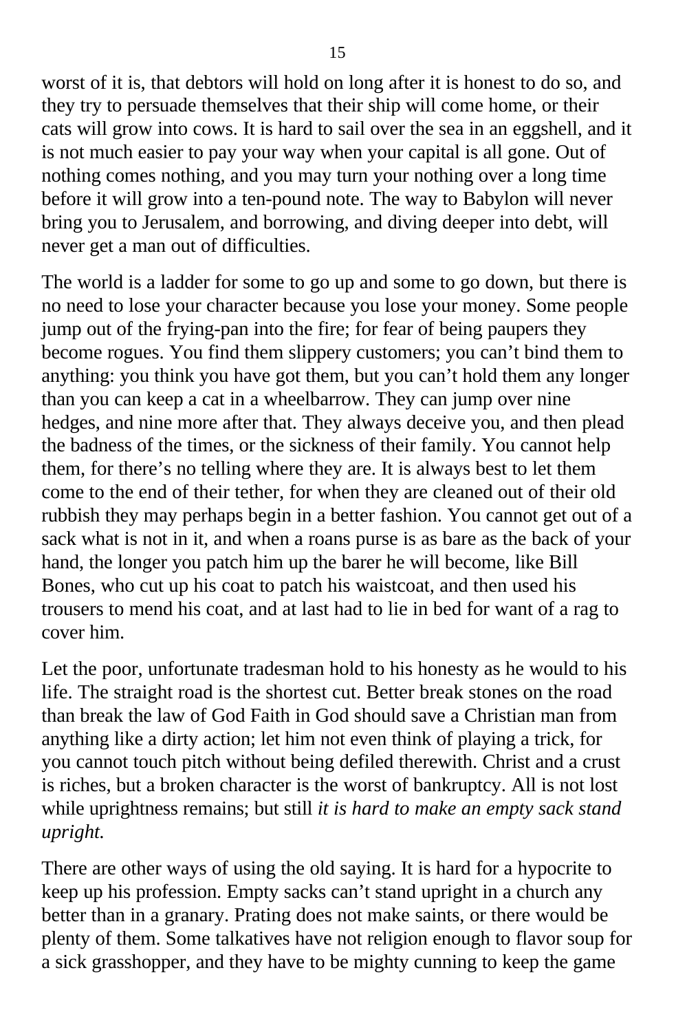worst of it is, that debtors will hold on long after it is honest to do so, and they try to persuade themselves that their ship will come home, or their cats will grow into cows. It is hard to sail over the sea in an eggshell, and it is not much easier to pay your way when your capital is all gone. Out of nothing comes nothing, and you may turn your nothing over a long time before it will grow into a ten-pound note. The way to Babylon will never bring you to Jerusalem, and borrowing, and diving deeper into debt, will never get a man out of difficulties.

The world is a ladder for some to go up and some to go down, but there is no need to lose your character because you lose your money. Some people jump out of the frying-pan into the fire; for fear of being paupers they become rogues. You find them slippery customers; you can't bind them to anything: you think you have got them, but you can't hold them any longer than you can keep a cat in a wheelbarrow. They can jump over nine hedges, and nine more after that. They always deceive you, and then plead the badness of the times, or the sickness of their family. You cannot help them, for there's no telling where they are. It is always best to let them come to the end of their tether, for when they are cleaned out of their old rubbish they may perhaps begin in a better fashion. You cannot get out of a sack what is not in it, and when a roans purse is as bare as the back of your hand, the longer you patch him up the barer he will become, like Bill Bones, who cut up his coat to patch his waistcoat, and then used his trousers to mend his coat, and at last had to lie in bed for want of a rag to cover him.

Let the poor, unfortunate tradesman hold to his honesty as he would to his life. The straight road is the shortest cut. Better break stones on the road than break the law of God Faith in God should save a Christian man from anything like a dirty action; let him not even think of playing a trick, for you cannot touch pitch without being defiled therewith. Christ and a crust is riches, but a broken character is the worst of bankruptcy. All is not lost while uprightness remains; but still *it is hard to make an empty sack stand upright.*

There are other ways of using the old saying. It is hard for a hypocrite to keep up his profession. Empty sacks can't stand upright in a church any better than in a granary. Prating does not make saints, or there would be plenty of them. Some talkatives have not religion enough to flavor soup for a sick grasshopper, and they have to be mighty cunning to keep the game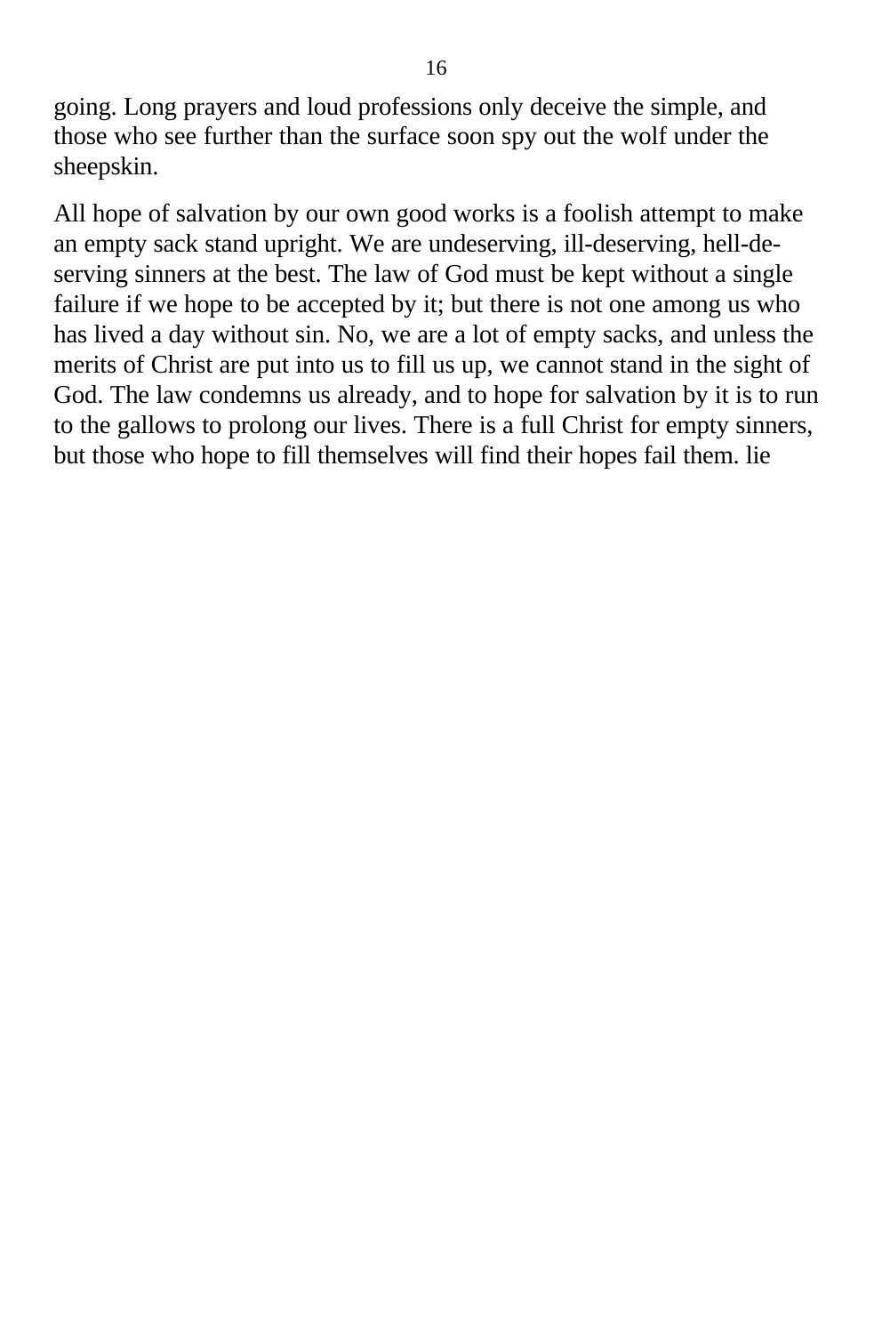going. Long prayers and loud professions only deceive the simple, and those who see further than the surface soon spy out the wolf under the sheepskin.

All hope of salvation by our own good works is a foolish attempt to make an empty sack stand upright. We are undeserving, ill-deserving, hell-deserving sinners at the best. The law of God must be kept without a single failure if we hope to be accepted by it; but there is not one among us who has lived a day without sin. No, we are a lot of empty sacks, and unless the merits of Christ are put into us to fill us up, we cannot stand in the sight of God. The law condemns us already, and to hope for salvation by it is to run to the gallows to prolong our lives. There is a full Christ for empty sinners, but those who hope to fill themselves will find their hopes fail them. lie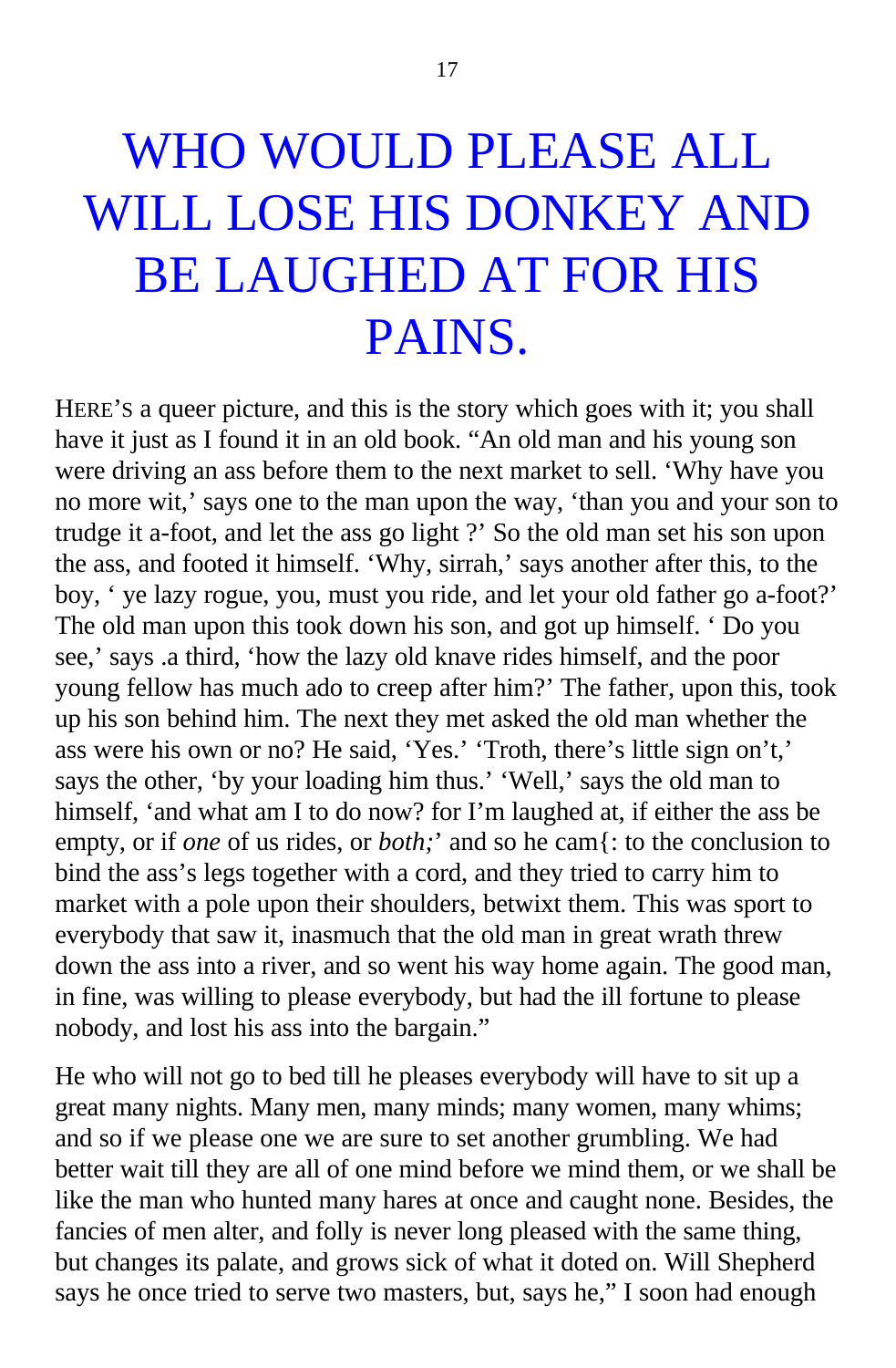# WHO WOULD PLEASE ALL WILL LOSE HIS DONKEY AND BE LAUGHED AT FOR HIS PAINS.

HERE'S a queer picture, and this is the story which goes with it; you shall have it just as I found it in an old book. "An old man and his young son were driving an ass before them to the next market to sell. 'Why have you no more wit,' says one to the man upon the way, 'than you and your son to trudge it a-foot, and let the ass go light ?' So the old man set his son upon the ass, and footed it himself. 'Why, sirrah,' says another after this, to the boy, ' ye lazy rogue, you, must you ride, and let your old father go a-foot?' The old man upon this took down his son, and got up himself. ' Do you see,' says .a third, 'how the lazy old knave rides himself, and the poor young fellow has much ado to creep after him?' The father, upon this, took up his son behind him. The next they met asked the old man whether the ass were his own or no? He said, 'Yes.' 'Troth, there's little sign on't,' says the other, 'by your loading him thus.' 'Well,' says the old man to himself, 'and what am I to do now? for I'm laughed at, if either the ass be empty, or if *one* of us rides, or *both;*' and so he cam{: to the conclusion to bind the ass's legs together with a cord, and they tried to carry him to market with a pole upon their shoulders, betwixt them. This was sport to everybody that saw it, inasmuch that the old man in great wrath threw down the ass into a river, and so went his way home again. The good man, in fine, was willing to please everybody, but had the ill fortune to please nobody, and lost his ass into the bargain."

He who will not go to bed till he pleases everybody will have to sit up a great many nights. Many men, many minds; many women, many whims; and so if we please one we are sure to set another grumbling. We had better wait till they are all of one mind before we mind them, or we shall be like the man who hunted many hares at once and caught none. Besides, the fancies of men alter, and folly is never long pleased with the same thing, but changes its palate, and grows sick of what it doted on. Will Shepherd says he once tried to serve two masters, but, says he," I soon had enough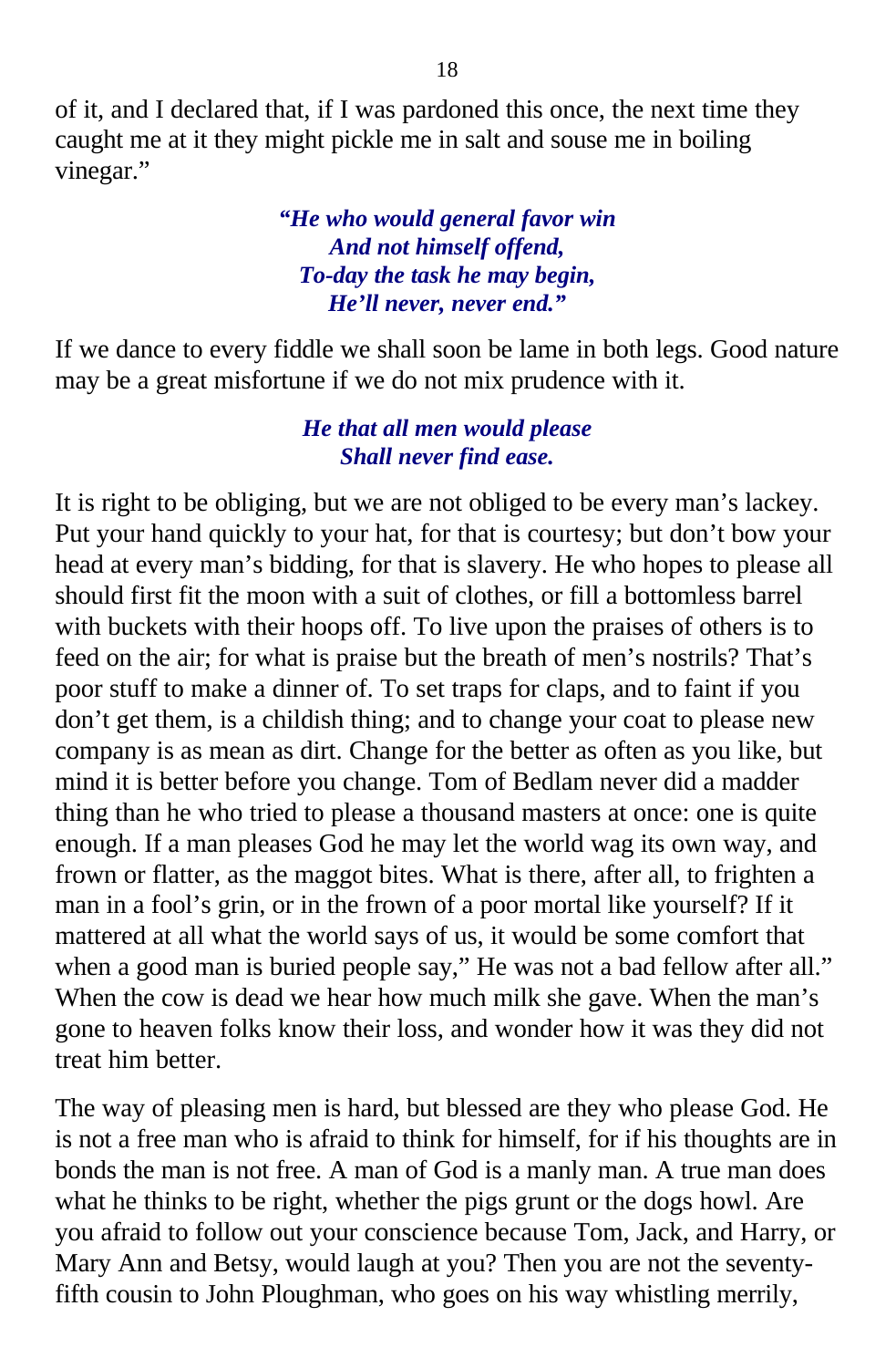of it, and I declared that, if I was pardoned this once, the next time they caught me at it they might pickle me in salt and souse me in boiling vinegar."

> ***"He who would general favor win***
> ***And not himself offend,***
> ***To-day the task he may begin,***
> ***He'll never, never end."***

If we dance to every fiddle we shall soon be lame in both legs. Good nature may be a great misfortune if we do not mix prudence with it.

> ***He that all men would please***
> ***Shall never find ease.***

It is right to be obliging, but we are not obliged to be every man's lackey. Put your hand quickly to your hat, for that is courtesy; but don't bow your head at every man's bidding, for that is slavery. He who hopes to please all should first fit the moon with a suit of clothes, or fill a bottomless barrel with buckets with their hoops off. To live upon the praises of others is to feed on the air; for what is praise but the breath of men's nostrils? That's poor stuff to make a dinner of. To set traps for claps, and to faint if you don't get them, is a childish thing; and to change your coat to please new company is as mean as dirt. Change for the better as often as you like, but mind it is better before you change. Tom of Bedlam never did a madder thing than he who tried to please a thousand masters at once: one is quite enough. If a man pleases God he may let the world wag its own way, and frown or flatter, as the maggot bites. What is there, after all, to frighten a man in a fool's grin, or in the frown of a poor mortal like yourself? If it mattered at all what the world says of us, it would be some comfort that when a good man is buried people say," He was not a bad fellow after all." When the cow is dead we hear how much milk she gave. When the man's gone to heaven folks know their loss, and wonder how it was they did not treat him better.

The way of pleasing men is hard, but blessed are they who please God. He is not a free man who is afraid to think for himself, for if his thoughts are in bonds the man is not free. A man of God is a manly man. A true man does what he thinks to be right, whether the pigs grunt or the dogs howl. Are you afraid to follow out your conscience because Tom, Jack, and Harry, or Mary Ann and Betsy, would laugh at you? Then you are not the seventy-fifth cousin to John Ploughman, who goes on his way whistling merrily,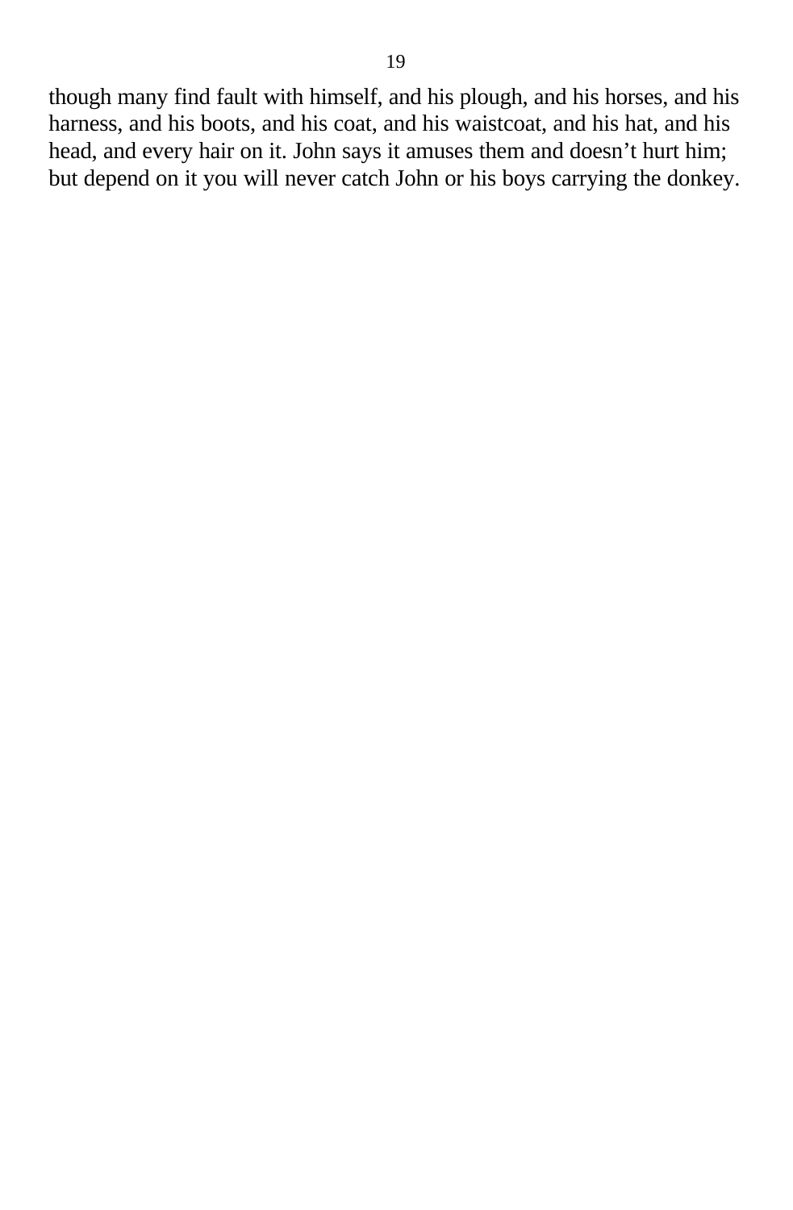though many find fault with himself, and his plough, and his horses, and his harness, and his boots, and his coat, and his waistcoat, and his hat, and his head, and every hair on it. John says it amuses them and doesn't hurt him; but depend on it you will never catch John or his boys carrying the donkey.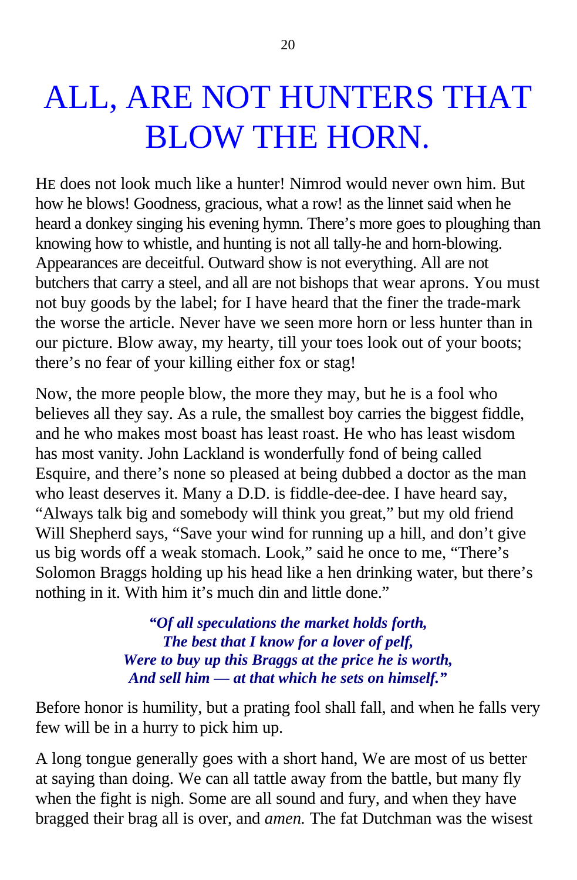# ALL, ARE NOT HUNTERS THAT BLOW THE HORN.

HE does not look much like a hunter! Nimrod would never own him. But how he blows! Goodness, gracious, what a row! as the linnet said when he heard a donkey singing his evening hymn. There's more goes to ploughing than knowing how to whistle, and hunting is not all tally-he and horn-blowing. Appearances are deceitful. Outward show is not everything. All are not butchers that carry a steel, and all are not bishops that wear aprons. You must not buy goods by the label; for I have heard that the finer the trade-mark the worse the article. Never have we seen more horn or less hunter than in our picture. Blow away, my hearty, till your toes look out of your boots; there's no fear of your killing either fox or stag!

Now, the more people blow, the more they may, but he is a fool who believes all they say. As a rule, the smallest boy carries the biggest fiddle, and he who makes most boast has least roast. He who has least wisdom has most vanity. John Lackland is wonderfully fond of being called Esquire, and there's none so pleased at being dubbed a doctor as the man who least deserves it. Many a D.D. is fiddle-dee-dee. I have heard say, "Always talk big and somebody will think you great," but my old friend Will Shepherd says, "Save your wind for running up a hill, and don't give us big words off a weak stomach. Look," said he once to me, "There's Solomon Braggs holding up his head like a hen drinking water, but there's nothing in it. With him it's much din and little done."

***"Of all speculations the market holds forth,***
***The best that I know for a lover of pelf,***
***Were to buy up this Braggs at the price he is worth,***
***And sell him — at that which he sets on himself."***

Before honor is humility, but a prating fool shall fall, and when he falls very few will be in a hurry to pick him up.

A long tongue generally goes with a short hand, We are most of us better at saying than doing. We can all tattle away from the battle, but many fly when the fight is nigh. Some are all sound and fury, and when they have bragged their brag all is over, and *amen.* The fat Dutchman was the wisest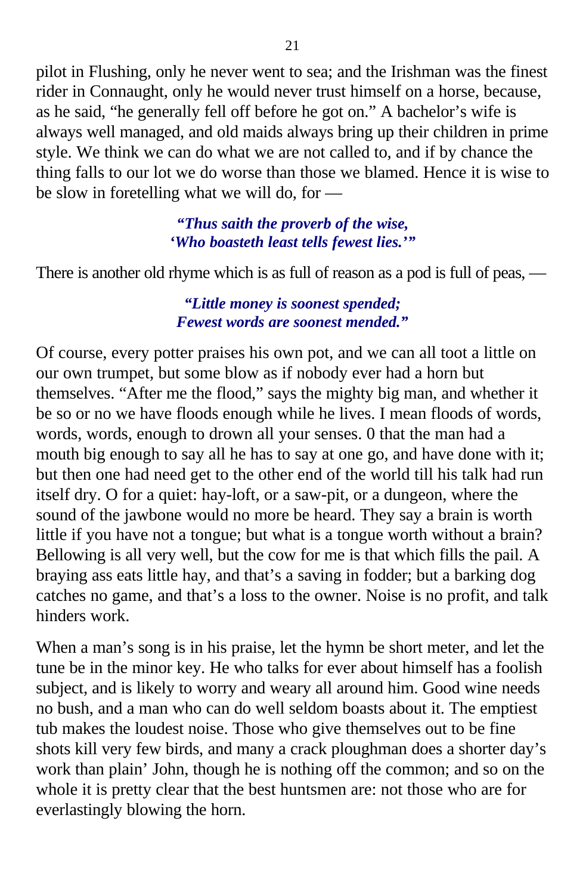pilot in Flushing, only he never went to sea; and the Irishman was the finest rider in Connaught, only he would never trust himself on a horse, because, as he said, "he generally fell off before he got on." A bachelor's wife is always well managed, and old maids always bring up their children in prime style. We think we can do what we are not called to, and if by chance the thing falls to our lot we do worse than those we blamed. Hence it is wise to be slow in foretelling what we will do, for —

> ***"Thus saith the proverb of the wise,***
> ***'Who boasteth least tells fewest lies.'"***

There is another old rhyme which is as full of reason as a pod is full of peas, —

> ***"Little money is soonest spended;***
> ***Fewest words are soonest mended."***

Of course, every potter praises his own pot, and we can all toot a little on our own trumpet, but some blow as if nobody ever had a horn but themselves. "After me the flood," says the mighty big man, and whether it be so or no we have floods enough while he lives. I mean floods of words, words, words, enough to drown all your senses. 0 that the man had a mouth big enough to say all he has to say at one go, and have done with it; but then one had need get to the other end of the world till his talk had run itself dry. O for a quiet: hay-loft, or a saw-pit, or a dungeon, where the sound of the jawbone would no more be heard. They say a brain is worth little if you have not a tongue; but what is a tongue worth without a brain? Bellowing is all very well, but the cow for me is that which fills the pail. A braying ass eats little hay, and that's a saving in fodder; but a barking dog catches no game, and that's a loss to the owner. Noise is no profit, and talk hinders work.

When a man's song is in his praise, let the hymn be short meter, and let the tune be in the minor key. He who talks for ever about himself has a foolish subject, and is likely to worry and weary all around him. Good wine needs no bush, and a man who can do well seldom boasts about it. The emptiest tub makes the loudest noise. Those who give themselves out to be fine shots kill very few birds, and many a crack ploughman does a shorter day's work than plain' John, though he is nothing off the common; and so on the whole it is pretty clear that the best huntsmen are: not those who are for everlastingly blowing the horn.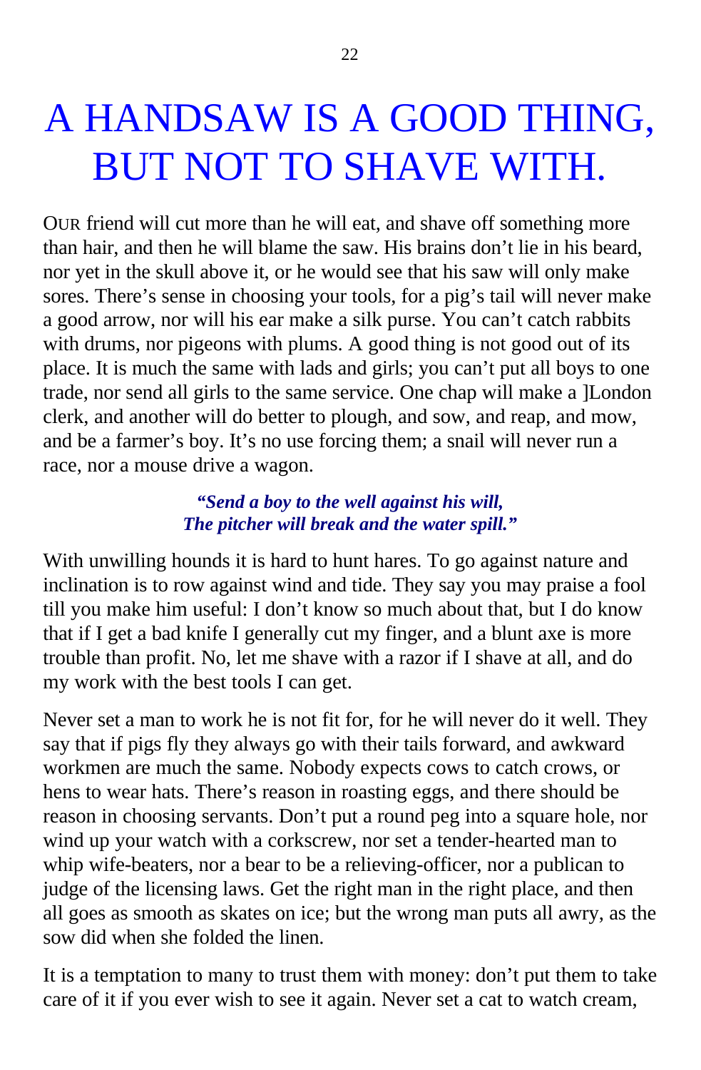# A HANDSAW IS A GOOD THING, BUT NOT TO SHAVE WITH.

OUR friend will cut more than he will eat, and shave off something more than hair, and then he will blame the saw. His brains don't lie in his beard, nor yet in the skull above it, or he would see that his saw will only make sores. There's sense in choosing your tools, for a pig's tail will never make a good arrow, nor will his ear make a silk purse. You can't catch rabbits with drums, nor pigeons with plums. A good thing is not good out of its place. It is much the same with lads and girls; you can't put all boys to one trade, nor send all girls to the same service. One chap will make a ]London clerk, and another will do better to plough, and sow, and reap, and mow, and be a farmer's boy. It's no use forcing them; a snail will never run a race, nor a mouse drive a wagon.

> ***"Send a boy to the well against his will,***
> ***The pitcher will break and the water spill."***

With unwilling hounds it is hard to hunt hares. To go against nature and inclination is to row against wind and tide. They say you may praise a fool till you make him useful: I don't know so much about that, but I do know that if I get a bad knife I generally cut my finger, and a blunt axe is more trouble than profit. No, let me shave with a razor if I shave at all, and do my work with the best tools I can get.

Never set a man to work he is not fit for, for he will never do it well. They say that if pigs fly they always go with their tails forward, and awkward workmen are much the same. Nobody expects cows to catch crows, or hens to wear hats. There's reason in roasting eggs, and there should be reason in choosing servants. Don't put a round peg into a square hole, nor wind up your watch with a corkscrew, nor set a tender-hearted man to whip wife-beaters, nor a bear to be a relieving-officer, nor a publican to judge of the licensing laws. Get the right man in the right place, and then all goes as smooth as skates on ice; but the wrong man puts all awry, as the sow did when she folded the linen.

It is a temptation to many to trust them with money: don't put them to take care of it if you ever wish to see it again. Never set a cat to watch cream,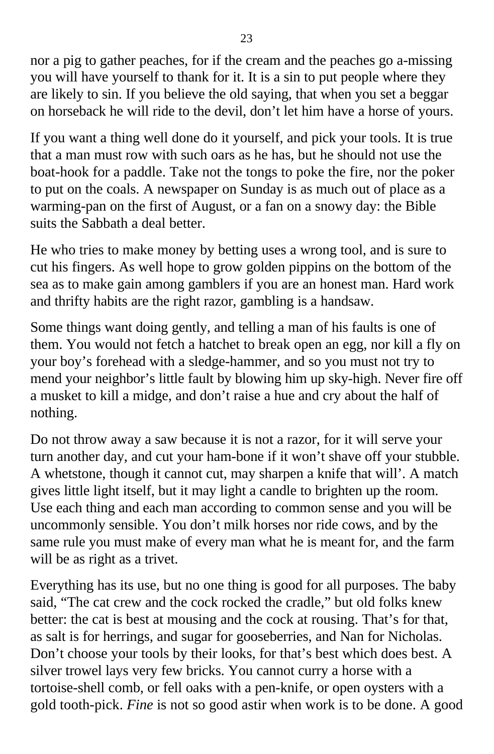nor a pig to gather peaches, for if the cream and the peaches go a-missing you will have yourself to thank for it. It is a sin to put people where they are likely to sin. If you believe the old saying, that when you set a beggar on horseback he will ride to the devil, don't let him have a horse of yours.

If you want a thing well done do it yourself, and pick your tools. It is true that a man must row with such oars as he has, but he should not use the boat-hook for a paddle. Take not the tongs to poke the fire, nor the poker to put on the coals. A newspaper on Sunday is as much out of place as a warming-pan on the first of August, or a fan on a snowy day: the Bible suits the Sabbath a deal better.

He who tries to make money by betting uses a wrong tool, and is sure to cut his fingers. As well hope to grow golden pippins on the bottom of the sea as to make gain among gamblers if you are an honest man. Hard work and thrifty habits are the right razor, gambling is a handsaw.

Some things want doing gently, and telling a man of his faults is one of them. You would not fetch a hatchet to break open an egg, nor kill a fly on your boy's forehead with a sledge-hammer, and so you must not try to mend your neighbor's little fault by blowing him up sky-high. Never fire off a musket to kill a midge, and don't raise a hue and cry about the half of nothing.

Do not throw away a saw because it is not a razor, for it will serve your turn another day, and cut your ham-bone if it won't shave off your stubble. A whetstone, though it cannot cut, may sharpen a knife that will'. A match gives little light itself, but it may light a candle to brighten up the room. Use each thing and each man according to common sense and you will be uncommonly sensible. You don't milk horses nor ride cows, and by the same rule you must make of every man what he is meant for, and the farm will be as right as a trivet.

Everything has its use, but no one thing is good for all purposes. The baby said, "The cat crew and the cock rocked the cradle," but old folks knew better: the cat is best at mousing and the cock at rousing. That's for that, as salt is for herrings, and sugar for gooseberries, and Nan for Nicholas. Don't choose your tools by their looks, for that's best which does best. A silver trowel lays very few bricks. You cannot curry a horse with a tortoise-shell comb, or fell oaks with a pen-knife, or open oysters with a gold tooth-pick. *Fine* is not so good astir when work is to be done. A good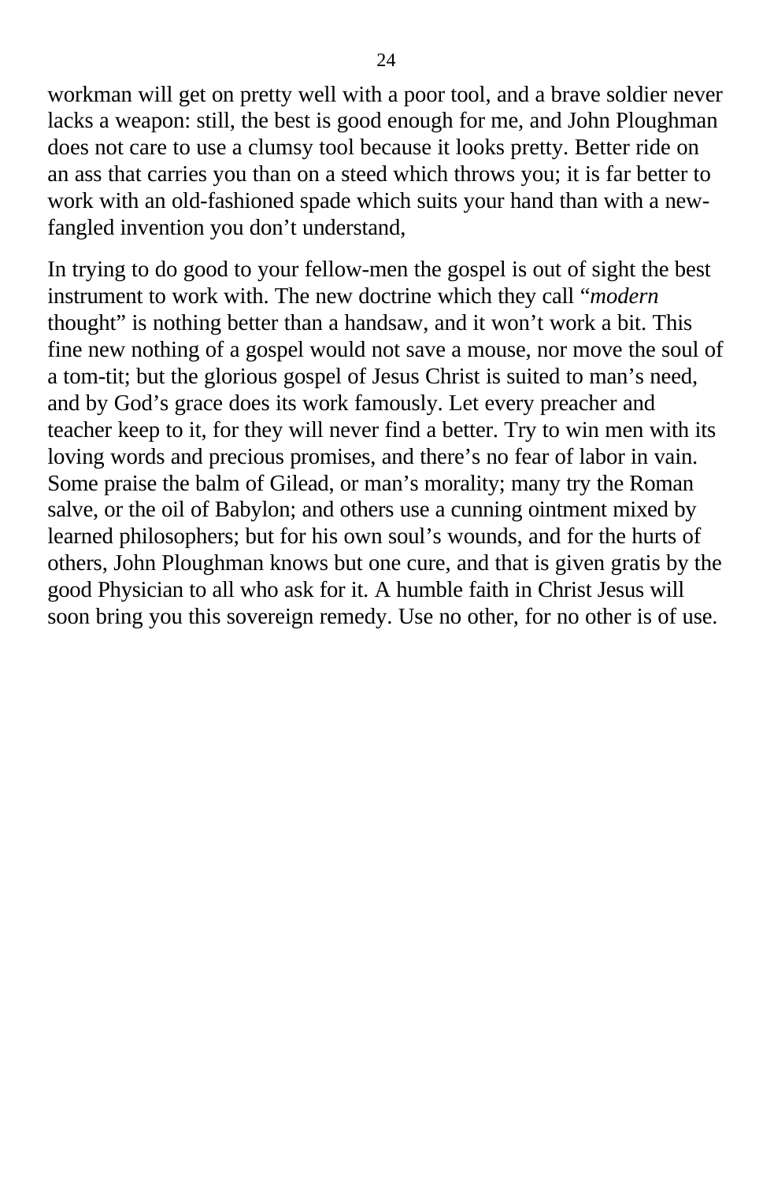workman will get on pretty well with a poor tool, and a brave soldier never lacks a weapon: still, the best is good enough for me, and John Ploughman does not care to use a clumsy tool because it looks pretty. Better ride on an ass that carries you than on a steed which throws you; it is far better to work with an old-fashioned spade which suits your hand than with a new-fangled invention you don't understand,

In trying to do good to your fellow-men the gospel is out of sight the best instrument to work with. The new doctrine which they call "*modern* thought" is nothing better than a handsaw, and it won't work a bit. This fine new nothing of a gospel would not save a mouse, nor move the soul of a tom-tit; but the glorious gospel of Jesus Christ is suited to man's need, and by God's grace does its work famously. Let every preacher and teacher keep to it, for they will never find a better. Try to win men with its loving words and precious promises, and there's no fear of labor in vain. Some praise the balm of Gilead, or man's morality; many try the Roman salve, or the oil of Babylon; and others use a cunning ointment mixed by learned philosophers; but for his own soul's wounds, and for the hurts of others, John Ploughman knows but one cure, and that is given gratis by the good Physician to all who ask for it. A humble faith in Christ Jesus will soon bring you this sovereign remedy. Use no other, for no other is of use.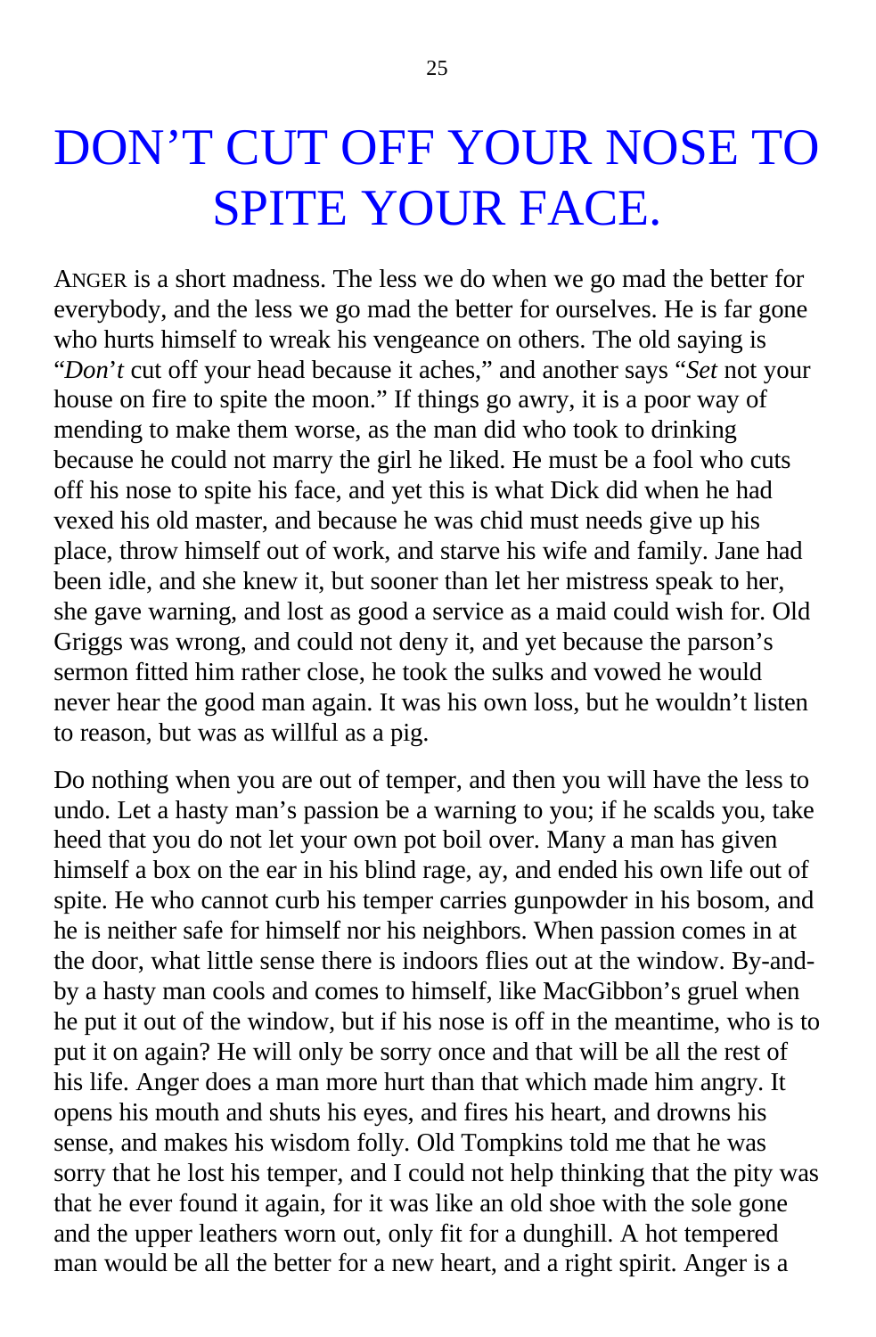# DON'T CUT OFF YOUR NOSE TO SPITE YOUR FACE.

ANGER is a short madness. The less we do when we go mad the better for everybody, and the less we go mad the better for ourselves. He is far gone who hurts himself to wreak his vengeance on others. The old saying is "*Don't* cut off your head because it aches," and another says "*Set* not your house on fire to spite the moon." If things go awry, it is a poor way of mending to make them worse, as the man did who took to drinking because he could not marry the girl he liked. He must be a fool who cuts off his nose to spite his face, and yet this is what Dick did when he had vexed his old master, and because he was chid must needs give up his place, throw himself out of work, and starve his wife and family. Jane had been idle, and she knew it, but sooner than let her mistress speak to her, she gave warning, and lost as good a service as a maid could wish for. Old Griggs was wrong, and could not deny it, and yet because the parson's sermon fitted him rather close, he took the sulks and vowed he would never hear the good man again. It was his own loss, but he wouldn't listen to reason, but was as willful as a pig.

Do nothing when you are out of temper, and then you will have the less to undo. Let a hasty man's passion be a warning to you; if he scalds you, take heed that you do not let your own pot boil over. Many a man has given himself a box on the ear in his blind rage, ay, and ended his own life out of spite. He who cannot curb his temper carries gunpowder in his bosom, and he is neither safe for himself nor his neighbors. When passion comes in at the door, what little sense there is indoors flies out at the window. By-and-by a hasty man cools and comes to himself, like MacGibbon's gruel when he put it out of the window, but if his nose is off in the meantime, who is to put it on again? He will only be sorry once and that will be all the rest of his life. Anger does a man more hurt than that which made him angry. It opens his mouth and shuts his eyes, and fires his heart, and drowns his sense, and makes his wisdom folly. Old Tompkins told me that he was sorry that he lost his temper, and I could not help thinking that the pity was that he ever found it again, for it was like an old shoe with the sole gone and the upper leathers worn out, only fit for a dunghill. A hot tempered man would be all the better for a new heart, and a right spirit. Anger is a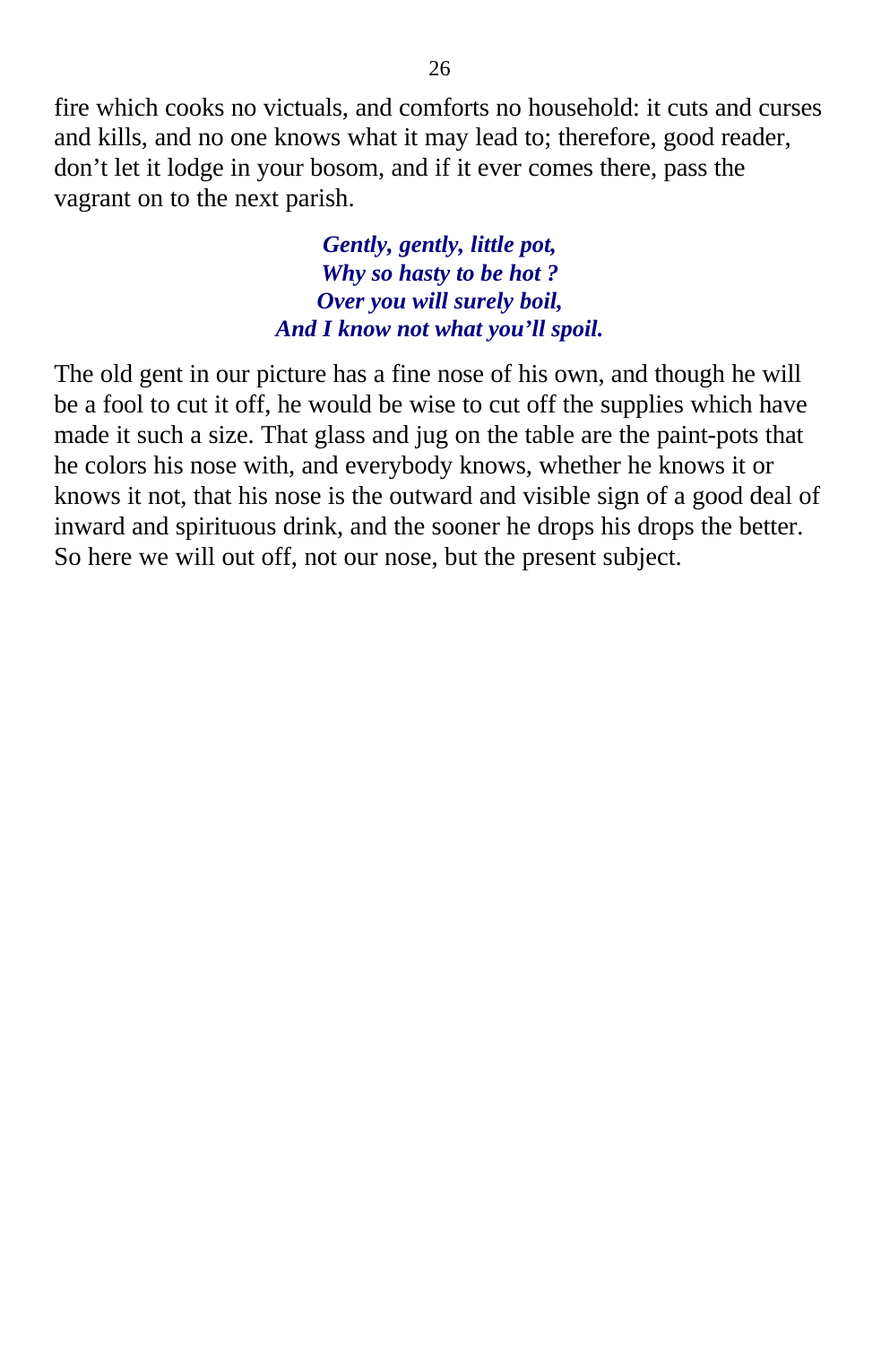fire which cooks no victuals, and comforts no household: it cuts and curses and kills, and no one knows what it may lead to; therefore, good reader, don't let it lodge in your bosom, and if it ever comes there, pass the vagrant on to the next parish.

***Gently, gently, little pot,***
***Why so hasty to be hot ?***
***Over you will surely boil,***
***And I know not what you'll spoil.***

The old gent in our picture has a fine nose of his own, and though he will be a fool to cut it off, he would be wise to cut off the supplies which have made it such a size. That glass and jug on the table are the paint-pots that he colors his nose with, and everybody knows, whether he knows it or knows it not, that his nose is the outward and visible sign of a good deal of inward and spirituous drink, and the sooner he drops his drops the better. So here we will out off, not our nose, but the present subject.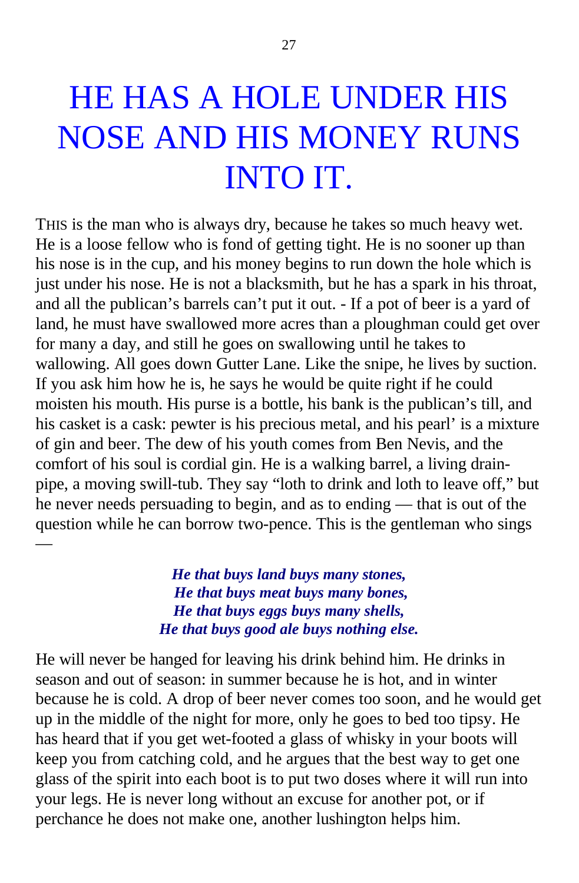# HE HAS A HOLE UNDER HIS NOSE AND HIS MONEY RUNS INTO IT.

THIS is the man who is always dry, because he takes so much heavy wet. He is a loose fellow who is fond of getting tight. He is no sooner up than his nose is in the cup, and his money begins to run down the hole which is just under his nose. He is not a blacksmith, but he has a spark in his throat, and all the publican's barrels can't put it out. - If a pot of beer is a yard of land, he must have swallowed more acres than a ploughman could get over for many a day, and still he goes on swallowing until he takes to wallowing. All goes down Gutter Lane. Like the snipe, he lives by suction. If you ask him how he is, he says he would be quite right if he could moisten his mouth. His purse is a bottle, his bank is the publican's till, and his casket is a cask: pewter is his precious metal, and his pearl' is a mixture of gin and beer. The dew of his youth comes from Ben Nevis, and the comfort of his soul is cordial gin. He is a walking barrel, a living drain-pipe, a moving swill-tub. They say "loth to drink and loth to leave off," but he never needs persuading to begin, and as to ending — that is out of the question while he can borrow two-pence. This is the gentleman who sings —

***He that buys land buys many stones,***
***He that buys meat buys many bones,***
***He that buys eggs buys many shells,***
***He that buys good ale buys nothing else.***

He will never be hanged for leaving his drink behind him. He drinks in season and out of season: in summer because he is hot, and in winter because he is cold. A drop of beer never comes too soon, and he would get up in the middle of the night for more, only he goes to bed too tipsy. He has heard that if you get wet-footed a glass of whisky in your boots will keep you from catching cold, and he argues that the best way to get one glass of the spirit into each boot is to put two doses where it will run into your legs. He is never long without an excuse for another pot, or if perchance he does not make one, another lushington helps him.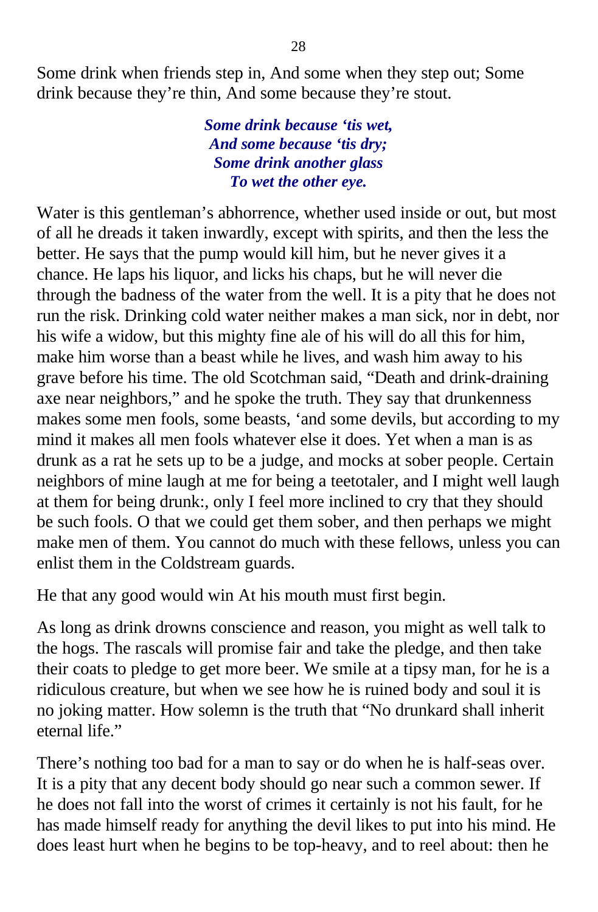Some drink when friends step in, And some when they step out; Some drink because they're thin, And some because they're stout.

***Some drink because 'tis wet,***
***And some because 'tis dry;***
***Some drink another glass***
***To wet the other eye.***

Water is this gentleman's abhorrence, whether used inside or out, but most of all he dreads it taken inwardly, except with spirits, and then the less the better. He says that the pump would kill him, but he never gives it a chance. He laps his liquor, and licks his chaps, but he will never die through the badness of the water from the well. It is a pity that he does not run the risk. Drinking cold water neither makes a man sick, nor in debt, nor his wife a widow, but this mighty fine ale of his will do all this for him, make him worse than a beast while he lives, and wash him away to his grave before his time. The old Scotchman said, "Death and drink-draining axe near neighbors," and he spoke the truth. They say that drunkenness makes some men fools, some beasts, 'and some devils, but according to my mind it makes all men fools whatever else it does. Yet when a man is as drunk as a rat he sets up to be a judge, and mocks at sober people. Certain neighbors of mine laugh at me for being a teetotaler, and I might well laugh at them for being drunk:, only I feel more inclined to cry that they should be such fools. O that we could get them sober, and then perhaps we might make men of them. You cannot do much with these fellows, unless you can enlist them in the Coldstream guards.

He that any good would win At his mouth must first begin.

As long as drink drowns conscience and reason, you might as well talk to the hogs. The rascals will promise fair and take the pledge, and then take their coats to pledge to get more beer. We smile at a tipsy man, for he is a ridiculous creature, but when we see how he is ruined body and soul it is no joking matter. How solemn is the truth that "No drunkard shall inherit eternal life."

There's nothing too bad for a man to say or do when he is half-seas over. It is a pity that any decent body should go near such a common sewer. If he does not fall into the worst of crimes it certainly is not his fault, for he has made himself ready for anything the devil likes to put into his mind. He does least hurt when he begins to be top-heavy, and to reel about: then he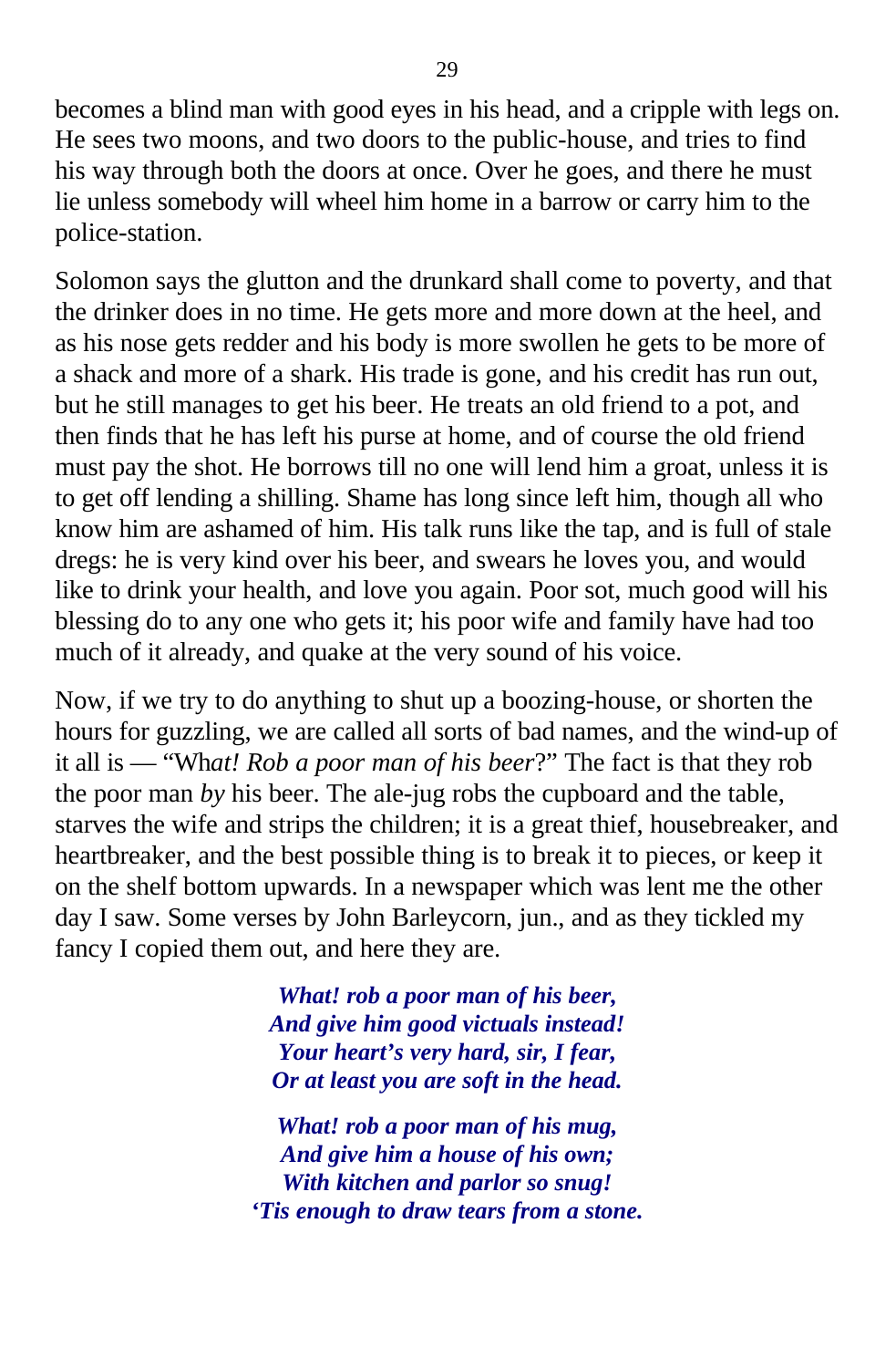becomes a blind man with good eyes in his head, and a cripple with legs on. He sees two moons, and two doors to the public-house, and tries to find his way through both the doors at once. Over he goes, and there he must lie unless somebody will wheel him home in a barrow or carry him to the police-station.

Solomon says the glutton and the drunkard shall come to poverty, and that the drinker does in no time. He gets more and more down at the heel, and as his nose gets redder and his body is more swollen he gets to be more of a shack and more of a shark. His trade is gone, and his credit has run out, but he still manages to get his beer. He treats an old friend to a pot, and then finds that he has left his purse at home, and of course the old friend must pay the shot. He borrows till no one will lend him a groat, unless it is to get off lending a shilling. Shame has long since left him, though all who know him are ashamed of him. His talk runs like the tap, and is full of stale dregs: he is very kind over his beer, and swears he loves you, and would like to drink your health, and love you again. Poor sot, much good will his blessing do to any one who gets it; his poor wife and family have had too much of it already, and quake at the very sound of his voice.

Now, if we try to do anything to shut up a boozing-house, or shorten the hours for guzzling, we are called all sorts of bad names, and the wind-up of it all is — "Wh*at! Rob a poor man of his beer*?" The fact is that they rob the poor man *by* his beer. The ale-jug robs the cupboard and the table, starves the wife and strips the children; it is a great thief, housebreaker, and heartbreaker, and the best possible thing is to break it to pieces, or keep it on the shelf bottom upwards. In a newspaper which was lent me the other day I saw. Some verses by John Barleycorn, jun., and as they tickled my fancy I copied them out, and here they are.

***What! rob a poor man of his beer,***
***And give him good victuals instead!***
***Your heart's very hard, sir, I fear,***
***Or at least you are soft in the head.***

***What! rob a poor man of his mug,***
***And give him a house of his own;***
***With kitchen and parlor so snug!***
***'Tis enough to draw tears from a stone.***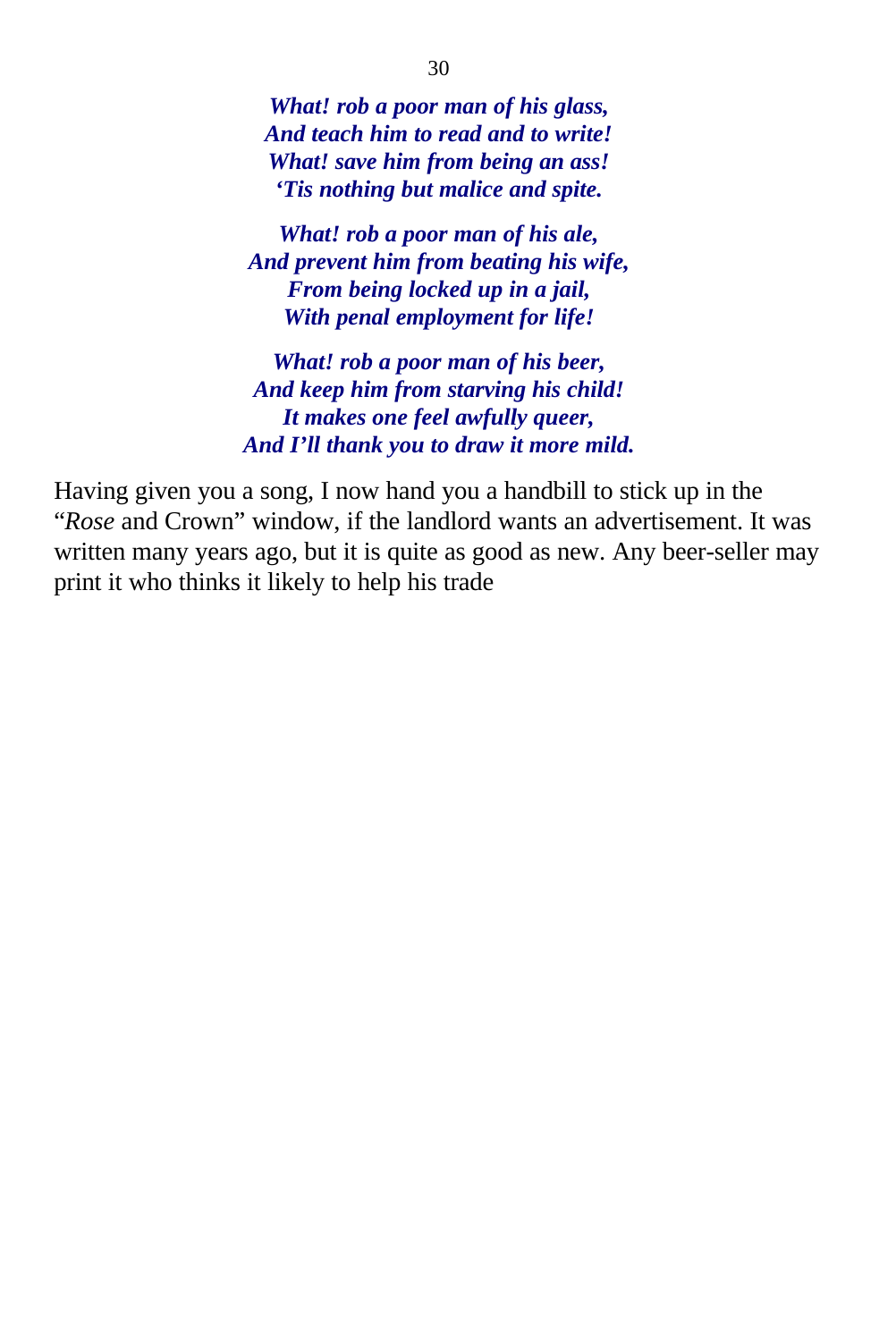*What! rob a poor man of his glass,*
*And teach him to read and to write!*
*What! save him from being an ass!*
*'Tis nothing but malice and spite.*

*What! rob a poor man of his ale,*
*And prevent him from beating his wife,*
*From being locked up in a jail,*
*With penal employment for life!*

*What! rob a poor man of his beer,*
*And keep him from starving his child!*
*It makes one feel awfully queer,*
*And I'll thank you to draw it more mild.*

Having given you a song, I now hand you a handbill to stick up in the "*Rose* and Crown" window, if the landlord wants an advertisement. It was written many years ago, but it is quite as good as new. Any beer-seller may print it who thinks it likely to help his trade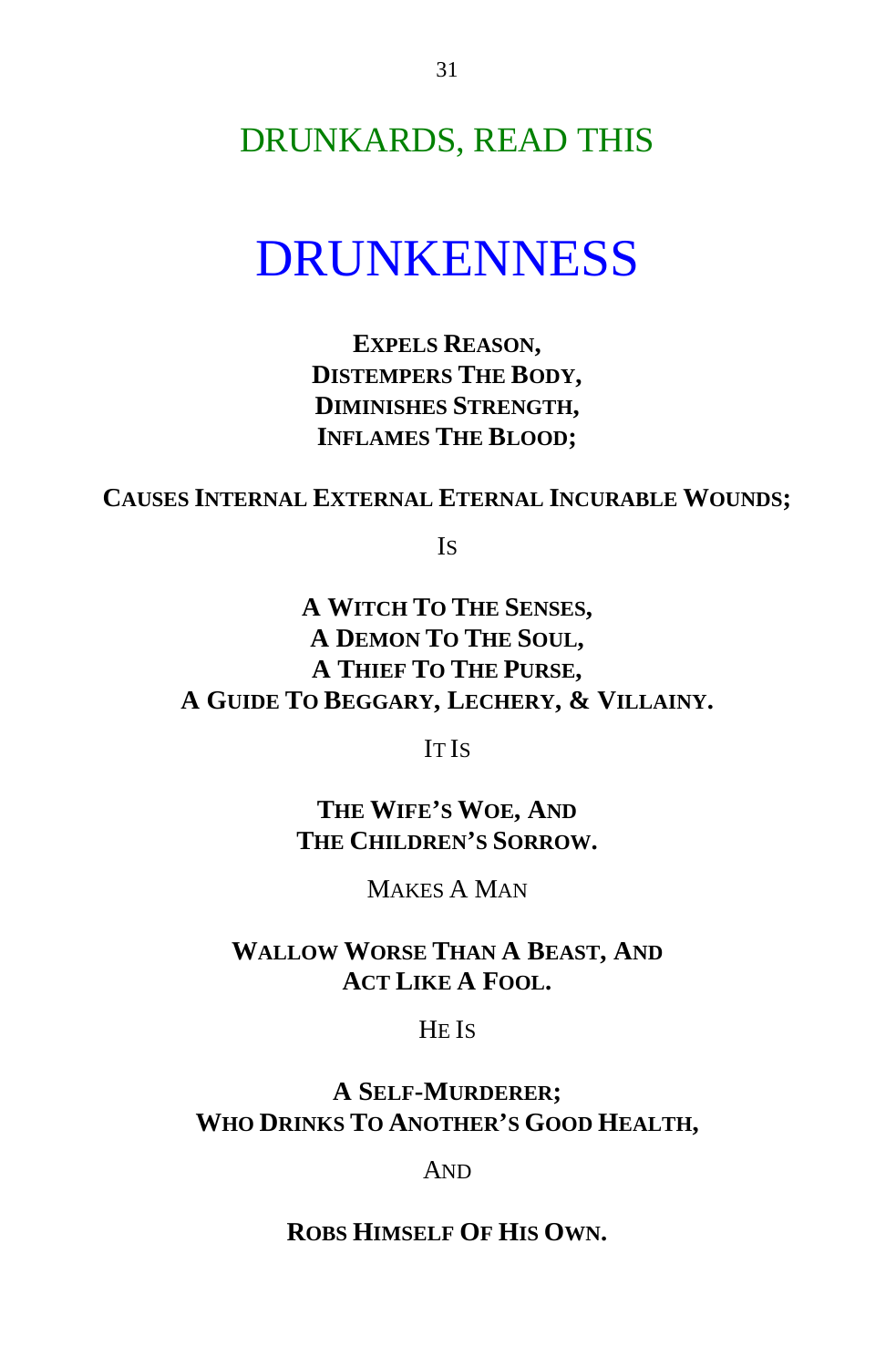## DRUNKARDS, READ THIS

# DRUNKENNESS

**EXPELS REASON,**
**DISTEMPERS THE BODY,**
**DIMINISHES STRENGTH,**
**INFLAMES THE BLOOD;**

**CAUSES INTERNAL EXTERNAL ETERNAL INCURABLE WOUNDS;**

IS

**A WITCH TO THE SENSES,**
**A DEMON TO THE SOUL,**
**A THIEF TO THE PURSE,**
**A GUIDE TO BEGGARY, LECHERY, & VILLAINY.**

IT IS

**THE WIFE'S WOE, AND**
**THE CHILDREN'S SORROW.**

MAKES A MAN

**WALLOW WORSE THAN A BEAST, AND**
**ACT LIKE A FOOL.**

HE IS

**A SELF-MURDERER;**
**WHO DRINKS TO ANOTHER'S GOOD HEALTH,**

AND

**ROBS HIMSELF OF HIS OWN.**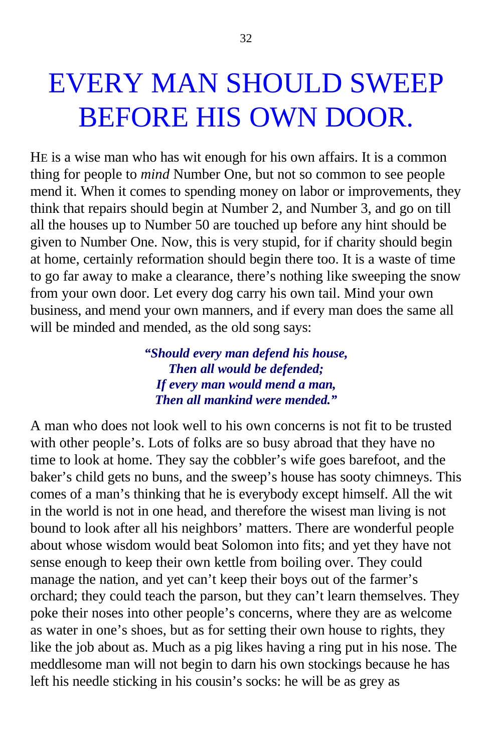# EVERY MAN SHOULD SWEEP BEFORE HIS OWN DOOR.

HE is a wise man who has wit enough for his own affairs. It is a common thing for people to *mind* Number One, but not so common to see people mend it. When it comes to spending money on labor or improvements, they think that repairs should begin at Number 2, and Number 3, and go on till all the houses up to Number 50 are touched up before any hint should be given to Number One. Now, this is very stupid, for if charity should begin at home, certainly reformation should begin there too. It is a waste of time to go far away to make a clearance, there's nothing like sweeping the snow from your own door. Let every dog carry his own tail. Mind your own business, and mend your own manners, and if every man does the same all will be minded and mended, as the old song says:

> ***"Should every man defend his house,***
> ***Then all would be defended;***
> ***If every man would mend a man,***
> ***Then all mankind were mended."***

A man who does not look well to his own concerns is not fit to be trusted with other people's. Lots of folks are so busy abroad that they have no time to look at home. They say the cobbler's wife goes barefoot, and the baker's child gets no buns, and the sweep's house has sooty chimneys. This comes of a man's thinking that he is everybody except himself. All the wit in the world is not in one head, and therefore the wisest man living is not bound to look after all his neighbors' matters. There are wonderful people about whose wisdom would beat Solomon into fits; and yet they have not sense enough to keep their own kettle from boiling over. They could manage the nation, and yet can't keep their boys out of the farmer's orchard; they could teach the parson, but they can't learn themselves. They poke their noses into other people's concerns, where they are as welcome as water in one's shoes, but as for setting their own house to rights, they like the job about as. Much as a pig likes having a ring put in his nose. The meddlesome man will not begin to darn his own stockings because he has left his needle sticking in his cousin's socks: he will be as grey as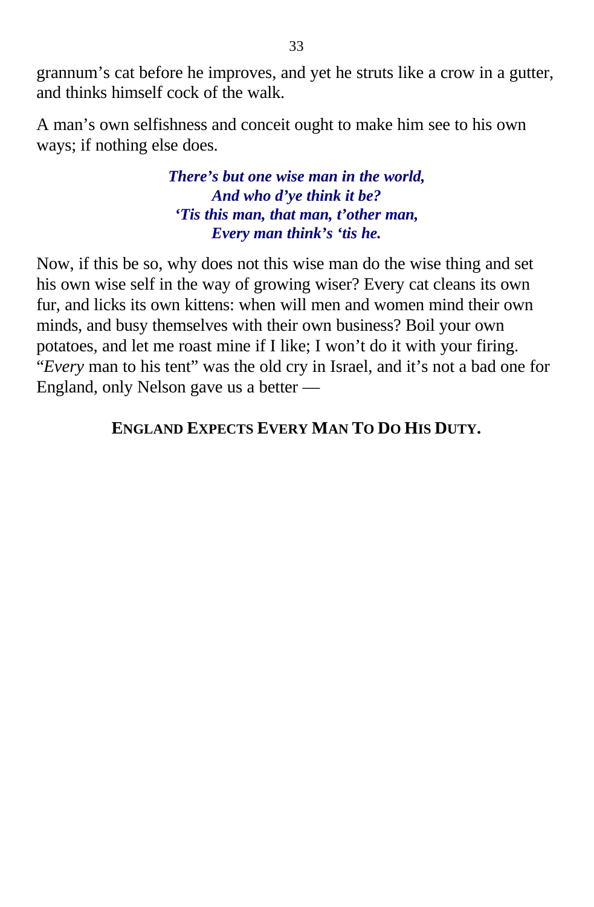grannum's cat before he improves, and yet he struts like a crow in a gutter, and thinks himself cock of the walk.

A man's own selfishness and conceit ought to make him see to his own ways; if nothing else does.

***There's but one wise man in the world,***
***And who d'ye think it be?***
***'Tis this man, that man, t'other man,***
***Every man think's 'tis he.***

Now, if this be so, why does not this wise man do the wise thing and set his own wise self in the way of growing wiser? Every cat cleans its own fur, and licks its own kittens: when will men and women mind their own minds, and busy themselves with their own business? Boil your own potatoes, and let me roast mine if I like; I won't do it with your firing. "*Every* man to his tent" was the old cry in Israel, and it's not a bad one for England, only Nelson gave us a better —

**ENGLAND EXPECTS EVERY MAN TO DO HIS DUTY.**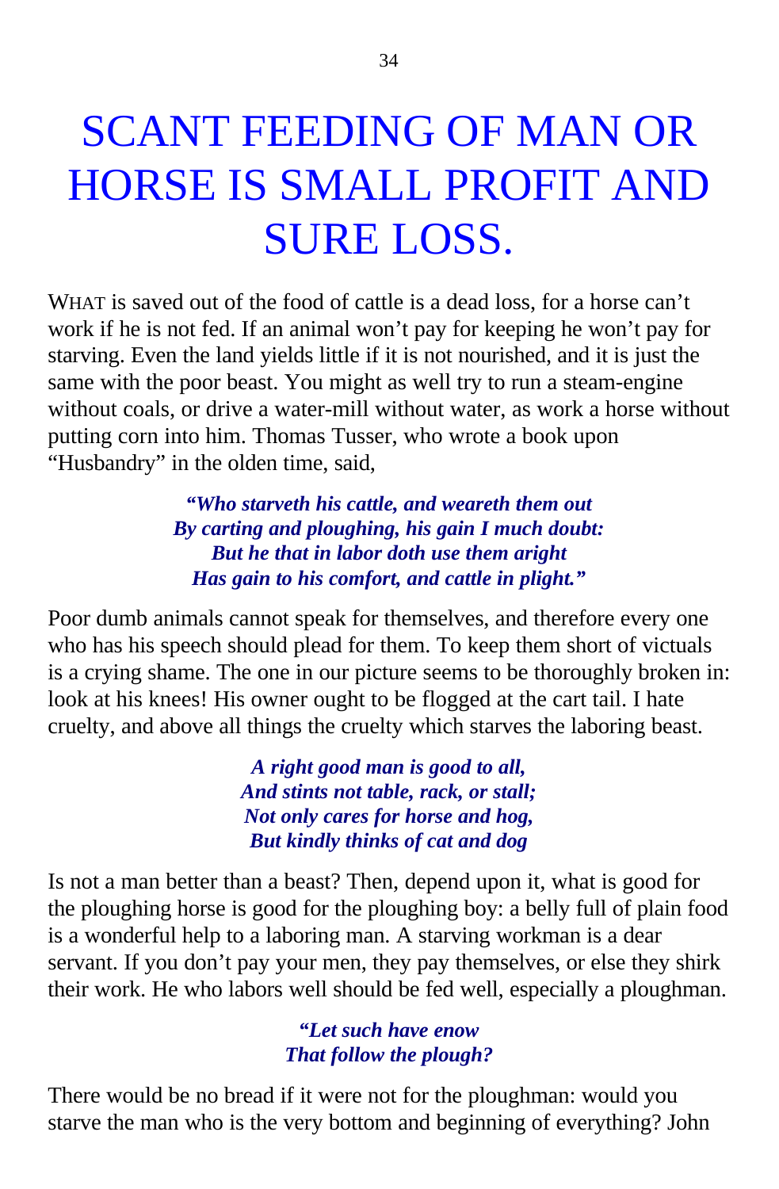# SCANT FEEDING OF MAN OR HORSE IS SMALL PROFIT AND SURE LOSS.

WHAT is saved out of the food of cattle is a dead loss, for a horse can't work if he is not fed. If an animal won't pay for keeping he won't pay for starving. Even the land yields little if it is not nourished, and it is just the same with the poor beast. You might as well try to run a steam-engine without coals, or drive a water-mill without water, as work a horse without putting corn into him. Thomas Tusser, who wrote a book upon "Husbandry" in the olden time, said,

> ***"Who starveth his cattle, and weareth them out***
> ***By carting and ploughing, his gain I much doubt:***
> ***But he that in labor doth use them aright***
> ***Has gain to his comfort, and cattle in plight."***

Poor dumb animals cannot speak for themselves, and therefore every one who has his speech should plead for them. To keep them short of victuals is a crying shame. The one in our picture seems to be thoroughly broken in: look at his knees! His owner ought to be flogged at the cart tail. I hate cruelty, and above all things the cruelty which starves the laboring beast.

> ***A right good man is good to all,***
> ***And stints not table, rack, or stall;***
> ***Not only cares for horse and hog,***
> ***But kindly thinks of cat and dog***

Is not a man better than a beast? Then, depend upon it, what is good for the ploughing horse is good for the ploughing boy: a belly full of plain food is a wonderful help to a laboring man. A starving workman is a dear servant. If you don't pay your men, they pay themselves, or else they shirk their work. He who labors well should be fed well, especially a ploughman.

> ***"Let such have enow***
> ***That follow the plough?***

There would be no bread if it were not for the ploughman: would you starve the man who is the very bottom and beginning of everything? John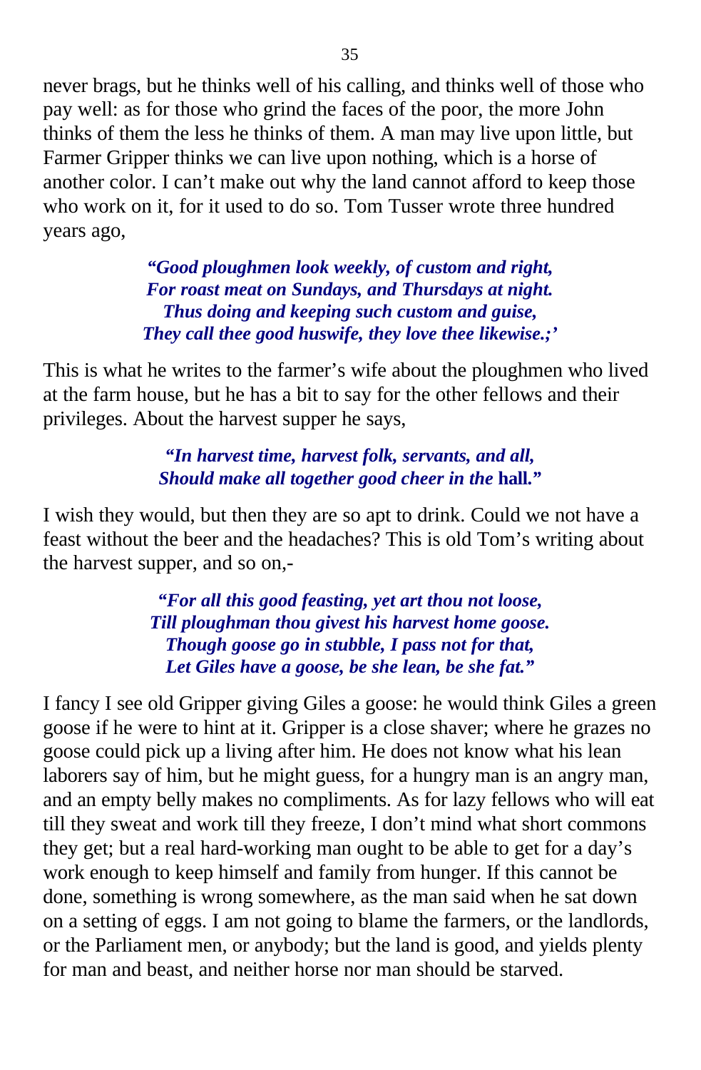never brags, but he thinks well of his calling, and thinks well of those who pay well: as for those who grind the faces of the poor, the more John thinks of them the less he thinks of them. A man may live upon little, but Farmer Gripper thinks we can live upon nothing, which is a horse of another color. I can't make out why the land cannot afford to keep those who work on it, for it used to do so. Tom Tusser wrote three hundred years ago,

> ***"Good ploughmen look weekly, of custom and right,***
> ***For roast meat on Sundays, and Thursdays at night.***
> ***Thus doing and keeping such custom and guise,***
> ***They call thee good huswife, they love thee likewise.;'***

This is what he writes to the farmer's wife about the ploughmen who lived at the farm house, but he has a bit to say for the other fellows and their privileges. About the harvest supper he says,

> ***"In harvest time, harvest folk, servants, and all,***
> ***Should make all together good cheer in the* hall."**

I wish they would, but then they are so apt to drink. Could we not have a feast without the beer and the headaches? This is old Tom's writing about the harvest supper, and so on,-

> ***"For all this good feasting, yet art thou not loose,***
> ***Till ploughman thou givest his harvest home goose.***
> ***Though goose go in stubble, I pass not for that,***
> ***Let Giles have a goose, be she lean, be she fat."***

I fancy I see old Gripper giving Giles a goose: he would think Giles a green goose if he were to hint at it. Gripper is a close shaver; where he grazes no goose could pick up a living after him. He does not know what his lean laborers say of him, but he might guess, for a hungry man is an angry man, and an empty belly makes no compliments. As for lazy fellows who will eat till they sweat and work till they freeze, I don't mind what short commons they get; but a real hard-working man ought to be able to get for a day's work enough to keep himself and family from hunger. If this cannot be done, something is wrong somewhere, as the man said when he sat down on a setting of eggs. I am not going to blame the farmers, or the landlords, or the Parliament men, or anybody; but the land is good, and yields plenty for man and beast, and neither horse nor man should be starved.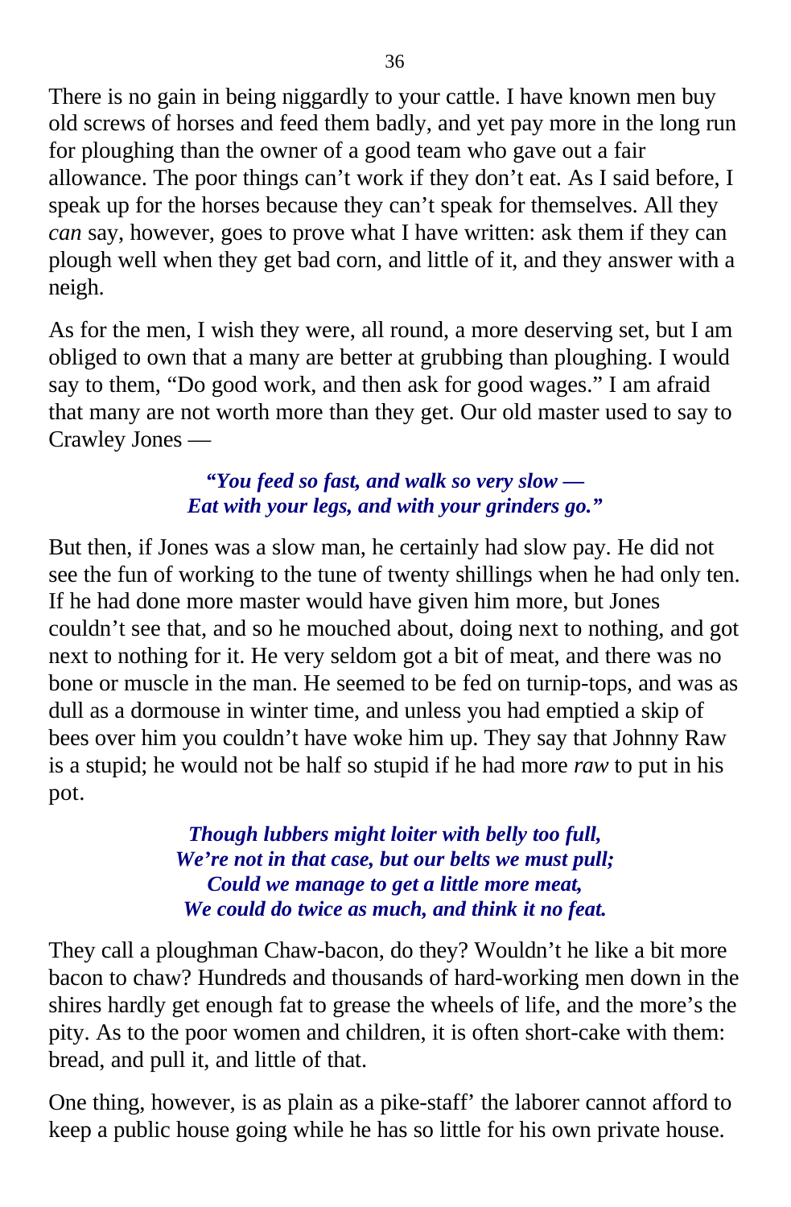There is no gain in being niggardly to your cattle. I have known men buy old screws of horses and feed them badly, and yet pay more in the long run for ploughing than the owner of a good team who gave out a fair allowance. The poor things can't work if they don't eat. As I said before, I speak up for the horses because they can't speak for themselves. All they *can* say, however, goes to prove what I have written: ask them if they can plough well when they get bad corn, and little of it, and they answer with a neigh.

As for the men, I wish they were, all round, a more deserving set, but I am obliged to own that a many are better at grubbing than ploughing. I would say to them, "Do good work, and then ask for good wages." I am afraid that many are not worth more than they get. Our old master used to say to Crawley Jones —

> ***"You feed so fast, and walk so very slow —***
> ***Eat with your legs, and with your grinders go."***

But then, if Jones was a slow man, he certainly had slow pay. He did not see the fun of working to the tune of twenty shillings when he had only ten. If he had done more master would have given him more, but Jones couldn't see that, and so he mouched about, doing next to nothing, and got next to nothing for it. He very seldom got a bit of meat, and there was no bone or muscle in the man. He seemed to be fed on turnip-tops, and was as dull as a dormouse in winter time, and unless you had emptied a skip of bees over him you couldn't have woke him up. They say that Johnny Raw is a stupid; he would not be half so stupid if he had more *raw* to put in his pot.

> ***Though lubbers might loiter with belly too full,***
> ***We're not in that case, but our belts we must pull;***
> ***Could we manage to get a little more meat,***
> ***We could do twice as much, and think it no feat.***

They call a ploughman Chaw-bacon, do they? Wouldn't he like a bit more bacon to chaw? Hundreds and thousands of hard-working men down in the shires hardly get enough fat to grease the wheels of life, and the more's the pity. As to the poor women and children, it is often short-cake with them: bread, and pull it, and little of that.

One thing, however, is as plain as a pike-staff' the laborer cannot afford to keep a public house going while he has so little for his own private house.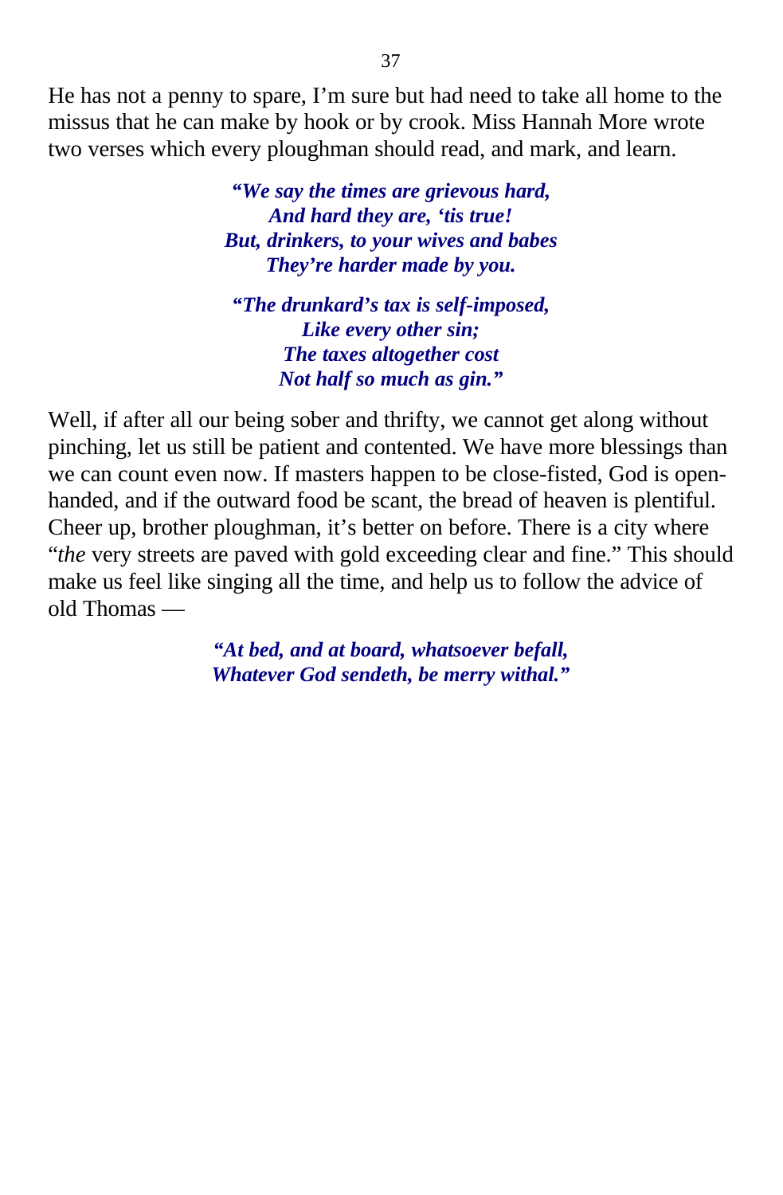He has not a penny to spare, I'm sure but had need to take all home to the missus that he can make by hook or by crook. Miss Hannah More wrote two verses which every ploughman should read, and mark, and learn.

> ***"We say the times are grievous hard,***
> ***And hard they are, 'tis true!***
> ***But, drinkers, to your wives and babes***
> ***They're harder made by you.***
>
> ***"The drunkard's tax is self-imposed,***
> ***Like every other sin;***
> ***The taxes altogether cost***
> ***Not half so much as gin."***

Well, if after all our being sober and thrifty, we cannot get along without pinching, let us still be patient and contented. We have more blessings than we can count even now. If masters happen to be close-fisted, God is open-handed, and if the outward food be scant, the bread of heaven is plentiful. Cheer up, brother ploughman, it's better on before. There is a city where "*the* very streets are paved with gold exceeding clear and fine." This should make us feel like singing all the time, and help us to follow the advice of old Thomas —

> ***"At bed, and at board, whatsoever befall,***
> ***Whatever God sendeth, be merry withal."***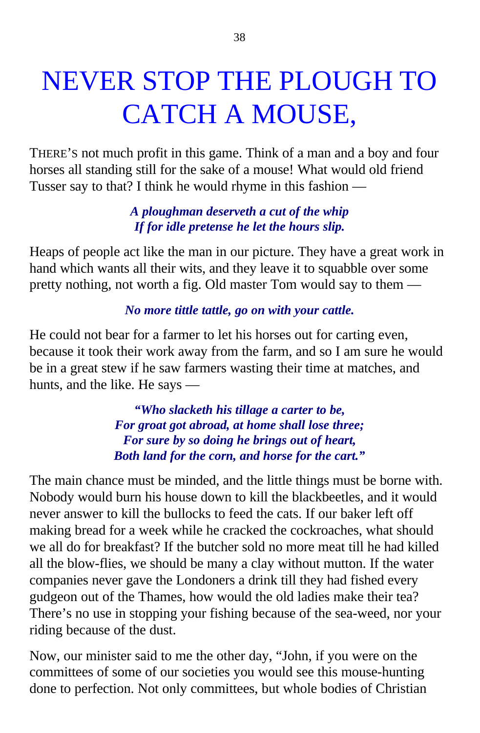# NEVER STOP THE PLOUGH TO CATCH A MOUSE,

THERE'S not much profit in this game. Think of a man and a boy and four horses all standing still for the sake of a mouse! What would old friend Tusser say to that? I think he would rhyme in this fashion —

> ***A ploughman deserveth a cut of the whip***
> ***If for idle pretense he let the hours slip.***

Heaps of people act like the man in our picture. They have a great work in hand which wants all their wits, and they leave it to squabble over some pretty nothing, not worth a fig. Old master Tom would say to them —

> ***No more tittle tattle, go on with your cattle.***

He could not bear for a farmer to let his horses out for carting even, because it took their work away from the farm, and so I am sure he would be in a great stew if he saw farmers wasting their time at matches, and hunts, and the like. He says —

> ***"Who slacketh his tillage a carter to be,***
> ***For groat got abroad, at home shall lose three;***
> ***For sure by so doing he brings out of heart,***
> ***Both land for the corn, and horse for the cart."***

The main chance must be minded, and the little things must be borne with. Nobody would burn his house down to kill the blackbeetles, and it would never answer to kill the bullocks to feed the cats. If our baker left off making bread for a week while he cracked the cockroaches, what should we all do for breakfast? If the butcher sold no more meat till he had killed all the blow-flies, we should be many a clay without mutton. If the water companies never gave the Londoners a drink till they had fished every gudgeon out of the Thames, how would the old ladies make their tea? There's no use in stopping your fishing because of the sea-weed, nor your riding because of the dust.

Now, our minister said to me the other day, "John, if you were on the committees of some of our societies you would see this mouse-hunting done to perfection. Not only committees, but whole bodies of Christian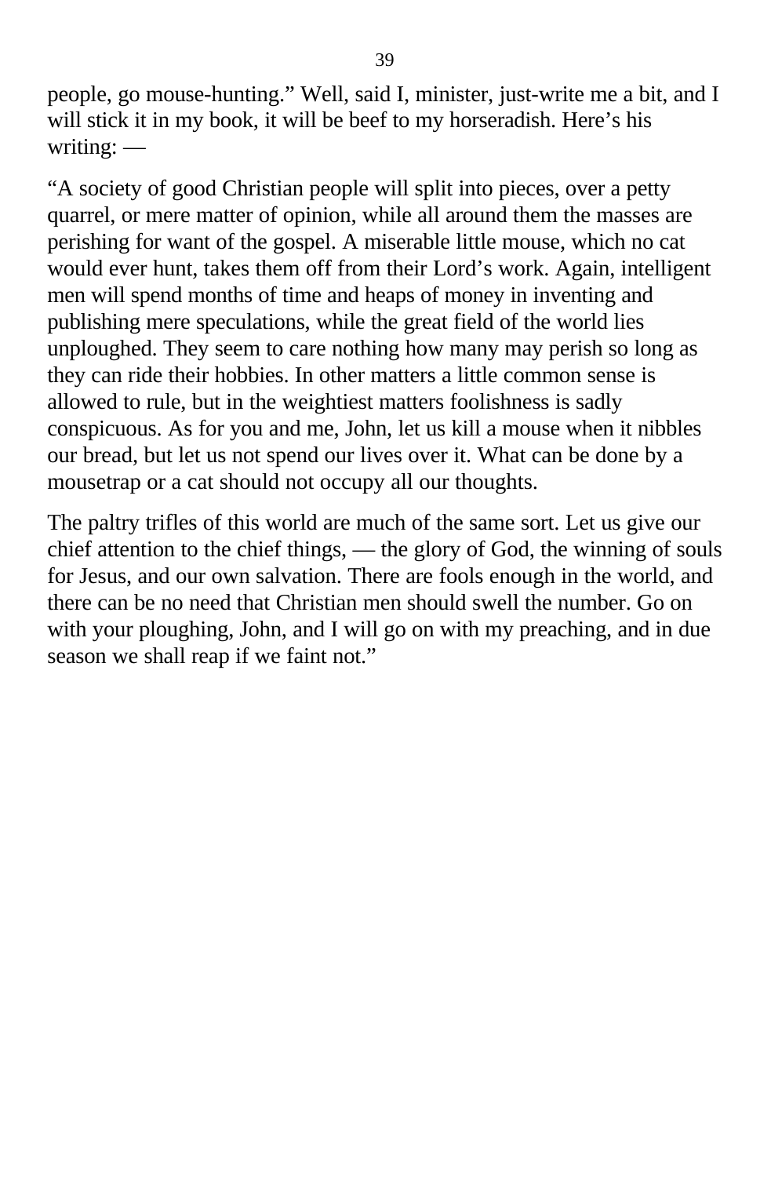people, go mouse-hunting.” Well, said I, minister, just-write me a bit, and I will stick it in my book, it will be beef to my horseradish. Here’s his writing: —

“A society of good Christian people will split into pieces, over a petty quarrel, or mere matter of opinion, while all around them the masses are perishing for want of the gospel. A miserable little mouse, which no cat would ever hunt, takes them off from their Lord’s work. Again, intelligent men will spend months of time and heaps of money in inventing and publishing mere speculations, while the great field of the world lies unploughed. They seem to care nothing how many may perish so long as they can ride their hobbies. In other matters a little common sense is allowed to rule, but in the weightiest matters foolishness is sadly conspicuous. As for you and me, John, let us kill a mouse when it nibbles our bread, but let us not spend our lives over it. What can be done by a mousetrap or a cat should not occupy all our thoughts.

The paltry trifles of this world are much of the same sort. Let us give our chief attention to the chief things, — the glory of God, the winning of souls for Jesus, and our own salvation. There are fools enough in the world, and there can be no need that Christian men should swell the number. Go on with your ploughing, John, and I will go on with my preaching, and in due season we shall reap if we faint not.”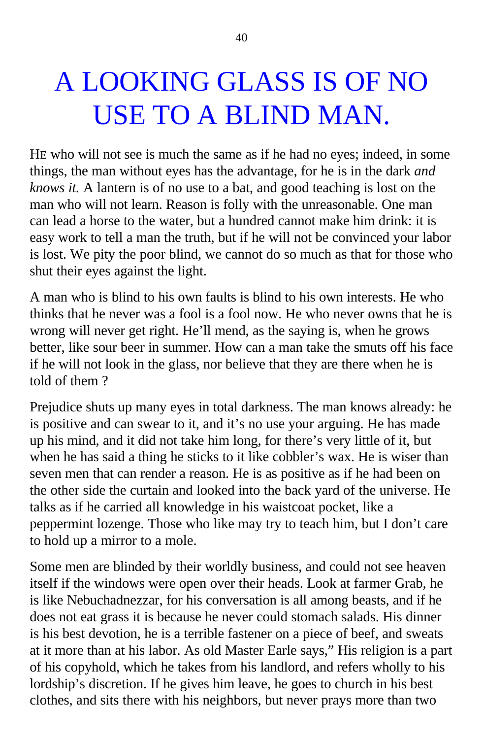# A LOOKING GLASS IS OF NO USE TO A BLIND MAN.

HE who will not see is much the same as if he had no eyes; indeed, in some things, the man without eyes has the advantage, for he is in the dark *and knows it.* A lantern is of no use to a bat, and good teaching is lost on the man who will not learn. Reason is folly with the unreasonable. One man can lead a horse to the water, but a hundred cannot make him drink: it is easy work to tell a man the truth, but if he will not be convinced your labor is lost. We pity the poor blind, we cannot do so much as that for those who shut their eyes against the light.

A man who is blind to his own faults is blind to his own interests. He who thinks that he never was a fool is a fool now. He who never owns that he is wrong will never get right. He'll mend, as the saying is, when he grows better, like sour beer in summer. How can a man take the smuts off his face if he will not look in the glass, nor believe that they are there when he is told of them ?

Prejudice shuts up many eyes in total darkness. The man knows already: he is positive and can swear to it, and it's no use your arguing. He has made up his mind, and it did not take him long, for there's very little of it, but when he has said a thing he sticks to it like cobbler's wax. He is wiser than seven men that can render a reason. He is as positive as if he had been on the other side the curtain and looked into the back yard of the universe. He talks as if he carried all knowledge in his waistcoat pocket, like a peppermint lozenge. Those who like may try to teach him, but I don't care to hold up a mirror to a mole.

Some men are blinded by their worldly business, and could not see heaven itself if the windows were open over their heads. Look at farmer Grab, he is like Nebuchadnezzar, for his conversation is all among beasts, and if he does not eat grass it is because he never could stomach salads. His dinner is his best devotion, he is a terrible fastener on a piece of beef, and sweats at it more than at his labor. As old Master Earle says," His religion is a part of his copyhold, which he takes from his landlord, and refers wholly to his lordship's discretion. If he gives him leave, he goes to church in his best clothes, and sits there with his neighbors, but never prays more than two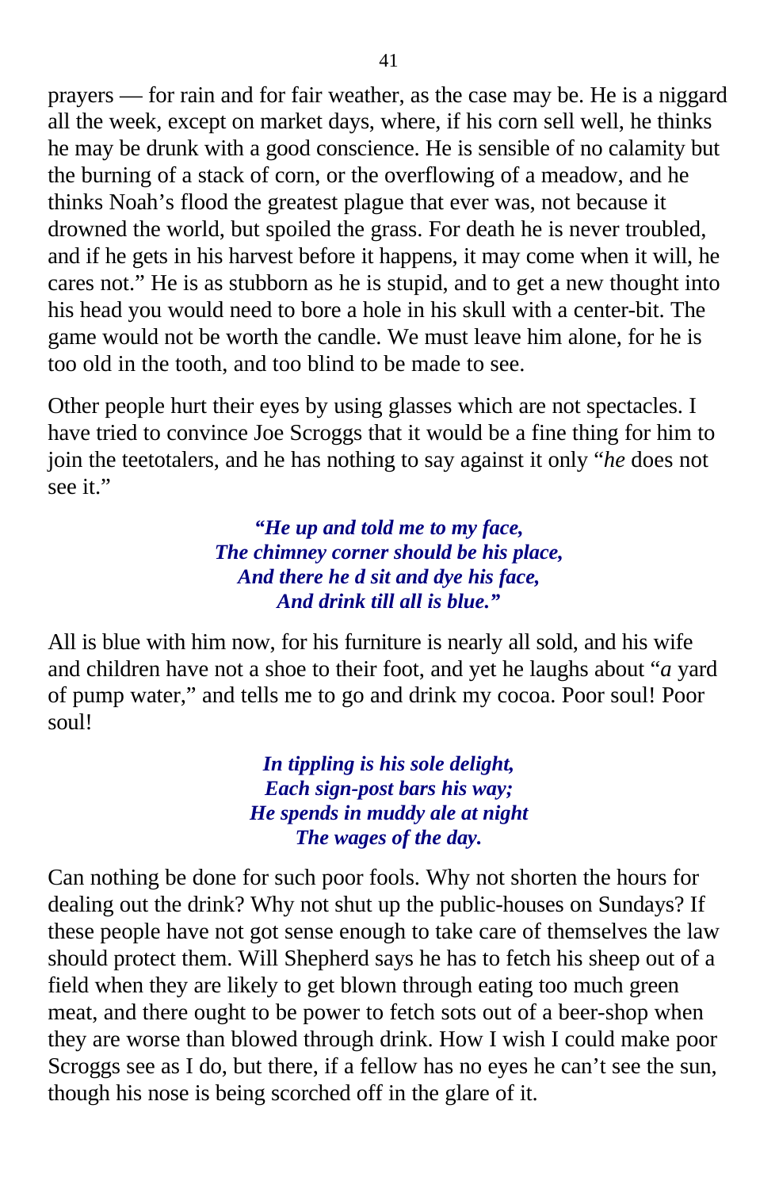prayers — for rain and for fair weather, as the case may be. He is a niggard all the week, except on market days, where, if his corn sell well, he thinks he may be drunk with a good conscience. He is sensible of no calamity but the burning of a stack of corn, or the overflowing of a meadow, and he thinks Noah's flood the greatest plague that ever was, not because it drowned the world, but spoiled the grass. For death he is never troubled, and if he gets in his harvest before it happens, it may come when it will, he cares not." He is as stubborn as he is stupid, and to get a new thought into his head you would need to bore a hole in his skull with a center-bit. The game would not be worth the candle. We must leave him alone, for he is too old in the tooth, and too blind to be made to see.

Other people hurt their eyes by using glasses which are not spectacles. I have tried to convince Joe Scroggs that it would be a fine thing for him to join the teetotalers, and he has nothing to say against it only "*he* does not see it."

> ***"He up and told me to my face,***
> ***The chimney corner should be his place,***
> ***And there he d sit and dye his face,***
> ***And drink till all is blue."***

All is blue with him now, for his furniture is nearly all sold, and his wife and children have not a shoe to their foot, and yet he laughs about "*a* yard of pump water," and tells me to go and drink my cocoa. Poor soul! Poor soul!

> ***In tippling is his sole delight,***
> ***Each sign-post bars his way;***
> ***He spends in muddy ale at night***
> ***The wages of the day.***

Can nothing be done for such poor fools. Why not shorten the hours for dealing out the drink? Why not shut up the public-houses on Sundays? If these people have not got sense enough to take care of themselves the law should protect them. Will Shepherd says he has to fetch his sheep out of a field when they are likely to get blown through eating too much green meat, and there ought to be power to fetch sots out of a beer-shop when they are worse than blowed through drink. How I wish I could make poor Scroggs see as I do, but there, if a fellow has no eyes he can't see the sun, though his nose is being scorched off in the glare of it.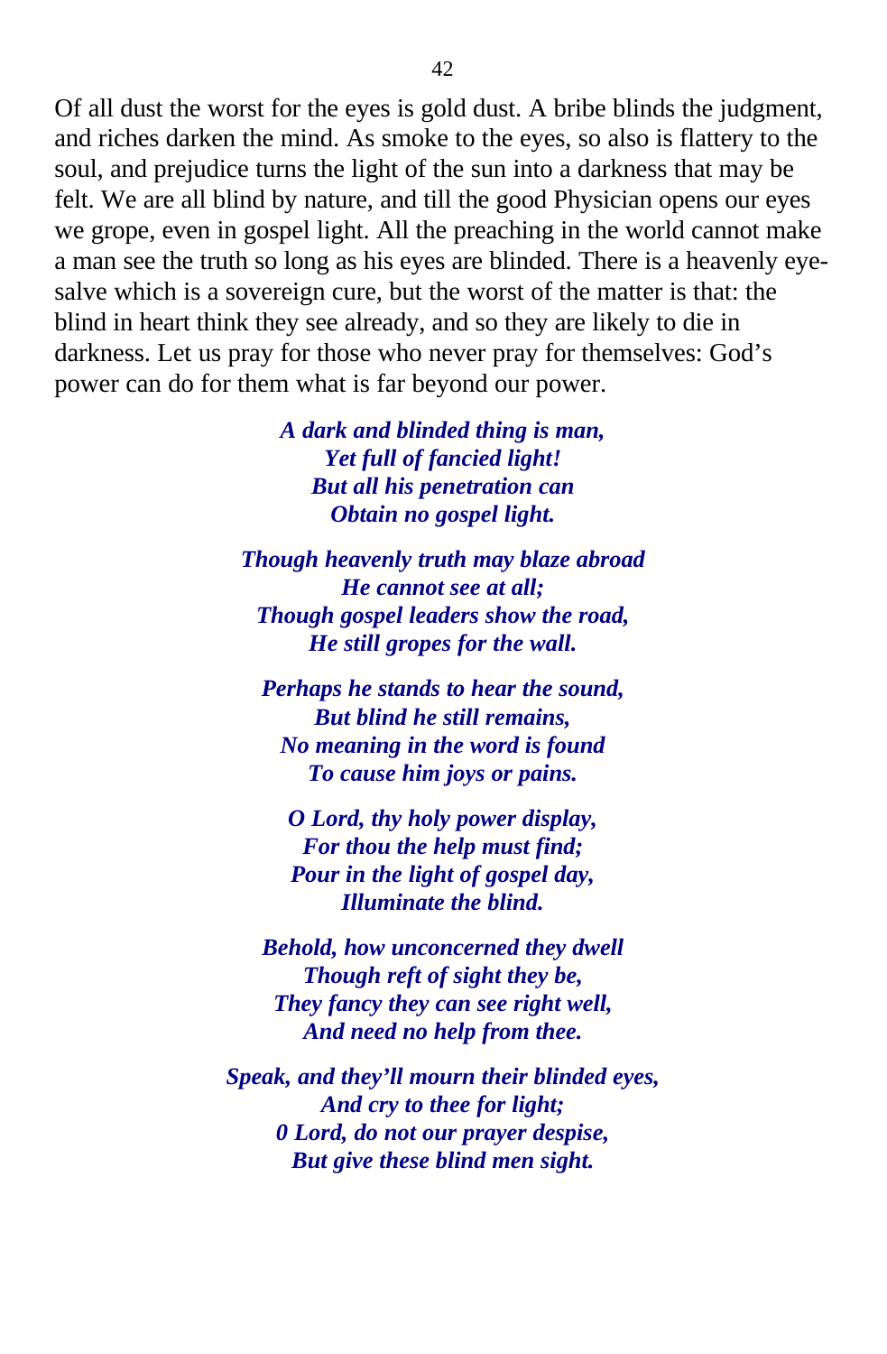Of all dust the worst for the eyes is gold dust. A bribe blinds the judgment, and riches darken the mind. As smoke to the eyes, so also is flattery to the soul, and prejudice turns the light of the sun into a darkness that may be felt. We are all blind by nature, and till the good Physician opens our eyes we grope, even in gospel light. All the preaching in the world cannot make a man see the truth so long as his eyes are blinded. There is a heavenly eye-salve which is a sovereign cure, but the worst of the matter is that: the blind in heart think they see already, and so they are likely to die in darkness. Let us pray for those who never pray for themselves: God's power can do for them what is far beyond our power.

***A dark and blinded thing is man,***
***Yet full of fancied light!***
***But all his penetration can***
***Obtain no gospel light.***

***Though heavenly truth may blaze abroad***
***He cannot see at all;***
***Though gospel leaders show the road,***
***He still gropes for the wall.***

***Perhaps he stands to hear the sound,***
***But blind he still remains,***
***No meaning in the word is found***
***To cause him joys or pains.***

***O Lord, thy holy power display,***
***For thou the help must find;***
***Pour in the light of gospel day,***
***Illuminate the blind.***

***Behold, how unconcerned they dwell***
***Though reft of sight they be,***
***They fancy they can see right well,***
***And need no help from thee.***

***Speak, and they'll mourn their blinded eyes,***
***And cry to thee for light;***
***0 Lord, do not our prayer despise,***
***But give these blind men sight.***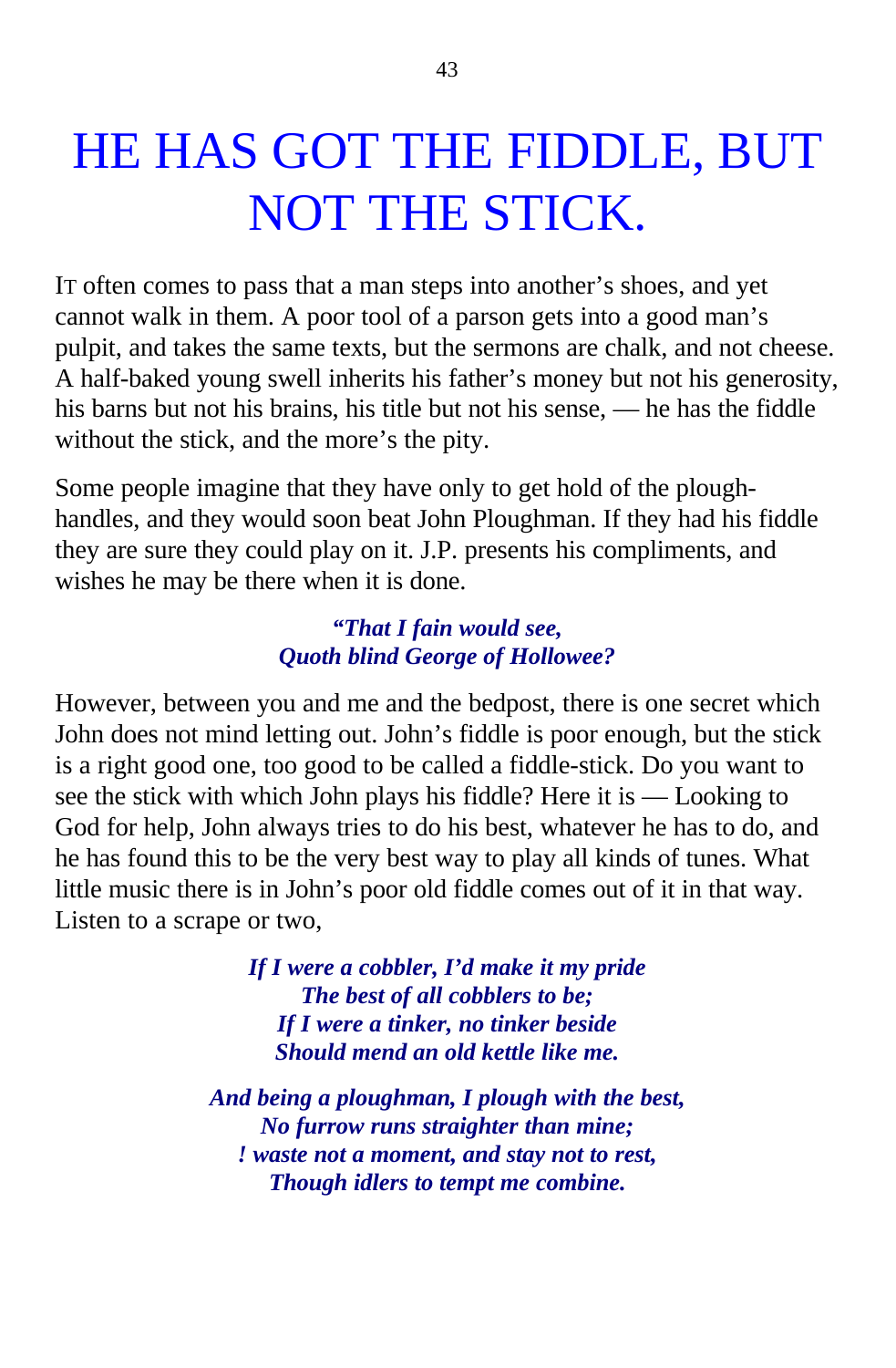# HE HAS GOT THE FIDDLE, BUT NOT THE STICK.

IT often comes to pass that a man steps into another's shoes, and yet cannot walk in them. A poor tool of a parson gets into a good man's pulpit, and takes the same texts, but the sermons are chalk, and not cheese. A half-baked young swell inherits his father's money but not his generosity, his barns but not his brains, his title but not his sense, — he has the fiddle without the stick, and the more's the pity.

Some people imagine that they have only to get hold of the plough-handles, and they would soon beat John Ploughman. If they had his fiddle they are sure they could play on it. J.P. presents his compliments, and wishes he may be there when it is done.

> ***"That I fain would see,***
> ***Quoth blind George of Hollowee?***

However, between you and me and the bedpost, there is one secret which John does not mind letting out. John's fiddle is poor enough, but the stick is a right good one, too good to be called a fiddle-stick. Do you want to see the stick with which John plays his fiddle? Here it is — Looking to God for help, John always tries to do his best, whatever he has to do, and he has found this to be the very best way to play all kinds of tunes. What little music there is in John's poor old fiddle comes out of it in that way. Listen to a scrape or two,

> ***If I were a cobbler, I'd make it my pride***
> ***The best of all cobblers to be;***
> ***If I were a tinker, no tinker beside***
> ***Should mend an old kettle like me.***
>
> ***And being a ploughman, I plough with the best,***
> ***No furrow runs straighter than mine;***
> ***! waste not a moment, and stay not to rest,***
> ***Though idlers to tempt me combine.***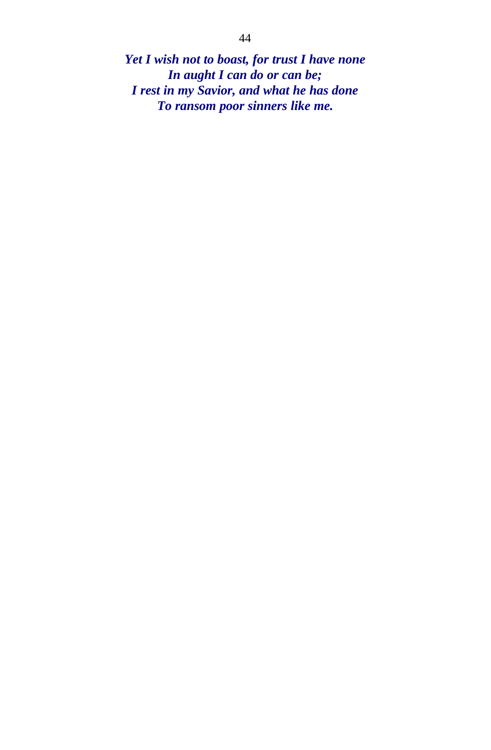***Yet I wish not to boast, for trust I have none***
***In aught I can do or can be;***
***I rest in my Savior, and what he has done***
***To ransom poor sinners like me.***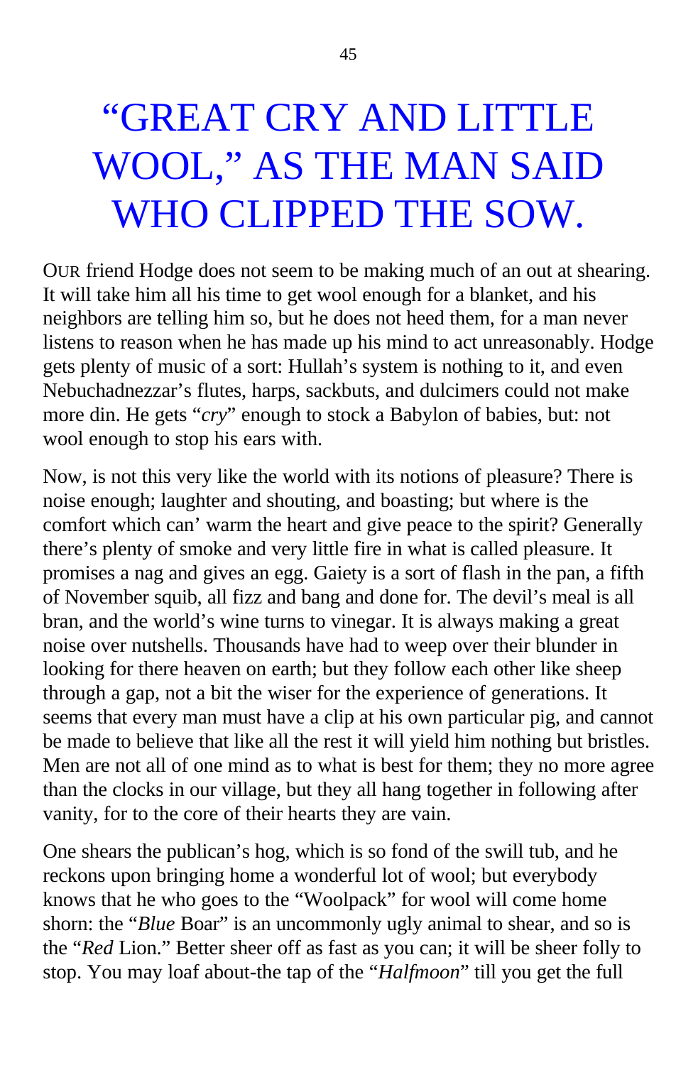# "GREAT CRY AND LITTLE WOOL," AS THE MAN SAID WHO CLIPPED THE SOW.

OUR friend Hodge does not seem to be making much of an out at shearing. It will take him all his time to get wool enough for a blanket, and his neighbors are telling him so, but he does not heed them, for a man never listens to reason when he has made up his mind to act unreasonably. Hodge gets plenty of music of a sort: Hullah's system is nothing to it, and even Nebuchadnezzar's flutes, harps, sackbuts, and dulcimers could not make more din. He gets "*cry*" enough to stock a Babylon of babies, but: not wool enough to stop his ears with.

Now, is not this very like the world with its notions of pleasure? There is noise enough; laughter and shouting, and boasting; but where is the comfort which can' warm the heart and give peace to the spirit? Generally there's plenty of smoke and very little fire in what is called pleasure. It promises a nag and gives an egg. Gaiety is a sort of flash in the pan, a fifth of November squib, all fizz and bang and done for. The devil's meal is all bran, and the world's wine turns to vinegar. It is always making a great noise over nutshells. Thousands have had to weep over their blunder in looking for there heaven on earth; but they follow each other like sheep through a gap, not a bit the wiser for the experience of generations. It seems that every man must have a clip at his own particular pig, and cannot be made to believe that like all the rest it will yield him nothing but bristles. Men are not all of one mind as to what is best for them; they no more agree than the clocks in our village, but they all hang together in following after vanity, for to the core of their hearts they are vain.

One shears the publican's hog, which is so fond of the swill tub, and he reckons upon bringing home a wonderful lot of wool; but everybody knows that he who goes to the "Woolpack" for wool will come home shorn: the "*Blue* Boar" is an uncommonly ugly animal to shear, and so is the "*Red* Lion." Better sheer off as fast as you can; it will be sheer folly to stop. You may loaf about-the tap of the "*Halfmoon*" till you get the full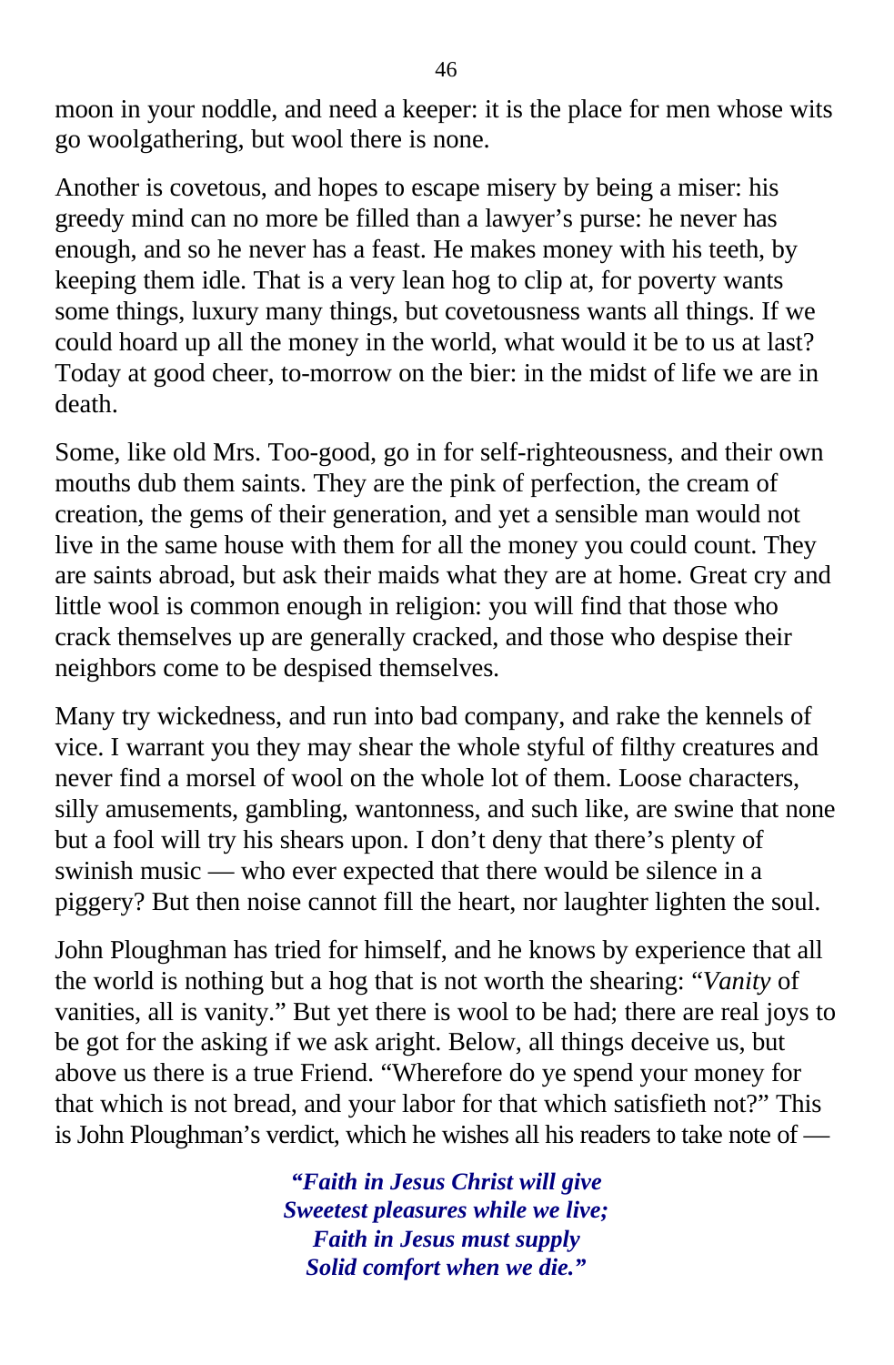moon in your noddle, and need a keeper: it is the place for men whose wits go woolgathering, but wool there is none.

Another is covetous, and hopes to escape misery by being a miser: his greedy mind can no more be filled than a lawyer's purse: he never has enough, and so he never has a feast. He makes money with his teeth, by keeping them idle. That is a very lean hog to clip at, for poverty wants some things, luxury many things, but covetousness wants all things. If we could hoard up all the money in the world, what would it be to us at last? Today at good cheer, to-morrow on the bier: in the midst of life we are in death.

Some, like old Mrs. Too-good, go in for self-righteousness, and their own mouths dub them saints. They are the pink of perfection, the cream of creation, the gems of their generation, and yet a sensible man would not live in the same house with them for all the money you could count. They are saints abroad, but ask their maids what they are at home. Great cry and little wool is common enough in religion: you will find that those who crack themselves up are generally cracked, and those who despise their neighbors come to be despised themselves.

Many try wickedness, and run into bad company, and rake the kennels of vice. I warrant you they may shear the whole styful of filthy creatures and never find a morsel of wool on the whole lot of them. Loose characters, silly amusements, gambling, wantonness, and such like, are swine that none but a fool will try his shears upon. I don't deny that there's plenty of swinish music — who ever expected that there would be silence in a piggery? But then noise cannot fill the heart, nor laughter lighten the soul.

John Ploughman has tried for himself, and he knows by experience that all the world is nothing but a hog that is not worth the shearing: "*Vanity* of vanities, all is vanity." But yet there is wool to be had; there are real joys to be got for the asking if we ask aright. Below, all things deceive us, but above us there is a true Friend. "Wherefore do ye spend your money for that which is not bread, and your labor for that which satisfieth not?" This is John Ploughman's verdict, which he wishes all his readers to take note of —

***"Faith in Jesus Christ will give***
***Sweetest pleasures while we live;***
***Faith in Jesus must supply***
***Solid comfort when we die."***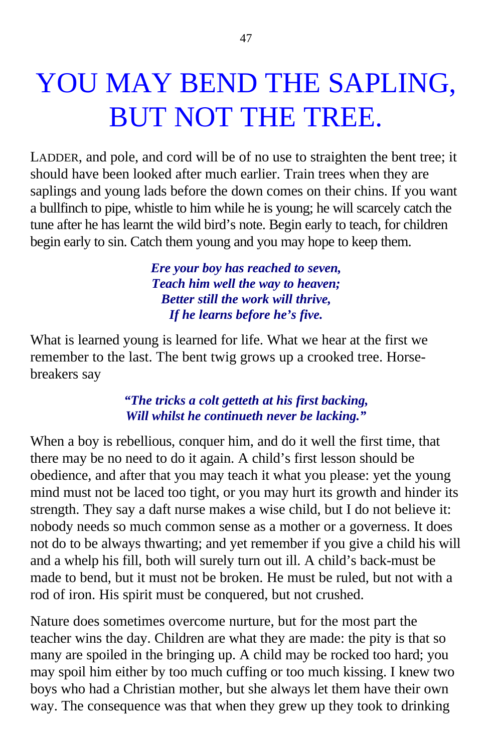# YOU MAY BEND THE SAPLING, BUT NOT THE TREE.

LADDER, and pole, and cord will be of no use to straighten the bent tree; it should have been looked after much earlier. Train trees when they are saplings and young lads before the down comes on their chins. If you want a bullfinch to pipe, whistle to him while he is young; he will scarcely catch the tune after he has learnt the wild bird's note. Begin early to teach, for children begin early to sin. Catch them young and you may hope to keep them.

***Ere your boy has reached to seven,***
***Teach him well the way to heaven;***
***Better still the work will thrive,***
***If he learns before he's five.***

What is learned young is learned for life. What we hear at the first we remember to the last. The bent twig grows up a crooked tree. Horse-breakers say

***"The tricks a colt getteth at his first backing,***
***Will whilst he continueth never be lacking."***

When a boy is rebellious, conquer him, and do it well the first time, that there may be no need to do it again. A child's first lesson should be obedience, and after that you may teach it what you please: yet the young mind must not be laced too tight, or you may hurt its growth and hinder its strength. They say a daft nurse makes a wise child, but I do not believe it: nobody needs so much common sense as a mother or a governess. It does not do to be always thwarting; and yet remember if you give a child his will and a whelp his fill, both will surely turn out ill. A child's back-must be made to bend, but it must not be broken. He must be ruled, but not with a rod of iron. His spirit must be conquered, but not crushed.

Nature does sometimes overcome nurture, but for the most part the teacher wins the day. Children are what they are made: the pity is that so many are spoiled in the bringing up. A child may be rocked too hard; you may spoil him either by too much cuffing or too much kissing. I knew two boys who had a Christian mother, but she always let them have their own way. The consequence was that when they grew up they took to drinking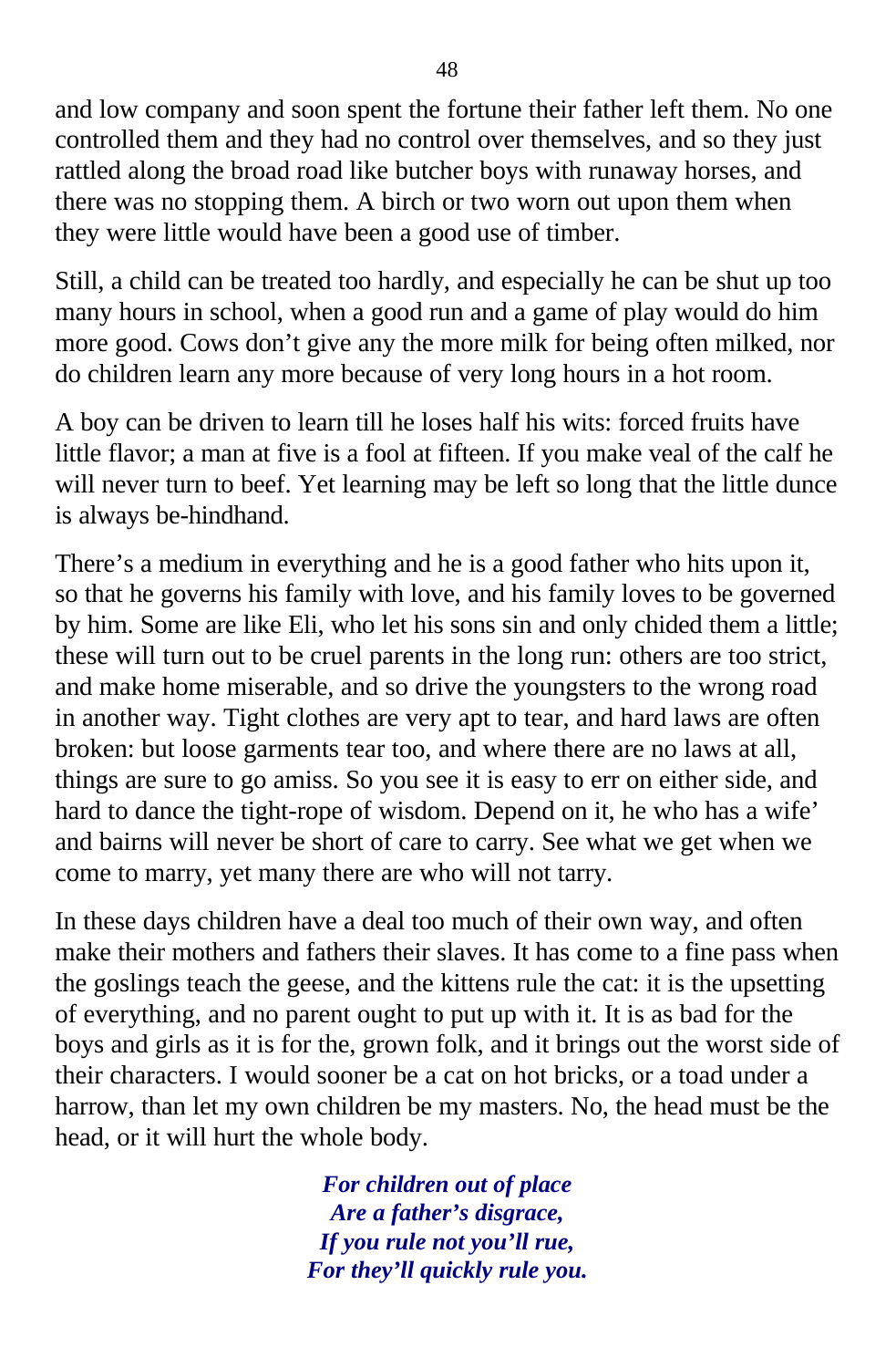and low company and soon spent the fortune their father left them. No one controlled them and they had no control over themselves, and so they just rattled along the broad road like butcher boys with runaway horses, and there was no stopping them. A birch or two worn out upon them when they were little would have been a good use of timber.

Still, a child can be treated too hardly, and especially he can be shut up too many hours in school, when a good run and a game of play would do him more good. Cows don’t give any the more milk for being often milked, nor do children learn any more because of very long hours in a hot room.

A boy can be driven to learn till he loses half his wits: forced fruits have little flavor; a man at five is a fool at fifteen. If you make veal of the calf he will never turn to beef. Yet learning may be left so long that the little dunce is always be-hindhand.

There’s a medium in everything and he is a good father who hits upon it, so that he governs his family with love, and his family loves to be governed by him. Some are like Eli, who let his sons sin and only chided them a little; these will turn out to be cruel parents in the long run: others are too strict, and make home miserable, and so drive the youngsters to the wrong road in another way. Tight clothes are very apt to tear, and hard laws are often broken: but loose garments tear too, and where there are no laws at all, things are sure to go amiss. So you see it is easy to err on either side, and hard to dance the tight-rope of wisdom. Depend on it, he who has a wife’ and bairns will never be short of care to carry. See what we get when we come to marry, yet many there are who will not tarry.

In these days children have a deal too much of their own way, and often make their mothers and fathers their slaves. It has come to a fine pass when the goslings teach the geese, and the kittens rule the cat: it is the upsetting of everything, and no parent ought to put up with it. It is as bad for the boys and girls as it is for the, grown folk, and it brings out the worst side of their characters. I would sooner be a cat on hot bricks, or a toad under a harrow, than let my own children be my masters. No, the head must be the head, or it will hurt the whole body.

***For children out of place***  
***Are a father’s disgrace,***  
***If you rule not you’ll rue,***  
***For they’ll quickly rule you.***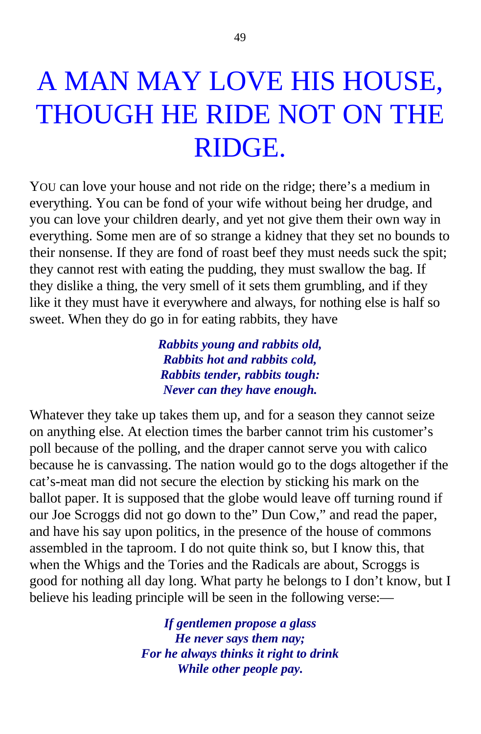# A MAN MAY LOVE HIS HOUSE, THOUGH HE RIDE NOT ON THE RIDGE.

YOU can love your house and not ride on the ridge; there's a medium in everything. You can be fond of your wife without being her drudge, and you can love your children dearly, and yet not give them their own way in everything. Some men are of so strange a kidney that they set no bounds to their nonsense. If they are fond of roast beef they must needs suck the spit; they cannot rest with eating the pudding, they must swallow the bag. If they dislike a thing, the very smell of it sets them grumbling, and if they like it they must have it everywhere and always, for nothing else is half so sweet. When they do go in for eating rabbits, they have

> ***Rabbits young and rabbits old,***
> ***Rabbits hot and rabbits cold,***
> ***Rabbits tender, rabbits tough:***
> ***Never can they have enough.***

Whatever they take up takes them up, and for a season they cannot seize on anything else. At election times the barber cannot trim his customer's poll because of the polling, and the draper cannot serve you with calico because he is canvassing. The nation would go to the dogs altogether if the cat's-meat man did not secure the election by sticking his mark on the ballot paper. It is supposed that the globe would leave off turning round if our Joe Scroggs did not go down to the" Dun Cow," and read the paper, and have his say upon politics, in the presence of the house of commons assembled in the taproom. I do not quite think so, but I know this, that when the Whigs and the Tories and the Radicals are about, Scroggs is good for nothing all day long. What party he belongs to I don't know, but I believe his leading principle will be seen in the following verse:—

> ***If gentlemen propose a glass***
> ***He never says them nay;***
> ***For he always thinks it right to drink***
> ***While other people pay.***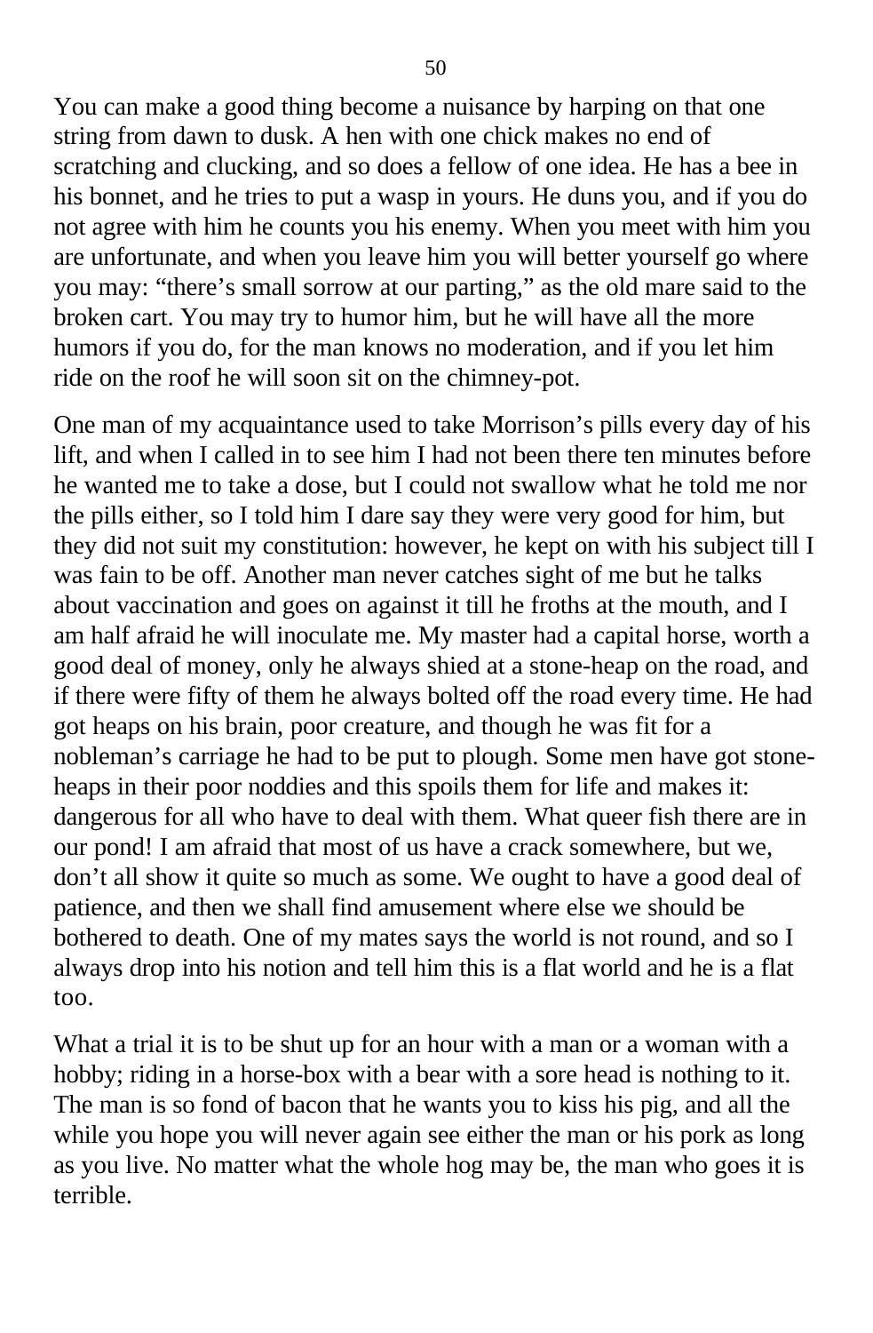You can make a good thing become a nuisance by harping on that one string from dawn to dusk. A hen with one chick makes no end of scratching and clucking, and so does a fellow of one idea. He has a bee in his bonnet, and he tries to put a wasp in yours. He duns you, and if you do not agree with him he counts you his enemy. When you meet with him you are unfortunate, and when you leave him you will better yourself go where you may: "there's small sorrow at our parting," as the old mare said to the broken cart. You may try to humor him, but he will have all the more humors if you do, for the man knows no moderation, and if you let him ride on the roof he will soon sit on the chimney-pot.

One man of my acquaintance used to take Morrison's pills every day of his lift, and when I called in to see him I had not been there ten minutes before he wanted me to take a dose, but I could not swallow what he told me nor the pills either, so I told him I dare say they were very good for him, but they did not suit my constitution: however, he kept on with his subject till I was fain to be off. Another man never catches sight of me but he talks about vaccination and goes on against it till he froths at the mouth, and I am half afraid he will inoculate me. My master had a capital horse, worth a good deal of money, only he always shied at a stone-heap on the road, and if there were fifty of them he always bolted off the road every time. He had got heaps on his brain, poor creature, and though he was fit for a nobleman's carriage he had to be put to plough. Some men have got stone-heaps in their poor noddies and this spoils them for life and makes it: dangerous for all who have to deal with them. What queer fish there are in our pond! I am afraid that most of us have a crack somewhere, but we, don't all show it quite so much as some. We ought to have a good deal of patience, and then we shall find amusement where else we should be bothered to death. One of my mates says the world is not round, and so I always drop into his notion and tell him this is a flat world and he is a flat too.

What a trial it is to be shut up for an hour with a man or a woman with a hobby; riding in a horse-box with a bear with a sore head is nothing to it. The man is so fond of bacon that he wants you to kiss his pig, and all the while you hope you will never again see either the man or his pork as long as you live. No matter what the whole hog may be, the man who goes it is terrible.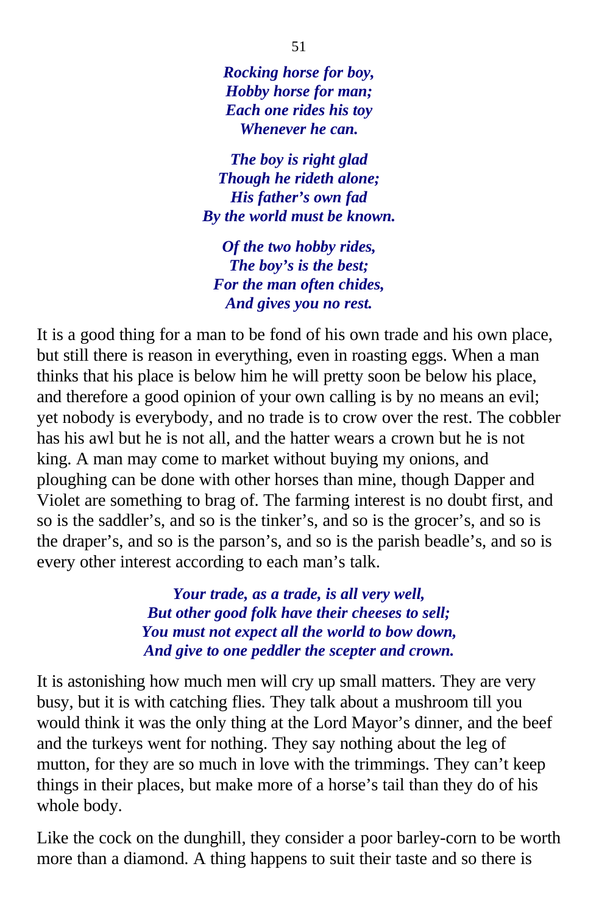*Rocking horse for boy,*
*Hobby horse for man;*
*Each one rides his toy*
*Whenever he can.*

*The boy is right glad*
*Though he rideth alone;*
*His father's own fad*
*By the world must be known.*

*Of the two hobby rides,*
*The boy's is the best;*
*For the man often chides,*
*And gives you no rest.*

It is a good thing for a man to be fond of his own trade and his own place, but still there is reason in everything, even in roasting eggs. When a man thinks that his place is below him he will pretty soon be below his place, and therefore a good opinion of your own calling is by no means an evil; yet nobody is everybody, and no trade is to crow over the rest. The cobbler has his awl but he is not all, and the hatter wears a crown but he is not king. A man may come to market without buying my onions, and ploughing can be done with other horses than mine, though Dapper and Violet are something to brag of. The farming interest is no doubt first, and so is the saddler's, and so is the tinker's, and so is the grocer's, and so is the draper's, and so is the parson's, and so is the parish beadle's, and so is every other interest according to each man's talk.

*Your trade, as a trade, is all very well,*
*But other good folk have their cheeses to sell;*
*You must not expect all the world to bow down,*
*And give to one peddler the scepter and crown.*

It is astonishing how much men will cry up small matters. They are very busy, but it is with catching flies. They talk about a mushroom till you would think it was the only thing at the Lord Mayor's dinner, and the beef and the turkeys went for nothing. They say nothing about the leg of mutton, for they are so much in love with the trimmings. They can't keep things in their places, but make more of a horse's tail than they do of his whole body.

Like the cock on the dunghill, they consider a poor barley-corn to be worth more than a diamond. A thing happens to suit their taste and so there is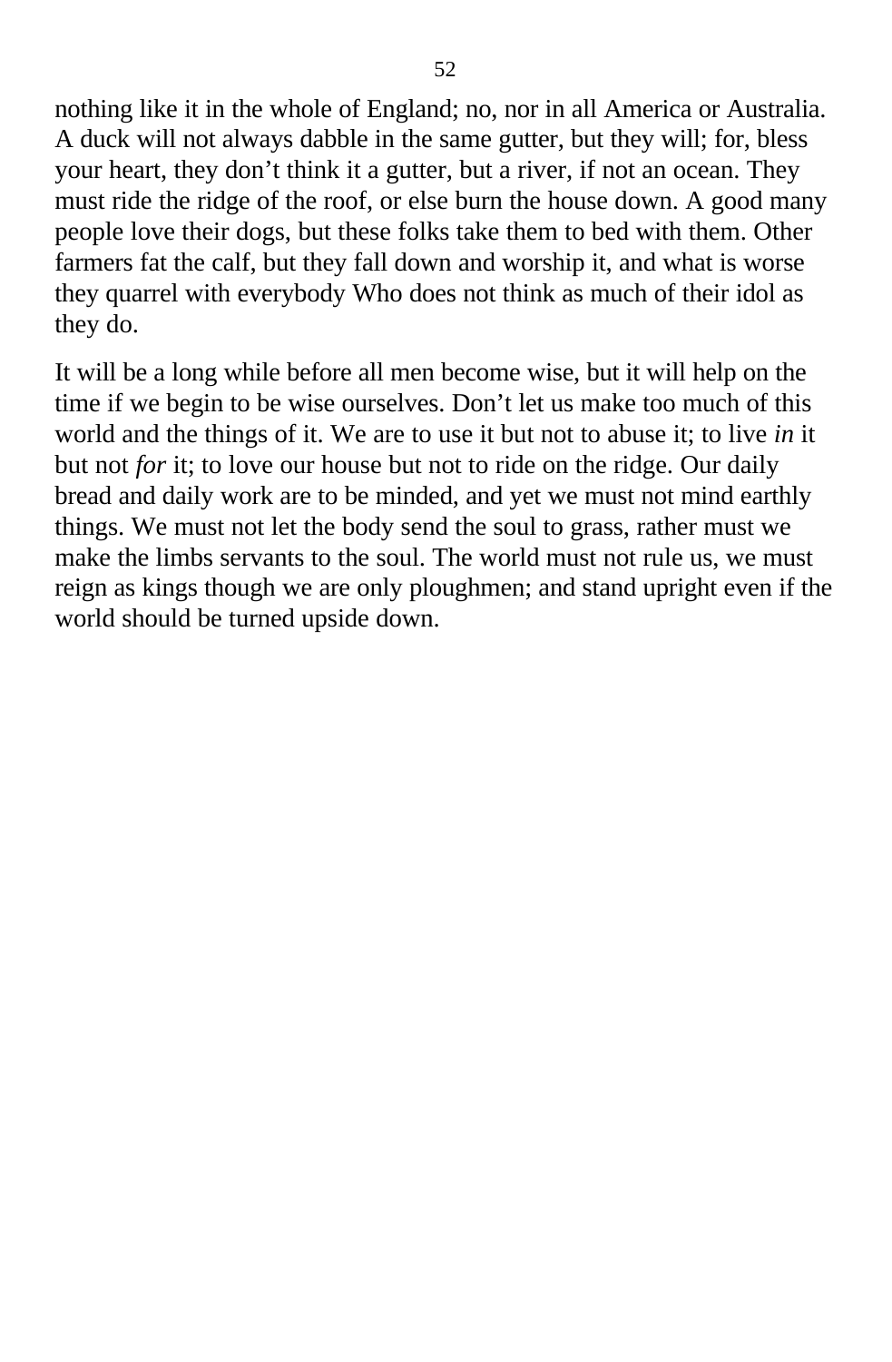nothing like it in the whole of England; no, nor in all America or Australia. A duck will not always dabble in the same gutter, but they will; for, bless your heart, they don't think it a gutter, but a river, if not an ocean. They must ride the ridge of the roof, or else burn the house down. A good many people love their dogs, but these folks take them to bed with them. Other farmers fat the calf, but they fall down and worship it, and what is worse they quarrel with everybody Who does not think as much of their idol as they do.

It will be a long while before all men become wise, but it will help on the time if we begin to be wise ourselves. Don't let us make too much of this world and the things of it. We are to use it but not to abuse it; to live *in* it but not *for* it; to love our house but not to ride on the ridge. Our daily bread and daily work are to be minded, and yet we must not mind earthly things. We must not let the body send the soul to grass, rather must we make the limbs servants to the soul. The world must not rule us, we must reign as kings though we are only ploughmen; and stand upright even if the world should be turned upside down.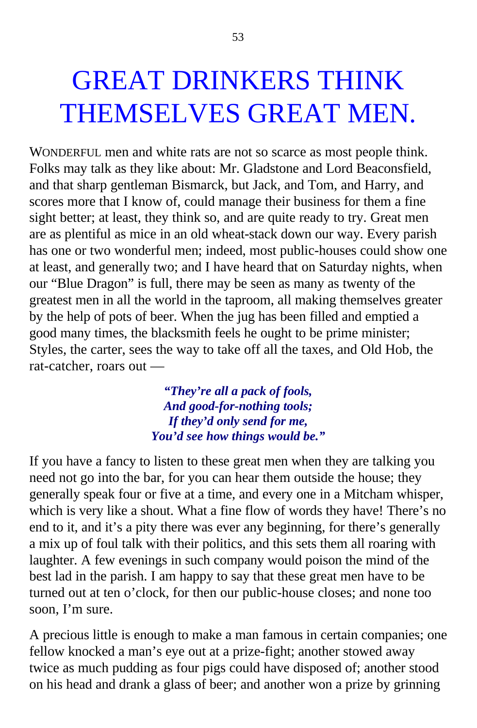# GREAT DRINKERS THINK THEMSELVES GREAT MEN.

WONDERFUL men and white rats are not so scarce as most people think. Folks may talk as they like about: Mr. Gladstone and Lord Beaconsfield, and that sharp gentleman Bismarck, but Jack, and Tom, and Harry, and scores more that I know of, could manage their business for them a fine sight better; at least, they think so, and are quite ready to try. Great men are as plentiful as mice in an old wheat-stack down our way. Every parish has one or two wonderful men; indeed, most public-houses could show one at least, and generally two; and I have heard that on Saturday nights, when our "Blue Dragon" is full, there may be seen as many as twenty of the greatest men in all the world in the taproom, all making themselves greater by the help of pots of beer. When the jug has been filled and emptied a good many times, the blacksmith feels he ought to be prime minister; Styles, the carter, sees the way to take off all the taxes, and Old Hob, the rat-catcher, roars out —

> ***"They're all a pack of fools,***
> ***And good-for-nothing tools;***
> ***If they'd only send for me,***
> ***You'd see how things would be."***

If you have a fancy to listen to these great men when they are talking you need not go into the bar, for you can hear them outside the house; they generally speak four or five at a time, and every one in a Mitcham whisper, which is very like a shout. What a fine flow of words they have! There's no end to it, and it's a pity there was ever any beginning, for there's generally a mix up of foul talk with their politics, and this sets them all roaring with laughter. A few evenings in such company would poison the mind of the best lad in the parish. I am happy to say that these great men have to be turned out at ten o'clock, for then our public-house closes; and none too soon, I'm sure.

A precious little is enough to make a man famous in certain companies; one fellow knocked a man's eye out at a prize-fight; another stowed away twice as much pudding as four pigs could have disposed of; another stood on his head and drank a glass of beer; and another won a prize by grinning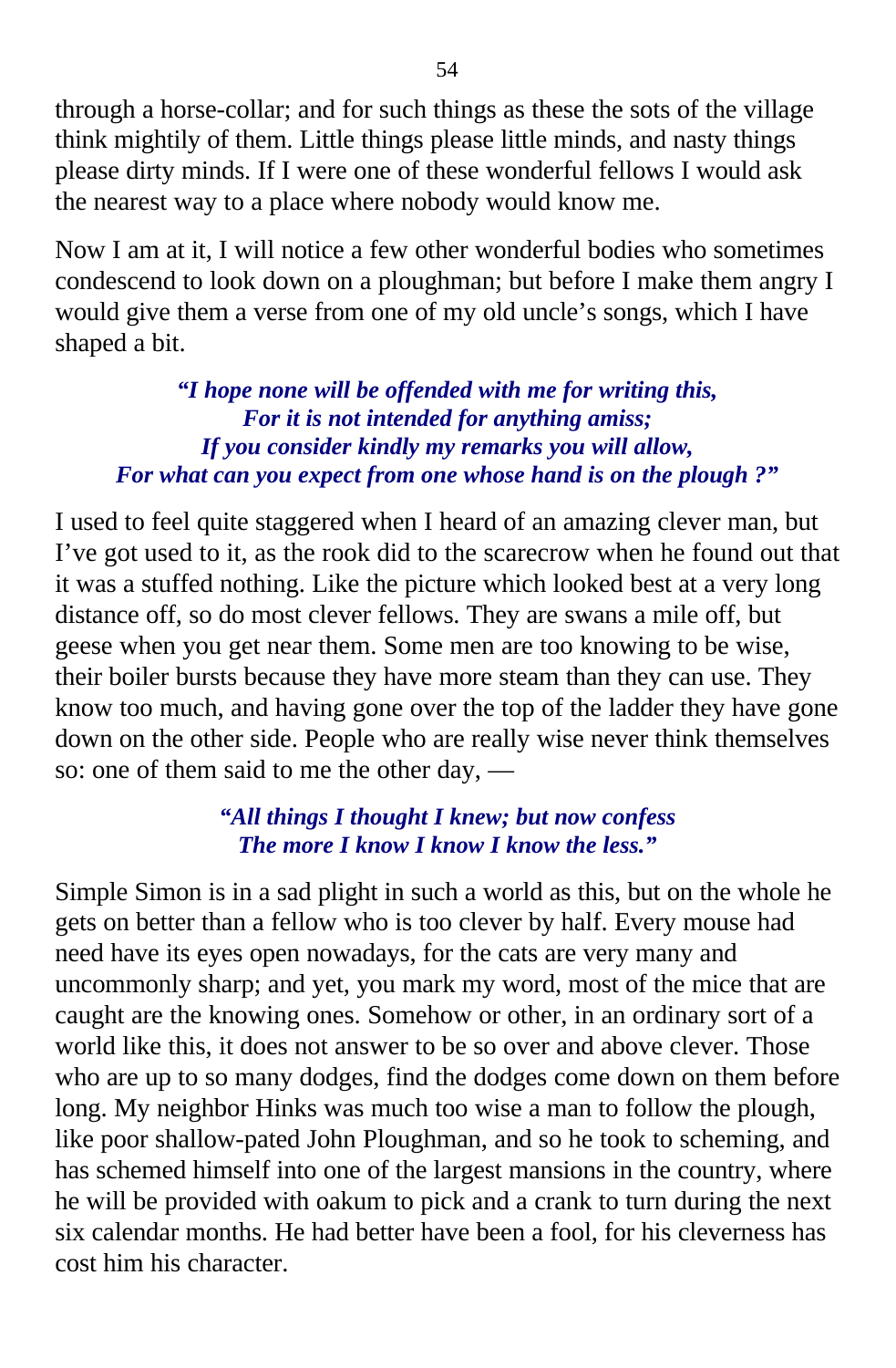through a horse-collar; and for such things as these the sots of the village think mightily of them. Little things please little minds, and nasty things please dirty minds. If I were one of these wonderful fellows I would ask the nearest way to a place where nobody would know me.

Now I am at it, I will notice a few other wonderful bodies who sometimes condescend to look down on a ploughman; but before I make them angry I would give them a verse from one of my old uncle's songs, which I have shaped a bit.

> ***"I hope none will be offended with me for writing this,***
> ***For it is not intended for anything amiss;***
> ***If you consider kindly my remarks you will allow,***
> ***For what can you expect from one whose hand is on the plough ?"***

I used to feel quite staggered when I heard of an amazing clever man, but I've got used to it, as the rook did to the scarecrow when he found out that it was a stuffed nothing. Like the picture which looked best at a very long distance off, so do most clever fellows. They are swans a mile off, but geese when you get near them. Some men are too knowing to be wise, their boiler bursts because they have more steam than they can use. They know too much, and having gone over the top of the ladder they have gone down on the other side. People who are really wise never think themselves so: one of them said to me the other day, —

> ***"All things I thought I knew; but now confess***
> ***The more I know I know I know the less."***

Simple Simon is in a sad plight in such a world as this, but on the whole he gets on better than a fellow who is too clever by half. Every mouse had need have its eyes open nowadays, for the cats are very many and uncommonly sharp; and yet, you mark my word, most of the mice that are caught are the knowing ones. Somehow or other, in an ordinary sort of a world like this, it does not answer to be so over and above clever. Those who are up to so many dodges, find the dodges come down on them before long. My neighbor Hinks was much too wise a man to follow the plough, like poor shallow-pated John Ploughman, and so he took to scheming, and has schemed himself into one of the largest mansions in the country, where he will be provided with oakum to pick and a crank to turn during the next six calendar months. He had better have been a fool, for his cleverness has cost him his character.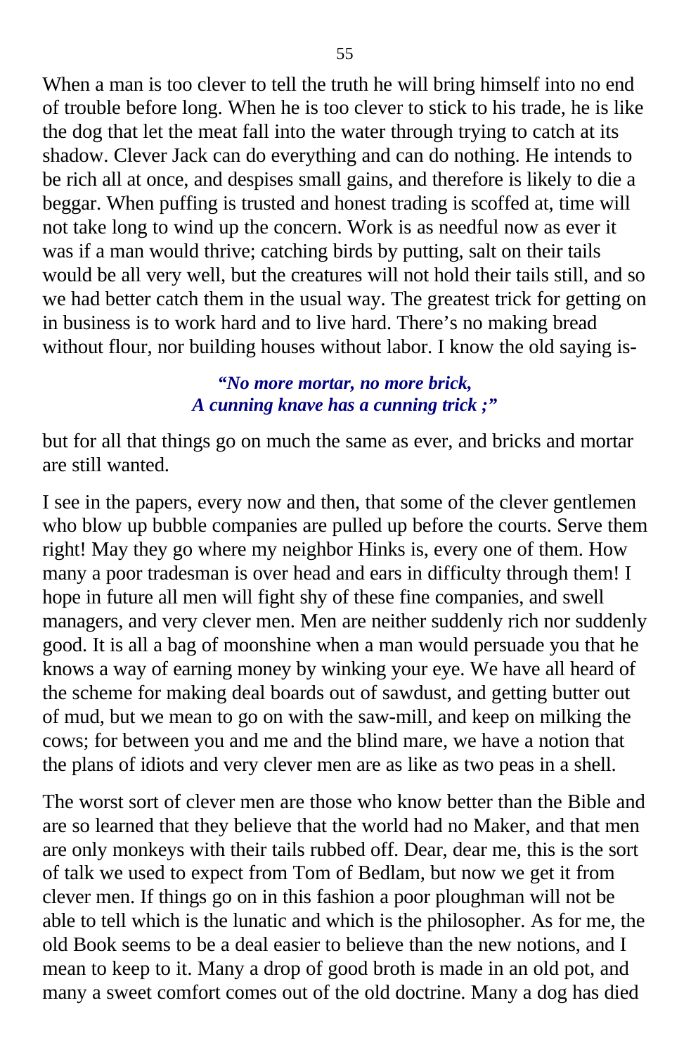When a man is too clever to tell the truth he will bring himself into no end of trouble before long. When he is too clever to stick to his trade, he is like the dog that let the meat fall into the water through trying to catch at its shadow. Clever Jack can do everything and can do nothing. He intends to be rich all at once, and despises small gains, and therefore is likely to die a beggar. When puffing is trusted and honest trading is scoffed at, time will not take long to wind up the concern. Work is as needful now as ever it was if a man would thrive; catching birds by putting, salt on their tails would be all very well, but the creatures will not hold their tails still, and so we had better catch them in the usual way. The greatest trick for getting on in business is to work hard and to live hard. There's no making bread without flour, nor building houses without labor. I know the old saying is-

> ***"No more mortar, no more brick,***
> ***A cunning knave has a cunning trick ;"***

but for all that things go on much the same as ever, and bricks and mortar are still wanted.

I see in the papers, every now and then, that some of the clever gentlemen who blow up bubble companies are pulled up before the courts. Serve them right! May they go where my neighbor Hinks is, every one of them. How many a poor tradesman is over head and ears in difficulty through them! I hope in future all men will fight shy of these fine companies, and swell managers, and very clever men. Men are neither suddenly rich nor suddenly good. It is all a bag of moonshine when a man would persuade you that he knows a way of earning money by winking your eye. We have all heard of the scheme for making deal boards out of sawdust, and getting butter out of mud, but we mean to go on with the saw-mill, and keep on milking the cows; for between you and me and the blind mare, we have a notion that the plans of idiots and very clever men are as like as two peas in a shell.

The worst sort of clever men are those who know better than the Bible and are so learned that they believe that the world had no Maker, and that men are only monkeys with their tails rubbed off. Dear, dear me, this is the sort of talk we used to expect from Tom of Bedlam, but now we get it from clever men. If things go on in this fashion a poor ploughman will not be able to tell which is the lunatic and which is the philosopher. As for me, the old Book seems to be a deal easier to believe than the new notions, and I mean to keep to it. Many a drop of good broth is made in an old pot, and many a sweet comfort comes out of the old doctrine. Many a dog has died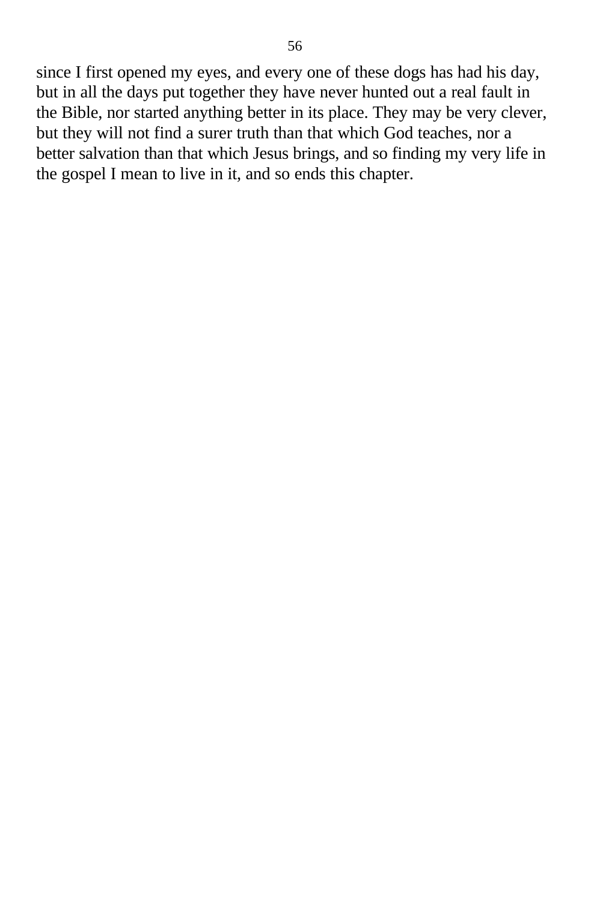since I first opened my eyes, and every one of these dogs has had his day, but in all the days put together they have never hunted out a real fault in the Bible, nor started anything better in its place. They may be very clever, but they will not find a surer truth than that which God teaches, nor a better salvation than that which Jesus brings, and so finding my very life in the gospel I mean to live in it, and so ends this chapter.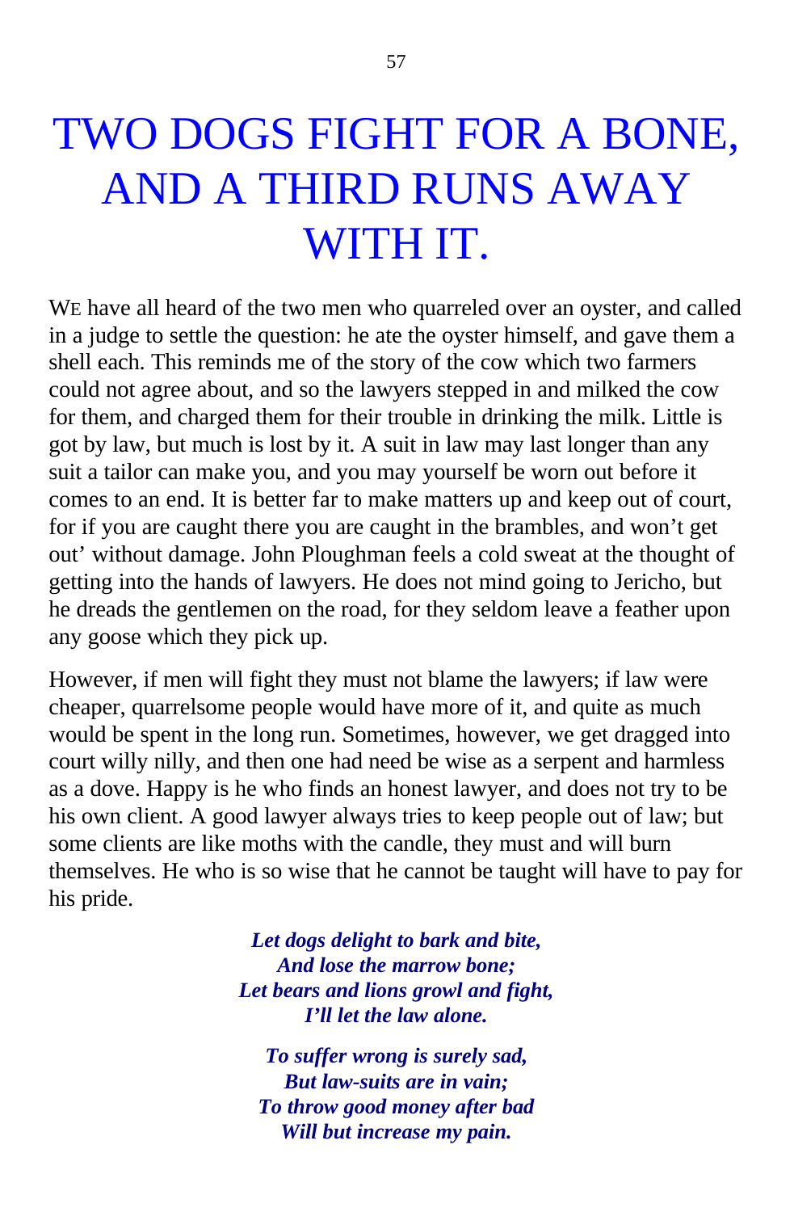# TWO DOGS FIGHT FOR A BONE, AND A THIRD RUNS AWAY WITH IT.

WE have all heard of the two men who quarreled over an oyster, and called in a judge to settle the question: he ate the oyster himself, and gave them a shell each. This reminds me of the story of the cow which two farmers could not agree about, and so the lawyers stepped in and milked the cow for them, and charged them for their trouble in drinking the milk. Little is got by law, but much is lost by it. A suit in law may last longer than any suit a tailor can make you, and you may yourself be worn out before it comes to an end. It is better far to make matters up and keep out of court, for if you are caught there you are caught in the brambles, and won't get out' without damage. John Ploughman feels a cold sweat at the thought of getting into the hands of lawyers. He does not mind going to Jericho, but he dreads the gentlemen on the road, for they seldom leave a feather upon any goose which they pick up.

However, if men will fight they must not blame the lawyers; if law were cheaper, quarrelsome people would have more of it, and quite as much would be spent in the long run. Sometimes, however, we get dragged into court willy nilly, and then one had need be wise as a serpent and harmless as a dove. Happy is he who finds an honest lawyer, and does not try to be his own client. A good lawyer always tries to keep people out of law; but some clients are like moths with the candle, they must and will burn themselves. He who is so wise that he cannot be taught will have to pay for his pride.

***Let dogs delight to bark and bite,***
***And lose the marrow bone;***
***Let bears and lions growl and fight,***
***I'll let the law alone.***

***To suffer wrong is surely sad,***
***But law-suits are in vain;***
***To throw good money after bad***
***Will but increase my pain.***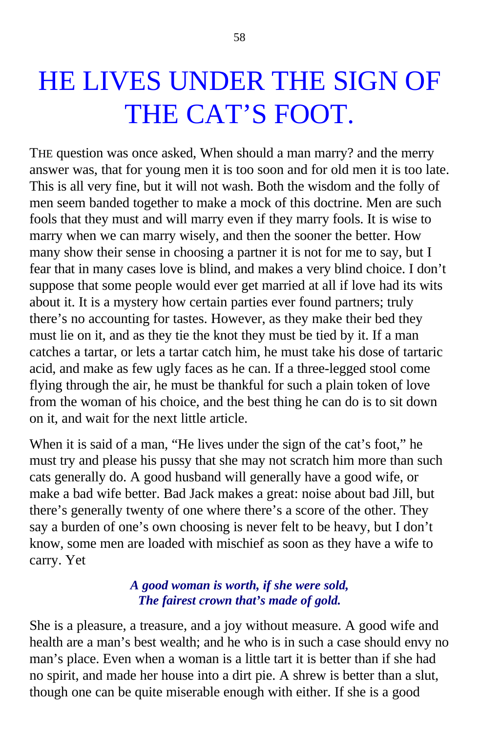# HE LIVES UNDER THE SIGN OF THE CAT'S FOOT.

THE question was once asked, When should a man marry? and the merry answer was, that for young men it is too soon and for old men it is too late. This is all very fine, but it will not wash. Both the wisdom and the folly of men seem banded together to make a mock of this doctrine. Men are such fools that they must and will marry even if they marry fools. It is wise to marry when we can marry wisely, and then the sooner the better. How many show their sense in choosing a partner it is not for me to say, but I fear that in many cases love is blind, and makes a very blind choice. I don't suppose that some people would ever get married at all if love had its wits about it. It is a mystery how certain parties ever found partners; truly there's no accounting for tastes. However, as they make their bed they must lie on it, and as they tie the knot they must be tied by it. If a man catches a tartar, or lets a tartar catch him, he must take his dose of tartaric acid, and make as few ugly faces as he can. If a three-legged stool come flying through the air, he must be thankful for such a plain token of love from the woman of his choice, and the best thing he can do is to sit down on it, and wait for the next little article.

When it is said of a man, "He lives under the sign of the cat's foot," he must try and please his pussy that she may not scratch him more than such cats generally do. A good husband will generally have a good wife, or make a bad wife better. Bad Jack makes a great: noise about bad Jill, but there's generally twenty of one where there's a score of the other. They say a burden of one's own choosing is never felt to be heavy, but I don't know, some men are loaded with mischief as soon as they have a wife to carry. Yet

> ***A good woman is worth, if she were sold,***
> ***The fairest crown that's made of gold.***

She is a pleasure, a treasure, and a joy without measure. A good wife and health are a man's best wealth; and he who is in such a case should envy no man's place. Even when a woman is a little tart it is better than if she had no spirit, and made her house into a dirt pie. A shrew is better than a slut, though one can be quite miserable enough with either. If she is a good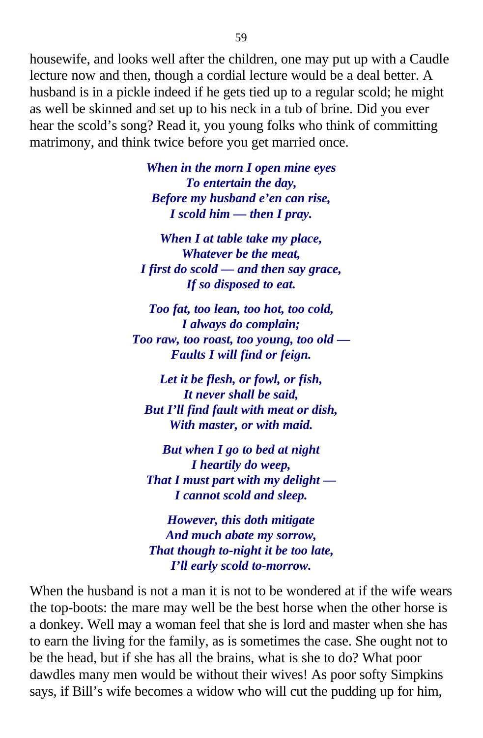housewife, and looks well after the children, one may put up with a Caudle lecture now and then, though a cordial lecture would be a deal better. A husband is in a pickle indeed if he gets tied up to a regular scold; he might as well be skinned and set up to his neck in a tub of brine. Did you ever hear the scold's song? Read it, you young folks who think of committing matrimony, and think twice before you get married once.

***When in the morn I open mine eyes***
***To entertain the day,***
***Before my husband e'en can rise,***
***I scold him — then I pray.***

***When I at table take my place,***
***Whatever be the meat,***
***I first do scold — and then say grace,***
***If so disposed to eat.***

***Too fat, too lean, too hot, too cold,***
***I always do complain;***
***Too raw, too roast, too young, too old —***
***Faults I will find or feign.***

***Let it be flesh, or fowl, or fish,***
***It never shall be said,***
***But I'll find fault with meat or dish,***
***With master, or with maid.***

***But when I go to bed at night***
***I heartily do weep,***
***That I must part with my delight —***
***I cannot scold and sleep.***

***However, this doth mitigate***
***And much abate my sorrow,***
***That though to-night it be too late,***
***I'll early scold to-morrow.***

When the husband is not a man it is not to be wondered at if the wife wears the top-boots: the mare may well be the best horse when the other horse is a donkey. Well may a woman feel that she is lord and master when she has to earn the living for the family, as is sometimes the case. She ought not to be the head, but if she has all the brains, what is she to do? What poor dawdles many men would be without their wives! As poor softy Simpkins says, if Bill's wife becomes a widow who will cut the pudding up for him,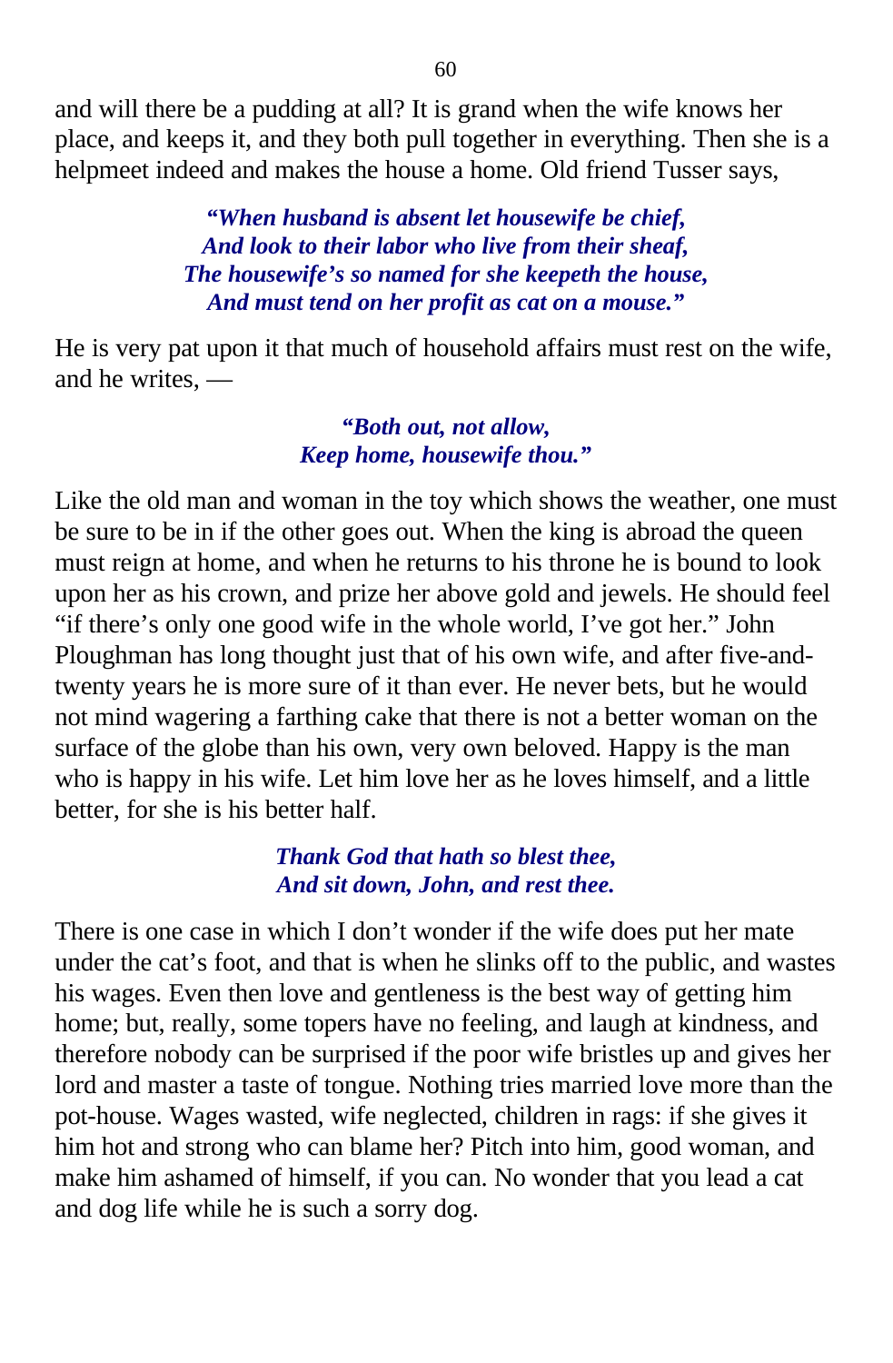and will there be a pudding at all? It is grand when the wife knows her place, and keeps it, and they both pull together in everything. Then she is a helpmeet indeed and makes the house a home. Old friend Tusser says,

> ***"When husband is absent let housewife be chief,***
> ***And look to their labor who live from their sheaf,***
> ***The housewife's so named for she keepeth the house,***
> ***And must tend on her profit as cat on a mouse."***

He is very pat upon it that much of household affairs must rest on the wife, and he writes, —

> ***"Both out, not allow,***
> ***Keep home, housewife thou."***

Like the old man and woman in the toy which shows the weather, one must be sure to be in if the other goes out. When the king is abroad the queen must reign at home, and when he returns to his throne he is bound to look upon her as his crown, and prize her above gold and jewels. He should feel "if there's only one good wife in the whole world, I've got her." John Ploughman has long thought just that of his own wife, and after five-and-twenty years he is more sure of it than ever. He never bets, but he would not mind wagering a farthing cake that there is not a better woman on the surface of the globe than his own, very own beloved. Happy is the man who is happy in his wife. Let him love her as he loves himself, and a little better, for she is his better half.

> ***Thank God that hath so blest thee,***
> ***And sit down, John, and rest thee.***

There is one case in which I don't wonder if the wife does put her mate under the cat's foot, and that is when he slinks off to the public, and wastes his wages. Even then love and gentleness is the best way of getting him home; but, really, some topers have no feeling, and laugh at kindness, and therefore nobody can be surprised if the poor wife bristles up and gives her lord and master a taste of tongue. Nothing tries married love more than the pot-house. Wages wasted, wife neglected, children in rags: if she gives it him hot and strong who can blame her? Pitch into him, good woman, and make him ashamed of himself, if you can. No wonder that you lead a cat and dog life while he is such a sorry dog.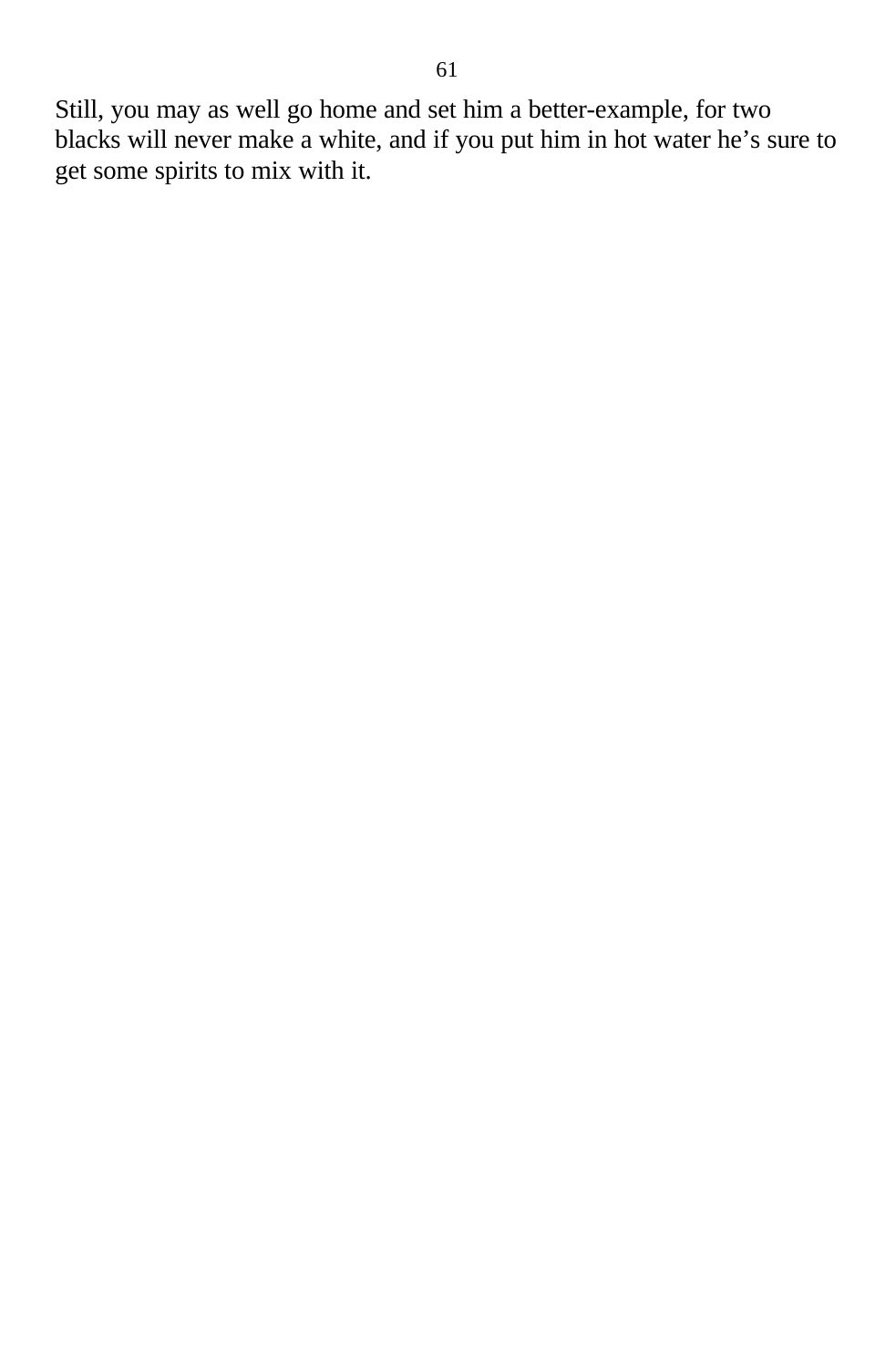Still, you may as well go home and set him a better-example, for two blacks will never make a white, and if you put him in hot water he’s sure to get some spirits to mix with it.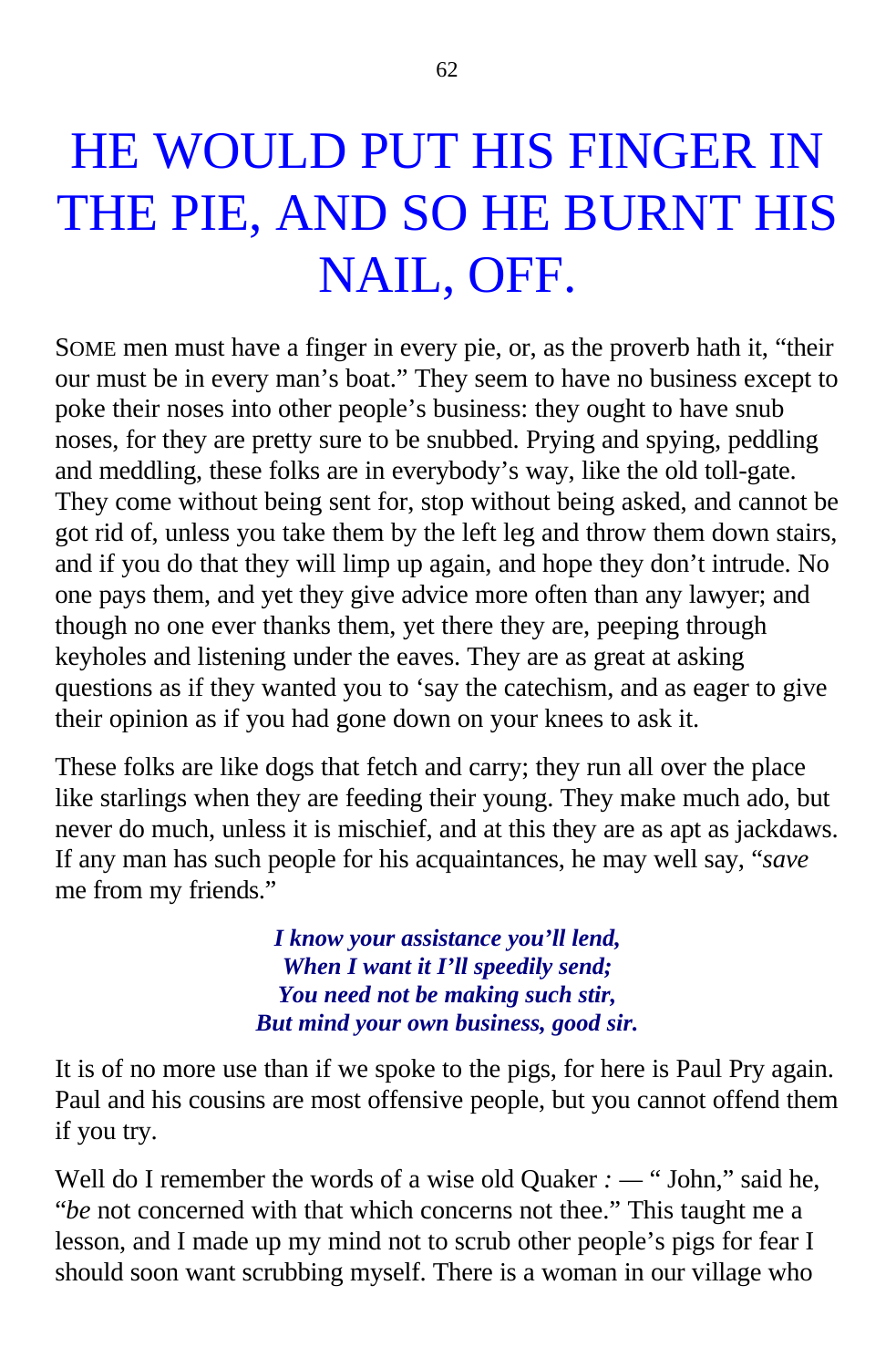# HE WOULD PUT HIS FINGER IN THE PIE, AND SO HE BURNT HIS NAIL, OFF.

SOME men must have a finger in every pie, or, as the proverb hath it, “their our must be in every man’s boat.” They seem to have no business except to poke their noses into other people’s business: they ought to have snub noses, for they are pretty sure to be snubbed. Prying and spying, peddling and meddling, these folks are in everybody’s way, like the old toll-gate. They come without being sent for, stop without being asked, and cannot be got rid of, unless you take them by the left leg and throw them down stairs, and if you do that they will limp up again, and hope they don’t intrude. No one pays them, and yet they give advice more often than any lawyer; and though no one ever thanks them, yet there they are, peeping through keyholes and listening under the eaves. They are as great at asking questions as if they wanted you to ‘say the catechism, and as eager to give their opinion as if you had gone down on your knees to ask it.

These folks are like dogs that fetch and carry; they run all over the place like starlings when they are feeding their young. They make much ado, but never do much, unless it is mischief, and at this they are as apt as jackdaws. If any man has such people for his acquaintances, he may well say, “*save* me from my friends.”

***I know your assistance you’ll lend,***
***When I want it I’ll speedily send;***
***You need not be making such stir,***
***But mind your own business, good sir.***

It is of no more use than if we spoke to the pigs, for here is Paul Pry again. Paul and his cousins are most offensive people, but you cannot offend them if you try.

Well do I remember the words of a wise old Quaker *:* — “ John,” said he, “*be* not concerned with that which concerns not thee.” This taught me a lesson, and I made up my mind not to scrub other people’s pigs for fear I should soon want scrubbing myself. There is a woman in our village who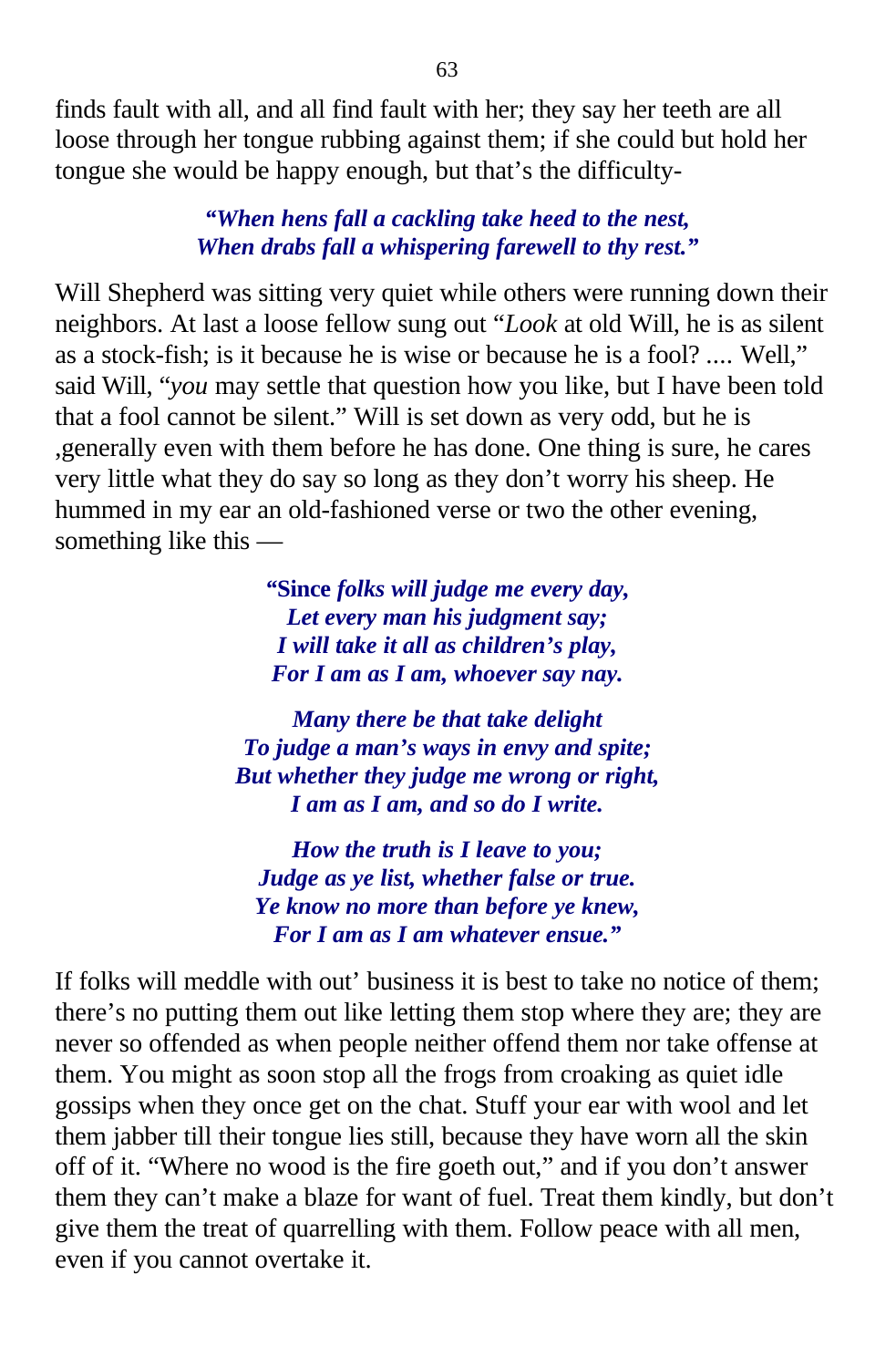finds fault with all, and all find fault with her; they say her teeth are all loose through her tongue rubbing against them; if she could but hold her tongue she would be happy enough, but that's the difficulty-

> ***"When hens fall a cackling take heed to the nest,***
> ***When drabs fall a whispering farewell to thy rest."***

Will Shepherd was sitting very quiet while others were running down their neighbors. At last a loose fellow sung out "*Look* at old Will, he is as silent as a stock-fish; is it because he is wise or because he is a fool? .... Well," said Will, "*you* may settle that question how you like, but I have been told that a fool cannot be silent." Will is set down as very odd, but he is ,generally even with them before he has done. One thing is sure, he cares very little what they do say so long as they don't worry his sheep. He hummed in my ear an old-fashioned verse or two the other evening, something like this —

> **"Since *folks will judge me every day,***
> ***Let every man his judgment say;***
> ***I will take it all as children's play,***
> ***For I am as I am, whoever say nay.***
>
> ***Many there be that take delight***
> ***To judge a man's ways in envy and spite;***
> ***But whether they judge me wrong or right,***
> ***I am as I am, and so do I write.***
>
> ***How the truth is I leave to you;***
> ***Judge as ye list, whether false or true.***
> ***Ye know no more than before ye knew,***
> ***For I am as I am whatever ensue."***

If folks will meddle with out' business it is best to take no notice of them; there's no putting them out like letting them stop where they are; they are never so offended as when people neither offend them nor take offense at them. You might as soon stop all the frogs from croaking as quiet idle gossips when they once get on the chat. Stuff your ear with wool and let them jabber till their tongue lies still, because they have worn all the skin off of it. "Where no wood is the fire goeth out," and if you don't answer them they can't make a blaze for want of fuel. Treat them kindly, but don't give them the treat of quarrelling with them. Follow peace with all men, even if you cannot overtake it.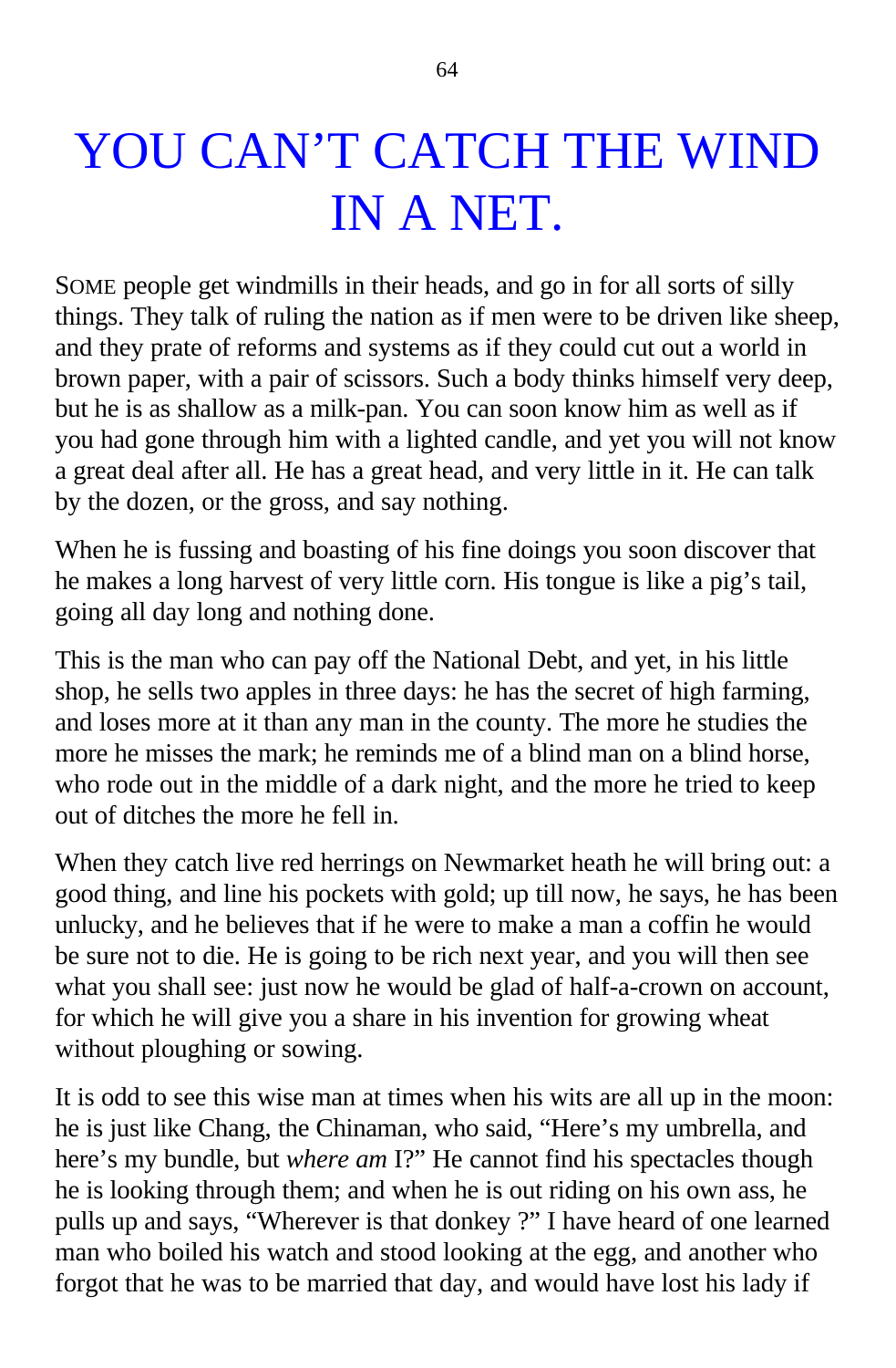# YOU CAN'T CATCH THE WIND IN A NET.

SOME people get windmills in their heads, and go in for all sorts of silly things. They talk of ruling the nation as if men were to be driven like sheep, and they prate of reforms and systems as if they could cut out a world in brown paper, with a pair of scissors. Such a body thinks himself very deep, but he is as shallow as a milk-pan. You can soon know him as well as if you had gone through him with a lighted candle, and yet you will not know a great deal after all. He has a great head, and very little in it. He can talk by the dozen, or the gross, and say nothing.

When he is fussing and boasting of his fine doings you soon discover that he makes a long harvest of very little corn. His tongue is like a pig's tail, going all day long and nothing done.

This is the man who can pay off the National Debt, and yet, in his little shop, he sells two apples in three days: he has the secret of high farming, and loses more at it than any man in the county. The more he studies the more he misses the mark; he reminds me of a blind man on a blind horse, who rode out in the middle of a dark night, and the more he tried to keep out of ditches the more he fell in.

When they catch live red herrings on Newmarket heath he will bring out: a good thing, and line his pockets with gold; up till now, he says, he has been unlucky, and he believes that if he were to make a man a coffin he would be sure not to die. He is going to be rich next year, and you will then see what you shall see: just now he would be glad of half-a-crown on account, for which he will give you a share in his invention for growing wheat without ploughing or sowing.

It is odd to see this wise man at times when his wits are all up in the moon: he is just like Chang, the Chinaman, who said, "Here's my umbrella, and here's my bundle, but *where am* I?" He cannot find his spectacles though he is looking through them; and when he is out riding on his own ass, he pulls up and says, "Wherever is that donkey ?" I have heard of one learned man who boiled his watch and stood looking at the egg, and another who forgot that he was to be married that day, and would have lost his lady if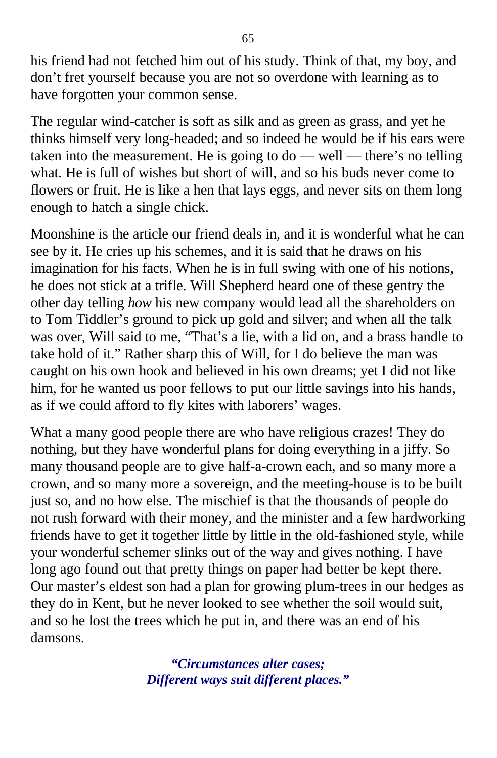his friend had not fetched him out of his study. Think of that, my boy, and don't fret yourself because you are not so overdone with learning as to have forgotten your common sense.

The regular wind-catcher is soft as silk and as green as grass, and yet he thinks himself very long-headed; and so indeed he would be if his ears were taken into the measurement. He is going to do — well — there's no telling what. He is full of wishes but short of will, and so his buds never come to flowers or fruit. He is like a hen that lays eggs, and never sits on them long enough to hatch a single chick.

Moonshine is the article our friend deals in, and it is wonderful what he can see by it. He cries up his schemes, and it is said that he draws on his imagination for his facts. When he is in full swing with one of his notions, he does not stick at a trifle. Will Shepherd heard one of these gentry the other day telling *how* his new company would lead all the shareholders on to Tom Tiddler's ground to pick up gold and silver; and when all the talk was over, Will said to me, "That's a lie, with a lid on, and a brass handle to take hold of it." Rather sharp this of Will, for I do believe the man was caught on his own hook and believed in his own dreams; yet I did not like him, for he wanted us poor fellows to put our little savings into his hands, as if we could afford to fly kites with laborers' wages.

What a many good people there are who have religious crazes! They do nothing, but they have wonderful plans for doing everything in a jiffy. So many thousand people are to give half-a-crown each, and so many more a crown, and so many more a sovereign, and the meeting-house is to be built just so, and no how else. The mischief is that the thousands of people do not rush forward with their money, and the minister and a few hardworking friends have to get it together little by little in the old-fashioned style, while your wonderful schemer slinks out of the way and gives nothing. I have long ago found out that pretty things on paper had better be kept there. Our master's eldest son had a plan for growing plum-trees in our hedges as they do in Kent, but he never looked to see whether the soil would suit, and so he lost the trees which he put in, and there was an end of his damsons.

***"Circumstances alter cases;***
***Different ways suit different places."***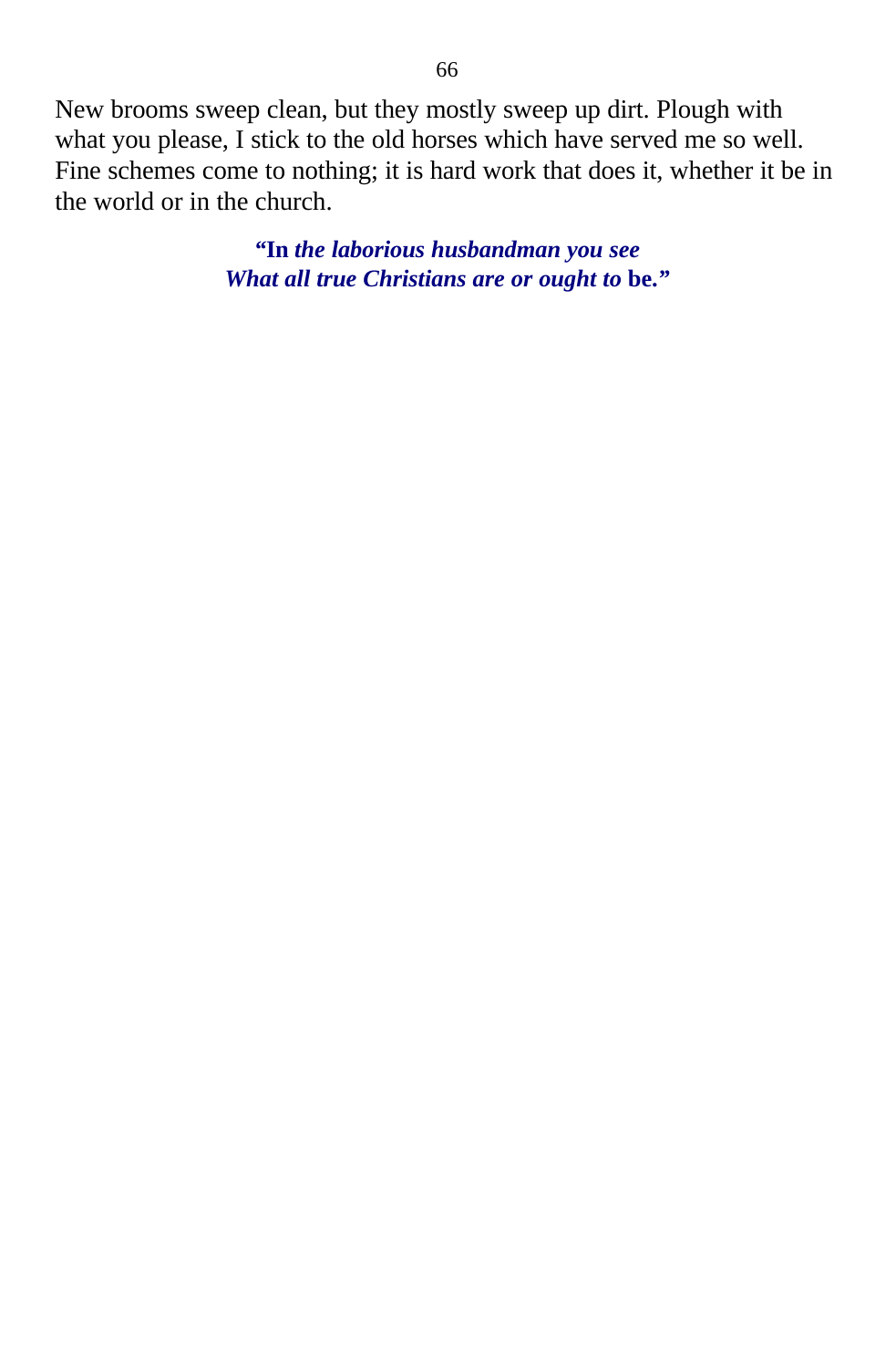New brooms sweep clean, but they mostly sweep up dirt. Plough with what you please, I stick to the old horses which have served me so well. Fine schemes come to nothing; it is hard work that does it, whether it be in the world or in the church.

> **“In *the laborious husbandman you see***
> ***What all true Christians are or ought to* be.”**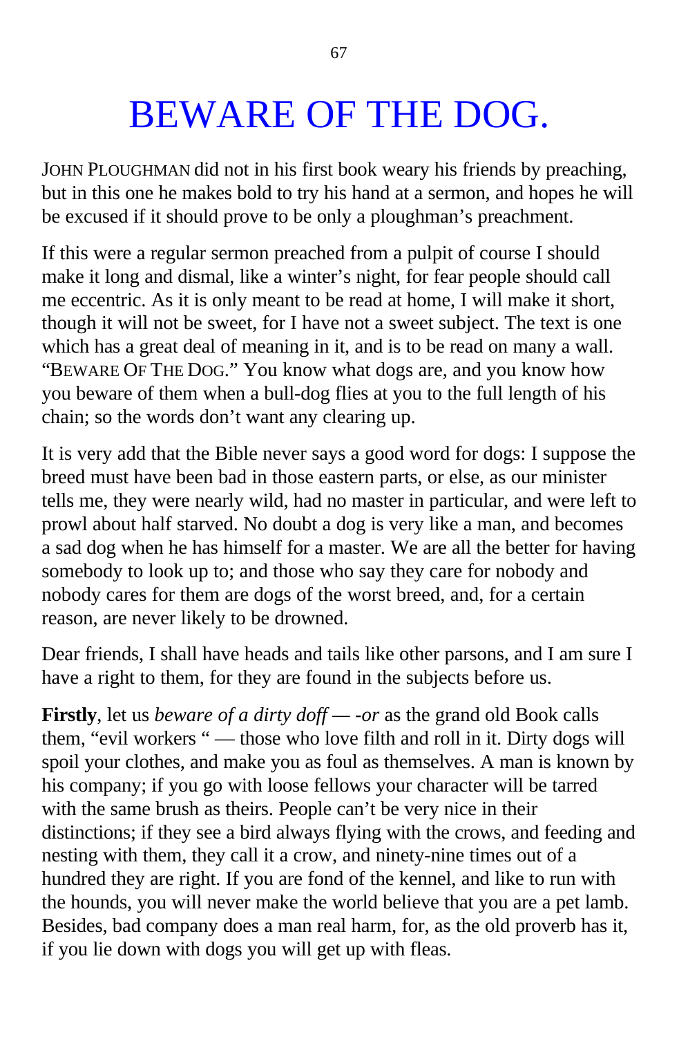# BEWARE OF THE DOG.

JOHN PLOUGHMAN did not in his first book weary his friends by preaching, but in this one he makes bold to try his hand at a sermon, and hopes he will be excused if it should prove to be only a ploughman's preachment.

If this were a regular sermon preached from a pulpit of course I should make it long and dismal, like a winter's night, for fear people should call me eccentric. As it is only meant to be read at home, I will make it short, though it will not be sweet, for I have not a sweet subject. The text is one which has a great deal of meaning in it, and is to be read on many a wall. "BEWARE OF THE DOG." You know what dogs are, and you know how you beware of them when a bull-dog flies at you to the full length of his chain; so the words don't want any clearing up.

It is very add that the Bible never says a good word for dogs: I suppose the breed must have been bad in those eastern parts, or else, as our minister tells me, they were nearly wild, had no master in particular, and were left to prowl about half starved. No doubt a dog is very like a man, and becomes a sad dog when he has himself for a master. We are all the better for having somebody to look up to; and those who say they care for nobody and nobody cares for them are dogs of the worst breed, and, for a certain reason, are never likely to be drowned.

Dear friends, I shall have heads and tails like other parsons, and I am sure I have a right to them, for they are found in the subjects before us.

**Firstly**, let us *beware of a dirty doff — -or* as the grand old Book calls them, "evil workers " — those who love filth and roll in it. Dirty dogs will spoil your clothes, and make you as foul as themselves. A man is known by his company; if you go with loose fellows your character will be tarred with the same brush as theirs. People can't be very nice in their distinctions; if they see a bird always flying with the crows, and feeding and nesting with them, they call it a crow, and ninety-nine times out of a hundred they are right. If you are fond of the kennel, and like to run with the hounds, you will never make the world believe that you are a pet lamb. Besides, bad company does a man real harm, for, as the old proverb has it, if you lie down with dogs you will get up with fleas.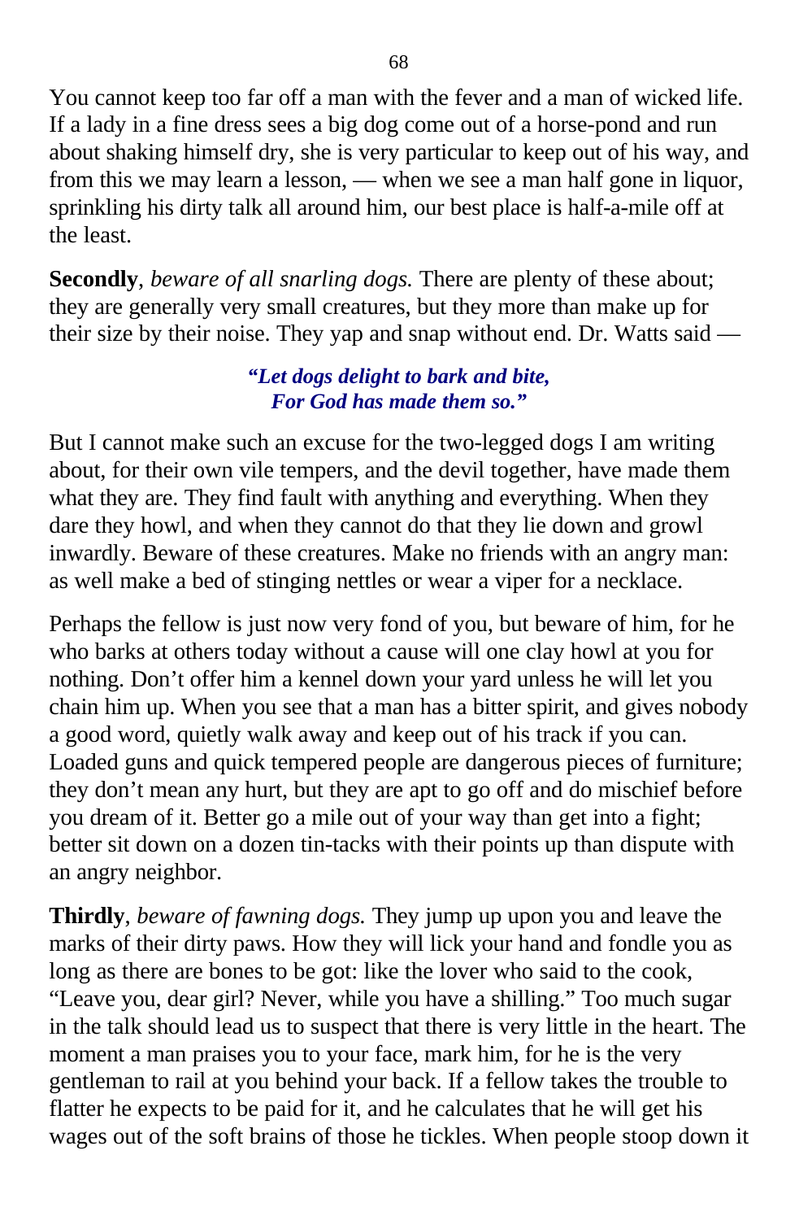You cannot keep too far off a man with the fever and a man of wicked life. If a lady in a fine dress sees a big dog come out of a horse-pond and run about shaking himself dry, she is very particular to keep out of his way, and from this we may learn a lesson, — when we see a man half gone in liquor, sprinkling his dirty talk all around him, our best place is half-a-mile off at the least.

**Secondly**, *beware of all snarling dogs.* There are plenty of these about; they are generally very small creatures, but they more than make up for their size by their noise. They yap and snap without end. Dr. Watts said —

> ***"Let dogs delight to bark and bite,***
> ***For God has made them so."***

But I cannot make such an excuse for the two-legged dogs I am writing about, for their own vile tempers, and the devil together, have made them what they are. They find fault with anything and everything. When they dare they howl, and when they cannot do that they lie down and growl inwardly. Beware of these creatures. Make no friends with an angry man: as well make a bed of stinging nettles or wear a viper for a necklace.

Perhaps the fellow is just now very fond of you, but beware of him, for he who barks at others today without a cause will one clay howl at you for nothing. Don't offer him a kennel down your yard unless he will let you chain him up. When you see that a man has a bitter spirit, and gives nobody a good word, quietly walk away and keep out of his track if you can. Loaded guns and quick tempered people are dangerous pieces of furniture; they don't mean any hurt, but they are apt to go off and do mischief before you dream of it. Better go a mile out of your way than get into a fight; better sit down on a dozen tin-tacks with their points up than dispute with an angry neighbor.

**Thirdly**, *beware of fawning dogs.* They jump up upon you and leave the marks of their dirty paws. How they will lick your hand and fondle you as long as there are bones to be got: like the lover who said to the cook, "Leave you, dear girl? Never, while you have a shilling." Too much sugar in the talk should lead us to suspect that there is very little in the heart. The moment a man praises you to your face, mark him, for he is the very gentleman to rail at you behind your back. If a fellow takes the trouble to flatter he expects to be paid for it, and he calculates that he will get his wages out of the soft brains of those he tickles. When people stoop down it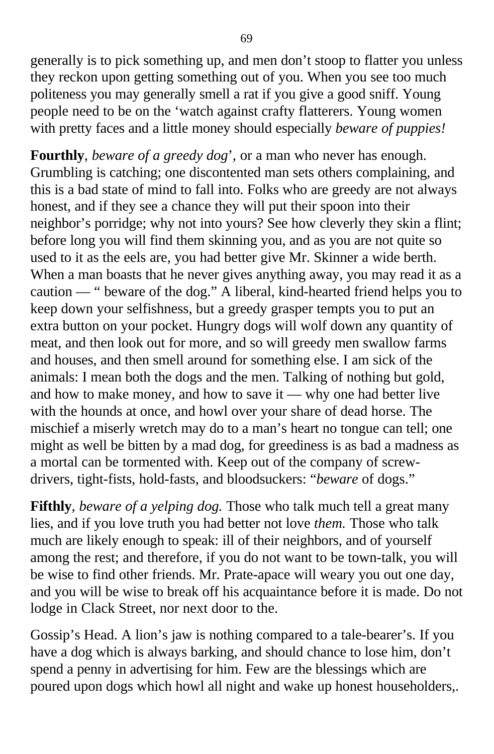generally is to pick something up, and men don't stoop to flatter you unless they reckon upon getting something out of you. When you see too much politeness you may generally smell a rat if you give a good sniff. Young people need to be on the 'watch against crafty flatterers. Young women with pretty faces and a little money should especially *beware of puppies!*

**Fourthly**, *beware of a greedy dog*', or a man who never has enough. Grumbling is catching; one discontented man sets others complaining, and this is a bad state of mind to fall into. Folks who are greedy are not always honest, and if they see a chance they will put their spoon into their neighbor's porridge; why not into yours? See how cleverly they skin a flint; before long you will find them skinning you, and as you are not quite so used to it as the eels are, you had better give Mr. Skinner a wide berth. When a man boasts that he never gives anything away, you may read it as a caution — " beware of the dog." A liberal, kind-hearted friend helps you to keep down your selfishness, but a greedy grasper tempts you to put an extra button on your pocket. Hungry dogs will wolf down any quantity of meat, and then look out for more, and so will greedy men swallow farms and houses, and then smell around for something else. I am sick of the animals: I mean both the dogs and the men. Talking of nothing but gold, and how to make money, and how to save it — why one had better live with the hounds at once, and howl over your share of dead horse. The mischief a miserly wretch may do to a man's heart no tongue can tell; one might as well be bitten by a mad dog, for greediness is as bad a madness as a mortal can be tormented with. Keep out of the company of screw-drivers, tight-fists, hold-fasts, and bloodsuckers: "*beware* of dogs."

**Fifthly**, *beware of a yelping dog.* Those who talk much tell a great many lies, and if you love truth you had better not love *them.* Those who talk much are likely enough to speak: ill of their neighbors, and of yourself among the rest; and therefore, if you do not want to be town-talk, you will be wise to find other friends. Mr. Prate-apace will weary you out one day, and you will be wise to break off his acquaintance before it is made. Do not lodge in Clack Street, nor next door to the.

Gossip's Head. A lion's jaw is nothing compared to a tale-bearer's. If you have a dog which is always barking, and should chance to lose him, don't spend a penny in advertising for him. Few are the blessings which are poured upon dogs which howl all night and wake up honest householders,.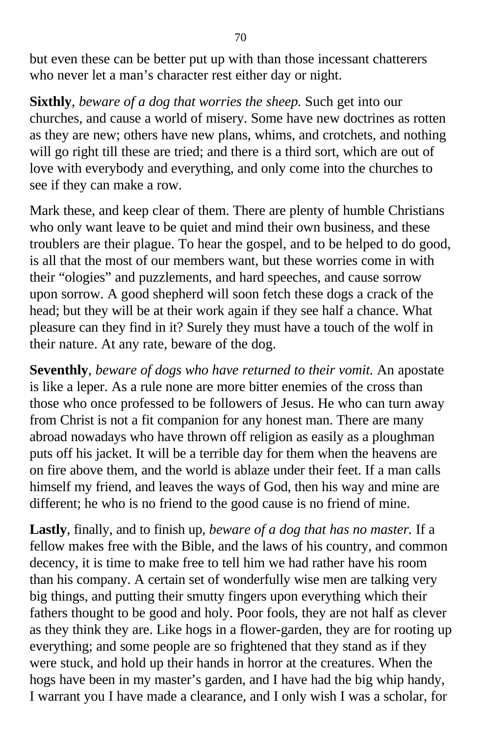but even these can be better put up with than those incessant chatterers who never let a man's character rest either day or night.

**Sixthly**, *beware of a dog that worries the sheep.* Such get into our churches, and cause a world of misery. Some have new doctrines as rotten as they are new; others have new plans, whims, and crotchets, and nothing will go right till these are tried; and there is a third sort, which are out of love with everybody and everything, and only come into the churches to see if they can make a row.

Mark these, and keep clear of them. There are plenty of humble Christians who only want leave to be quiet and mind their own business, and these troublers are their plague. To hear the gospel, and to be helped to do good, is all that the most of our members want, but these worries come in with their "ologies" and puzzlements, and hard speeches, and cause sorrow upon sorrow. A good shepherd will soon fetch these dogs a crack of the head; but they will be at their work again if they see half a chance. What pleasure can they find in it? Surely they must have a touch of the wolf in their nature. At any rate, beware of the dog.

**Seventhly**, *beware of dogs who have returned to their vomit.* An apostate is like a leper. As a rule none are more bitter enemies of the cross than those who once professed to be followers of Jesus. He who can turn away from Christ is not a fit companion for any honest man. There are many abroad nowadays who have thrown off religion as easily as a ploughman puts off his jacket. It will be a terrible day for them when the heavens are on fire above them, and the world is ablaze under their feet. If a man calls himself my friend, and leaves the ways of God, then his way and mine are different; he who is no friend to the good cause is no friend of mine.

**Lastly**, finally, and to finish up, *beware of a dog that has no master.* If a fellow makes free with the Bible, and the laws of his country, and common decency, it is time to make free to tell him we had rather have his room than his company. A certain set of wonderfully wise men are talking very big things, and putting their smutty fingers upon everything which their fathers thought to be good and holy. Poor fools, they are not half as clever as they think they are. Like hogs in a flower-garden, they are for rooting up everything; and some people are so frightened that they stand as if they were stuck, and hold up their hands in horror at the creatures. When the hogs have been in my master's garden, and I have had the big whip handy, I warrant you I have made a clearance, and I only wish I was a scholar, for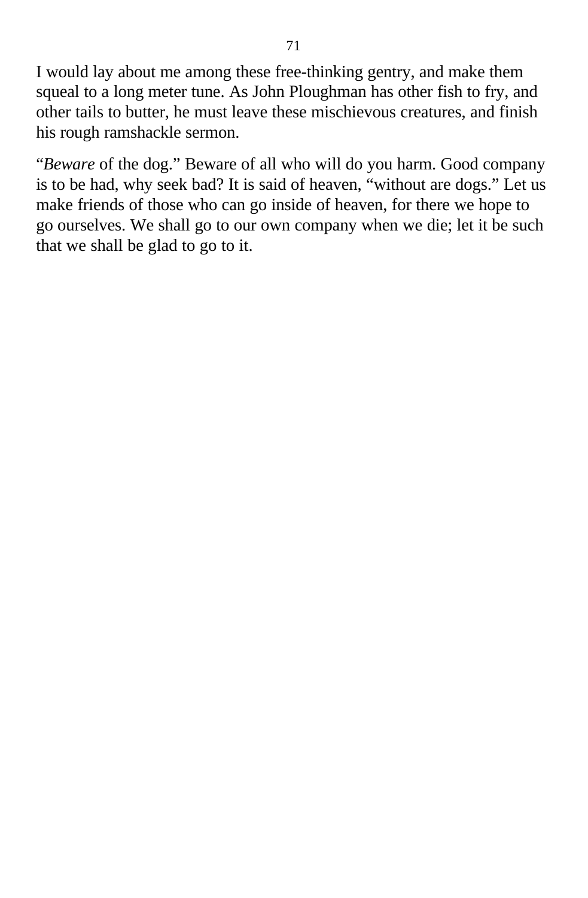I would lay about me among these free-thinking gentry, and make them squeal to a long meter tune. As John Ploughman has other fish to fry, and other tails to butter, he must leave these mischievous creatures, and finish his rough ramshackle sermon.

“*Beware* of the dog.” Beware of all who will do you harm. Good company is to be had, why seek bad? It is said of heaven, “without are dogs.” Let us make friends of those who can go inside of heaven, for there we hope to go ourselves. We shall go to our own company when we die; let it be such that we shall be glad to go to it.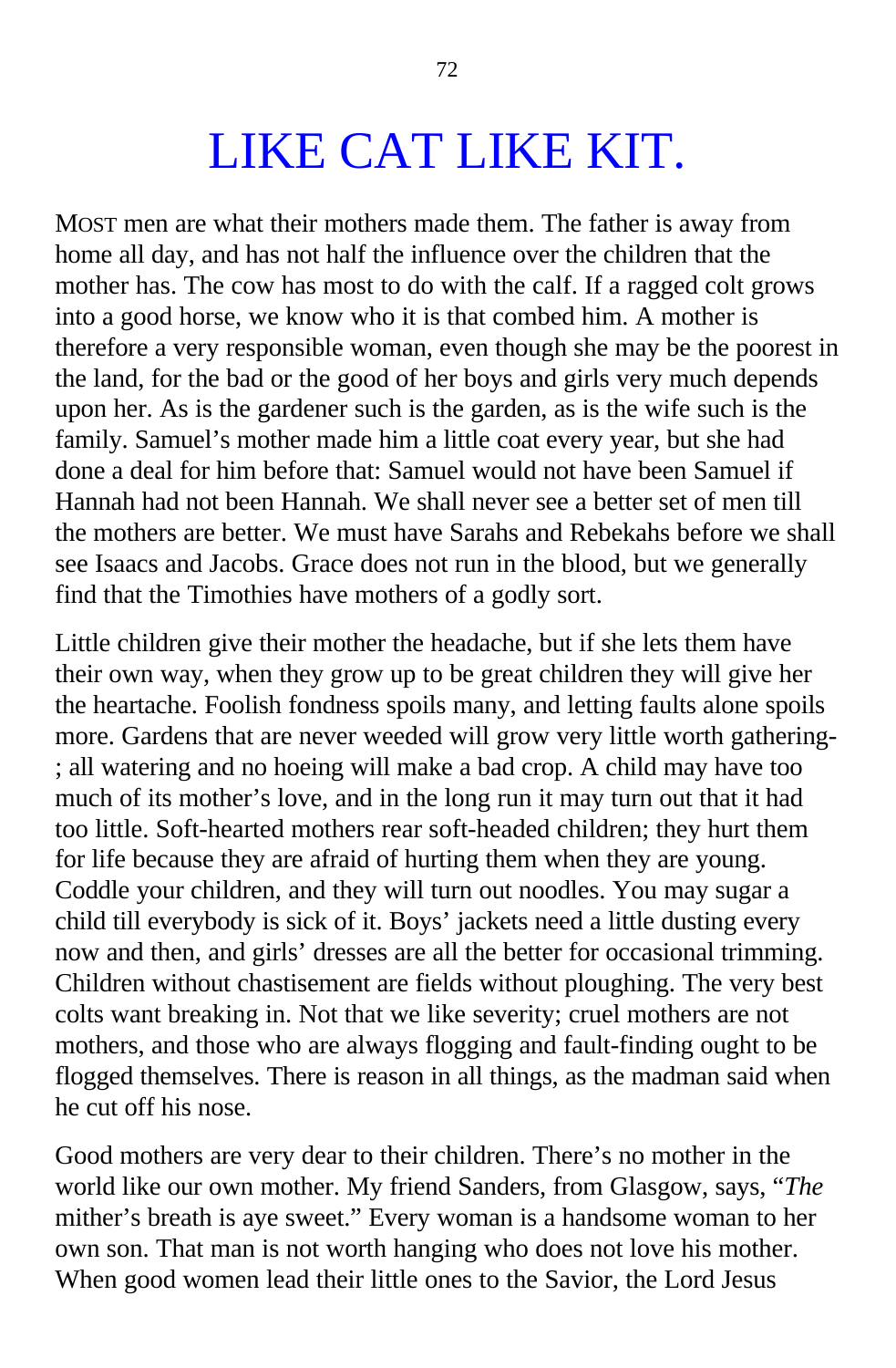# LIKE CAT LIKE KIT.

MOST men are what their mothers made them. The father is away from home all day, and has not half the influence over the children that the mother has. The cow has most to do with the calf. If a ragged colt grows into a good horse, we know who it is that combed him. A mother is therefore a very responsible woman, even though she may be the poorest in the land, for the bad or the good of her boys and girls very much depends upon her. As is the gardener such is the garden, as is the wife such is the family. Samuel's mother made him a little coat every year, but she had done a deal for him before that: Samuel would not have been Samuel if Hannah had not been Hannah. We shall never see a better set of men till the mothers are better. We must have Sarahs and Rebekahs before we shall see Isaacs and Jacobs. Grace does not run in the blood, but we generally find that the Timothies have mothers of a godly sort.

Little children give their mother the headache, but if she lets them have their own way, when they grow up to be great children they will give her the heartache. Foolish fondness spoils many, and letting faults alone spoils more. Gardens that are never weeded will grow very little worth gathering; all watering and no hoeing will make a bad crop. A child may have too much of its mother's love, and in the long run it may turn out that it had too little. Soft-hearted mothers rear soft-headed children; they hurt them for life because they are afraid of hurting them when they are young. Coddle your children, and they will turn out noodles. You may sugar a child till everybody is sick of it. Boys' jackets need a little dusting every now and then, and girls' dresses are all the better for occasional trimming. Children without chastisement are fields without ploughing. The very best colts want breaking in. Not that we like severity; cruel mothers are not mothers, and those who are always flogging and fault-finding ought to be flogged themselves. There is reason in all things, as the madman said when he cut off his nose.

Good mothers are very dear to their children. There's no mother in the world like our own mother. My friend Sanders, from Glasgow, says, "*The* mither's breath is aye sweet." Every woman is a handsome woman to her own son. That man is not worth hanging who does not love his mother. When good women lead their little ones to the Savior, the Lord Jesus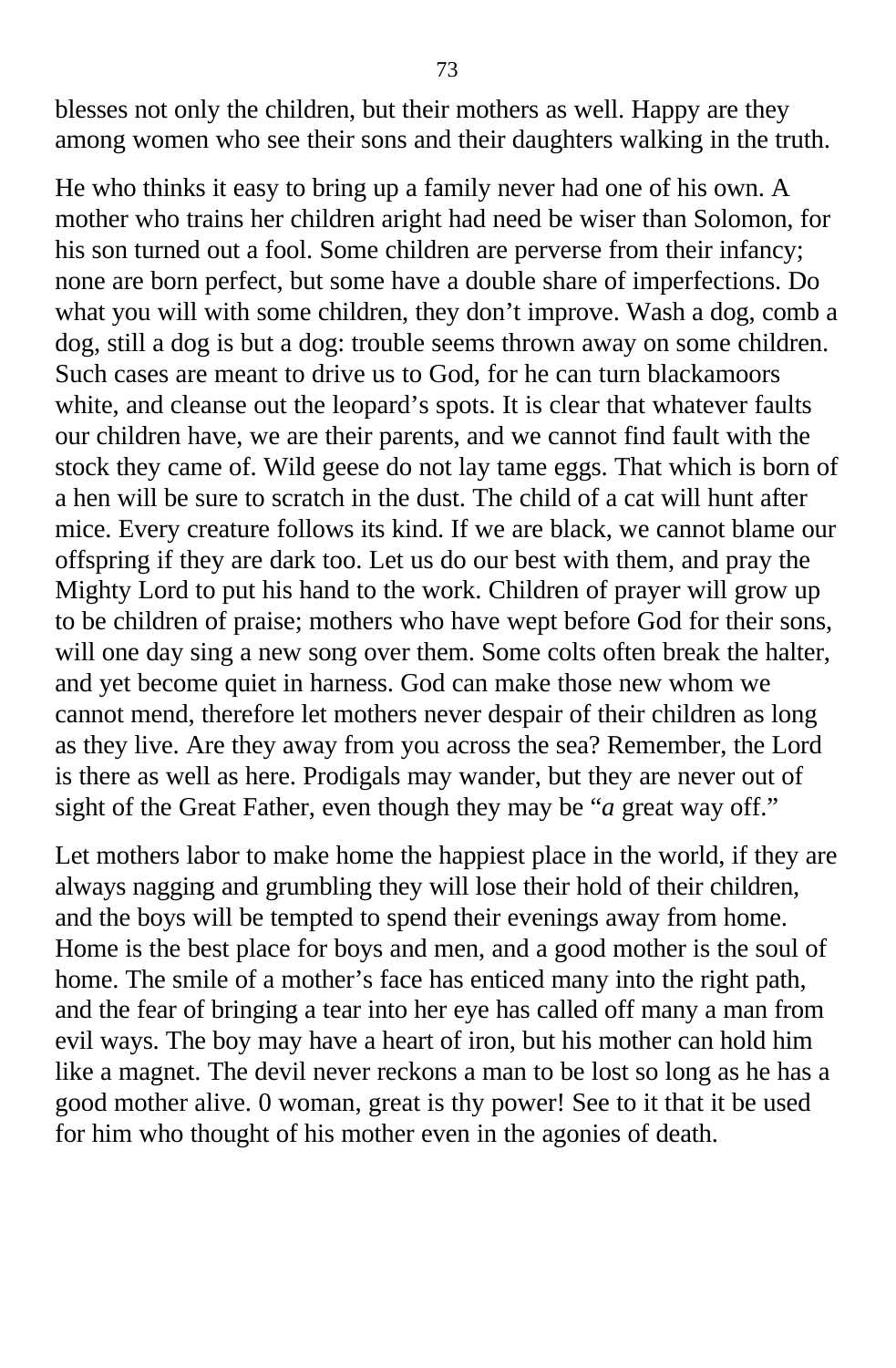blesses not only the children, but their mothers as well. Happy are they among women who see their sons and their daughters walking in the truth.

He who thinks it easy to bring up a family never had one of his own. A mother who trains her children aright had need be wiser than Solomon, for his son turned out a fool. Some children are perverse from their infancy; none are born perfect, but some have a double share of imperfections. Do what you will with some children, they don't improve. Wash a dog, comb a dog, still a dog is but a dog: trouble seems thrown away on some children. Such cases are meant to drive us to God, for he can turn blackamoors white, and cleanse out the leopard's spots. It is clear that whatever faults our children have, we are their parents, and we cannot find fault with the stock they came of. Wild geese do not lay tame eggs. That which is born of a hen will be sure to scratch in the dust. The child of a cat will hunt after mice. Every creature follows its kind. If we are black, we cannot blame our offspring if they are dark too. Let us do our best with them, and pray the Mighty Lord to put his hand to the work. Children of prayer will grow up to be children of praise; mothers who have wept before God for their sons, will one day sing a new song over them. Some colts often break the halter, and yet become quiet in harness. God can make those new whom we cannot mend, therefore let mothers never despair of their children as long as they live. Are they away from you across the sea? Remember, the Lord is there as well as here. Prodigals may wander, but they are never out of sight of the Great Father, even though they may be "*a* great way off."

Let mothers labor to make home the happiest place in the world, if they are always nagging and grumbling they will lose their hold of their children, and the boys will be tempted to spend their evenings away from home. Home is the best place for boys and men, and a good mother is the soul of home. The smile of a mother's face has enticed many into the right path, and the fear of bringing a tear into her eye has called off many a man from evil ways. The boy may have a heart of iron, but his mother can hold him like a magnet. The devil never reckons a man to be lost so long as he has a good mother alive. 0 woman, great is thy power! See to it that it be used for him who thought of his mother even in the agonies of death.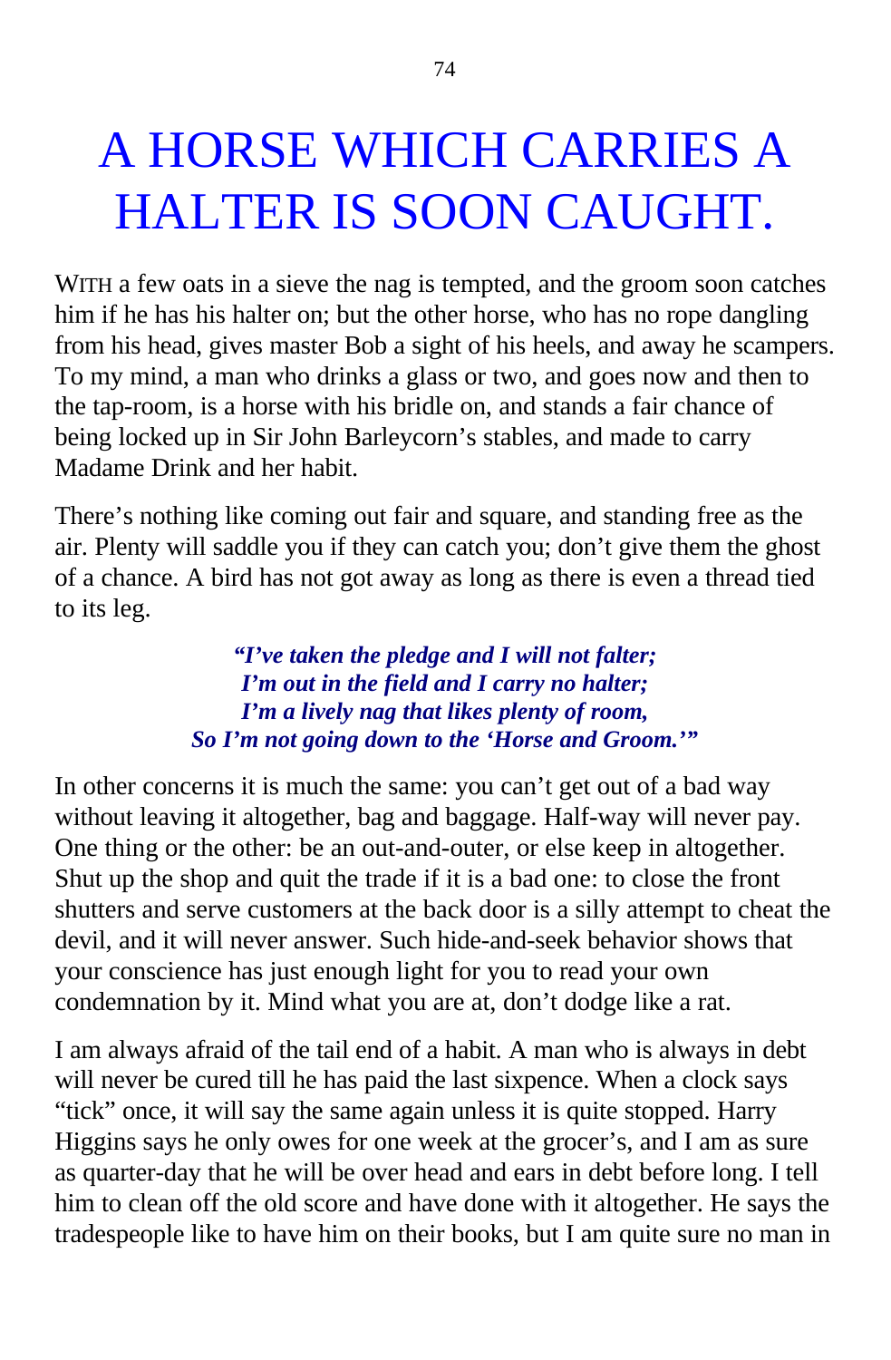# A HORSE WHICH CARRIES A HALTER IS SOON CAUGHT.

WITH a few oats in a sieve the nag is tempted, and the groom soon catches him if he has his halter on; but the other horse, who has no rope dangling from his head, gives master Bob a sight of his heels, and away he scampers. To my mind, a man who drinks a glass or two, and goes now and then to the tap-room, is a horse with his bridle on, and stands a fair chance of being locked up in Sir John Barleycorn's stables, and made to carry Madame Drink and her habit.

There's nothing like coming out fair and square, and standing free as the air. Plenty will saddle you if they can catch you; don't give them the ghost of a chance. A bird has not got away as long as there is even a thread tied to its leg.

> ***"I've taken the pledge and I will not falter;***
> ***I'm out in the field and I carry no halter;***
> ***I'm a lively nag that likes plenty of room,***
> ***So I'm not going down to the 'Horse and Groom.'"***

In other concerns it is much the same: you can't get out of a bad way without leaving it altogether, bag and baggage. Half-way will never pay. One thing or the other: be an out-and-outer, or else keep in altogether. Shut up the shop and quit the trade if it is a bad one: to close the front shutters and serve customers at the back door is a silly attempt to cheat the devil, and it will never answer. Such hide-and-seek behavior shows that your conscience has just enough light for you to read your own condemnation by it. Mind what you are at, don't dodge like a rat.

I am always afraid of the tail end of a habit. A man who is always in debt will never be cured till he has paid the last sixpence. When a clock says "tick" once, it will say the same again unless it is quite stopped. Harry Higgins says he only owes for one week at the grocer's, and I am as sure as quarter-day that he will be over head and ears in debt before long. I tell him to clean off the old score and have done with it altogether. He says the tradespeople like to have him on their books, but I am quite sure no man in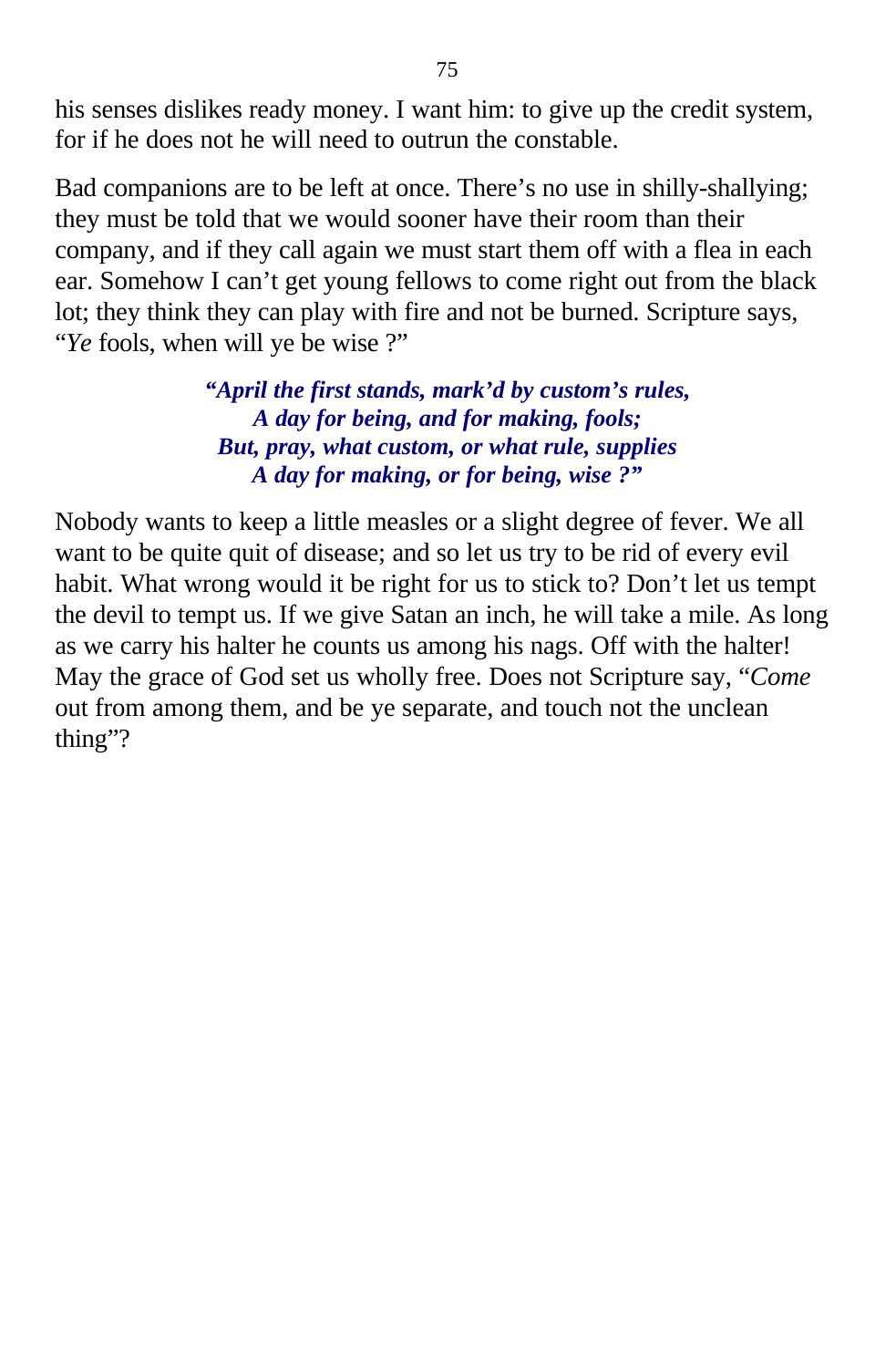his senses dislikes ready money. I want him: to give up the credit system, for if he does not he will need to outrun the constable.

Bad companions are to be left at once. There's no use in shilly-shallying; they must be told that we would sooner have their room than their company, and if they call again we must start them off with a flea in each ear. Somehow I can't get young fellows to come right out from the black lot; they think they can play with fire and not be burned. Scripture says, "*Ye* fools, when will ye be wise ?"

> ***"April the first stands, mark'd by custom's rules,***
> ***A day for being, and for making, fools;***
> ***But, pray, what custom, or what rule, supplies***
> ***A day for making, or for being, wise ?"***

Nobody wants to keep a little measles or a slight degree of fever. We all want to be quite quit of disease; and so let us try to be rid of every evil habit. What wrong would it be right for us to stick to? Don't let us tempt the devil to tempt us. If we give Satan an inch, he will take a mile. As long as we carry his halter he counts us among his nags. Off with the halter! May the grace of God set us wholly free. Does not Scripture say, "*Come* out from among them, and be ye separate, and touch not the unclean thing"?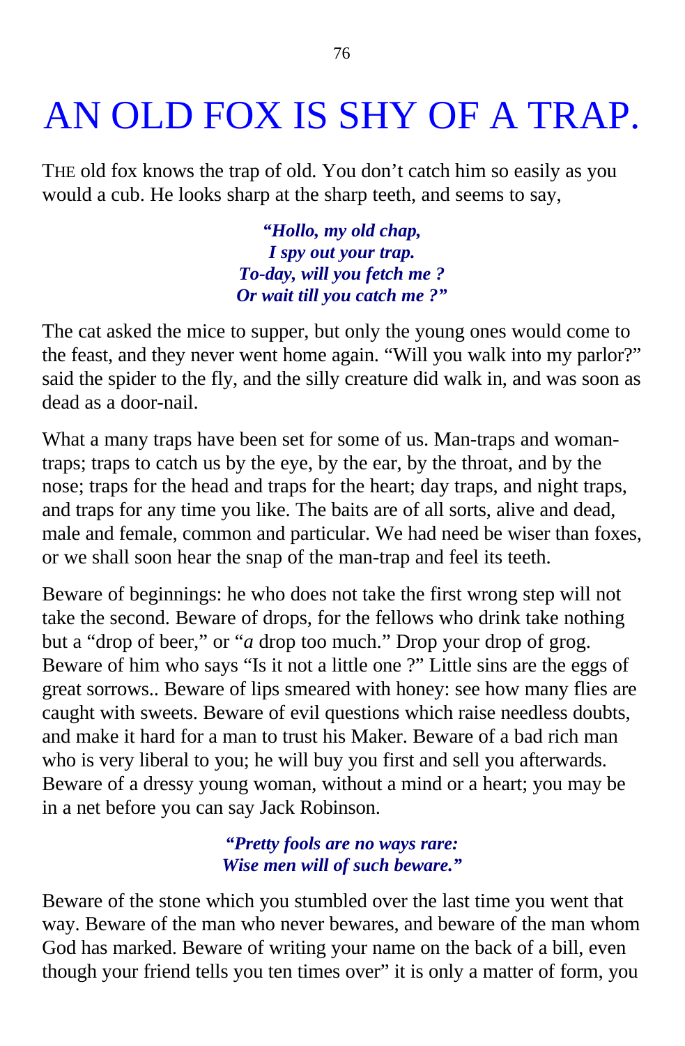# AN OLD FOX IS SHY OF A TRAP.

THE old fox knows the trap of old. You don't catch him so easily as you would a cub. He looks sharp at the sharp teeth, and seems to say,

> ***"Hollo, my old chap,***
> ***I spy out your trap.***
> ***To-day, will you fetch me ?***
> ***Or wait till you catch me ?"***

The cat asked the mice to supper, but only the young ones would come to the feast, and they never went home again. "Will you walk into my parlor?" said the spider to the fly, and the silly creature did walk in, and was soon as dead as a door-nail.

What a many traps have been set for some of us. Man-traps and woman-traps; traps to catch us by the eye, by the ear, by the throat, and by the nose; traps for the head and traps for the heart; day traps, and night traps, and traps for any time you like. The baits are of all sorts, alive and dead, male and female, common and particular. We had need be wiser than foxes, or we shall soon hear the snap of the man-trap and feel its teeth.

Beware of beginnings: he who does not take the first wrong step will not take the second. Beware of drops, for the fellows who drink take nothing but a "drop of beer," or "*a* drop too much." Drop your drop of grog. Beware of him who says "Is it not a little one ?" Little sins are the eggs of great sorrows.. Beware of lips smeared with honey: see how many flies are caught with sweets. Beware of evil questions which raise needless doubts, and make it hard for a man to trust his Maker. Beware of a bad rich man who is very liberal to you; he will buy you first and sell you afterwards. Beware of a dressy young woman, without a mind or a heart; you may be in a net before you can say Jack Robinson.

> ***"Pretty fools are no ways rare:***
> ***Wise men will of such beware."***

Beware of the stone which you stumbled over the last time you went that way. Beware of the man who never bewares, and beware of the man whom God has marked. Beware of writing your name on the back of a bill, even though your friend tells you ten times over" it is only a matter of form, you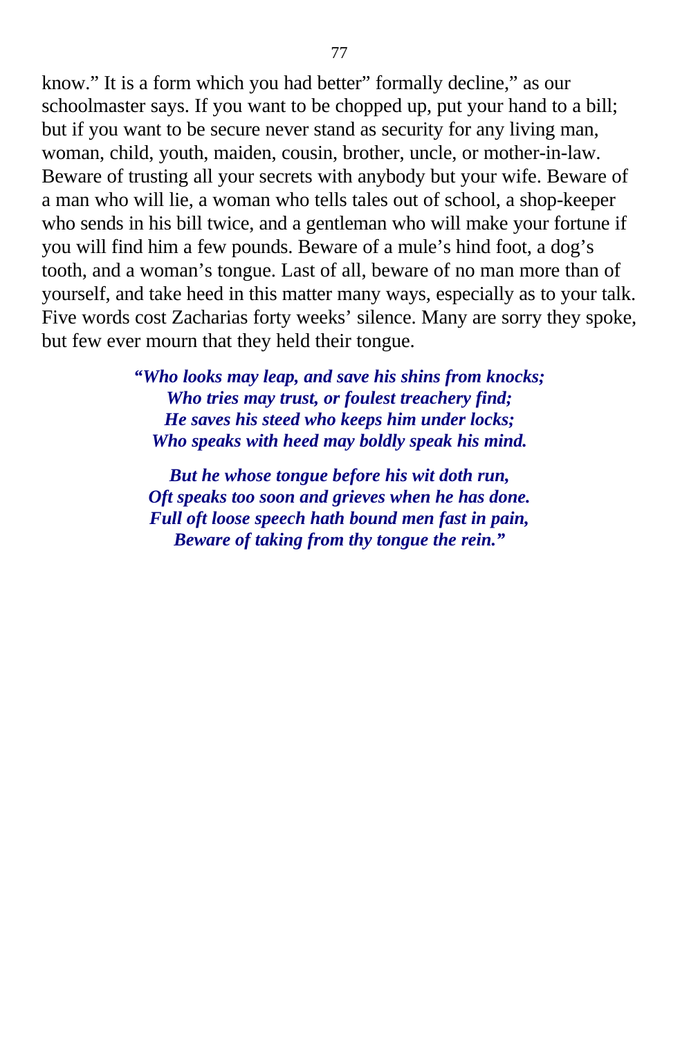know." It is a form which you had better" formally decline," as our schoolmaster says. If you want to be chopped up, put your hand to a bill; but if you want to be secure never stand as security for any living man, woman, child, youth, maiden, cousin, brother, uncle, or mother-in-law. Beware of trusting all your secrets with anybody but your wife. Beware of a man who will lie, a woman who tells tales out of school, a shop-keeper who sends in his bill twice, and a gentleman who will make your fortune if you will find him a few pounds. Beware of a mule's hind foot, a dog's tooth, and a woman's tongue. Last of all, beware of no man more than of yourself, and take heed in this matter many ways, especially as to your talk. Five words cost Zacharias forty weeks' silence. Many are sorry they spoke, but few ever mourn that they held their tongue.

***"Who looks may leap, and save his shins from knocks;***
***Who tries may trust, or foulest treachery find;***
***He saves his steed who keeps him under locks;***
***Who speaks with heed may boldly speak his mind.***

***But he whose tongue before his wit doth run,***
***Oft speaks too soon and grieves when he has done.***
***Full oft loose speech hath bound men fast in pain,***
***Beware of taking from thy tongue the rein."***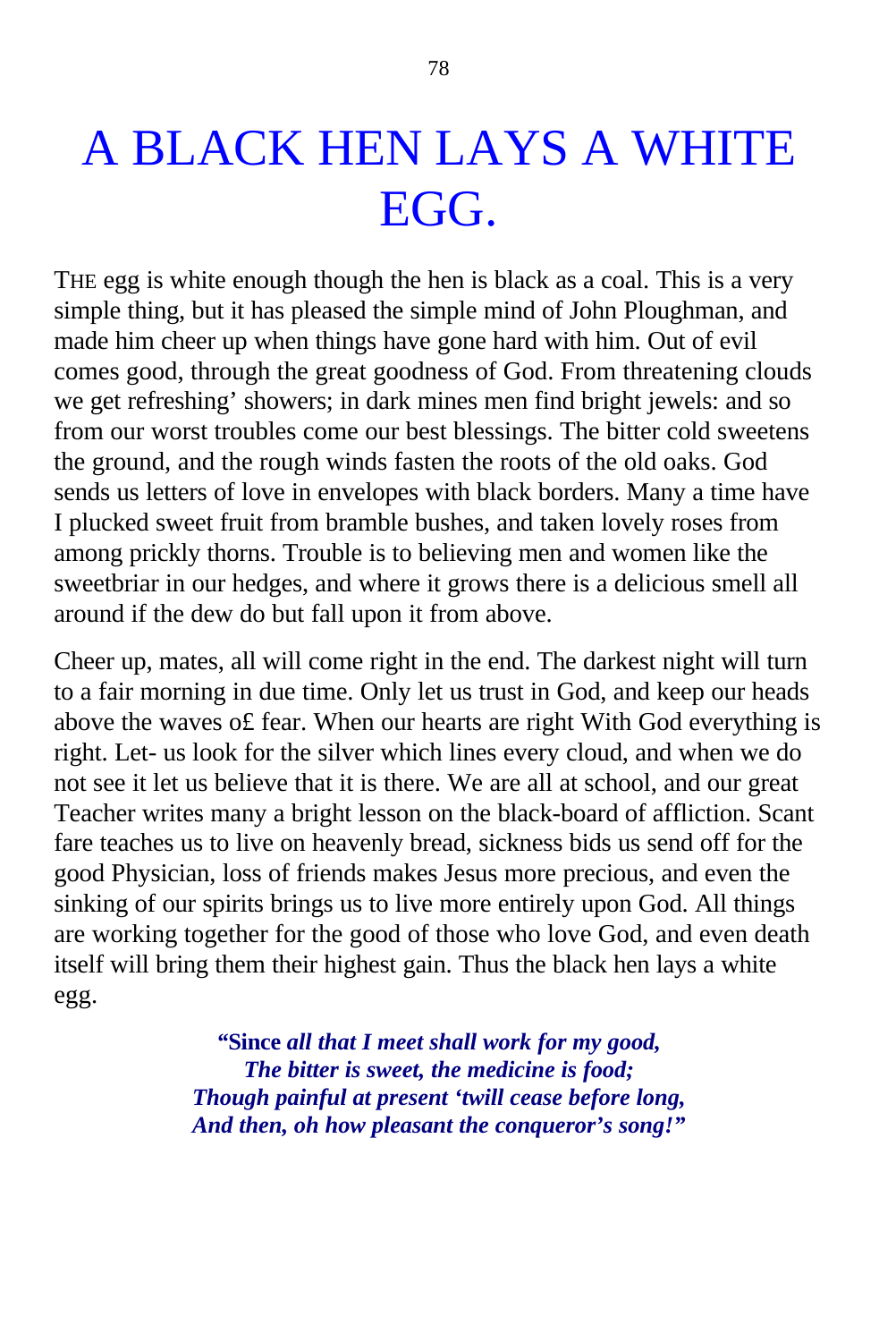# A BLACK HEN LAYS A WHITE EGG.

THE egg is white enough though the hen is black as a coal. This is a very simple thing, but it has pleased the simple mind of John Ploughman, and made him cheer up when things have gone hard with him. Out of evil comes good, through the great goodness of God. From threatening clouds we get refreshing' showers; in dark mines men find bright jewels: and so from our worst troubles come our best blessings. The bitter cold sweetens the ground, and the rough winds fasten the roots of the old oaks. God sends us letters of love in envelopes with black borders. Many a time have I plucked sweet fruit from bramble bushes, and taken lovely roses from among prickly thorns. Trouble is to believing men and women like the sweetbriar in our hedges, and where it grows there is a delicious smell all around if the dew do but fall upon it from above.

Cheer up, mates, all will come right in the end. The darkest night will turn to a fair morning in due time. Only let us trust in God, and keep our heads above the waves o£ fear. When our hearts are right With God everything is right. Let- us look for the silver which lines every cloud, and when we do not see it let us believe that it is there. We are all at school, and our great Teacher writes many a bright lesson on the black-board of affliction. Scant fare teaches us to live on heavenly bread, sickness bids us send off for the good Physician, loss of friends makes Jesus more precious, and even the sinking of our spirits brings us to live more entirely upon God. All things are working together for the good of those who love God, and even death itself will bring them their highest gain. Thus the black hen lays a white egg.

> **"Since *all that I meet shall work for my good,***
> ***The bitter is sweet, the medicine is food;***
> ***Though painful at present 'twill cease before long,***
> ***And then, oh how pleasant the conqueror's song!"***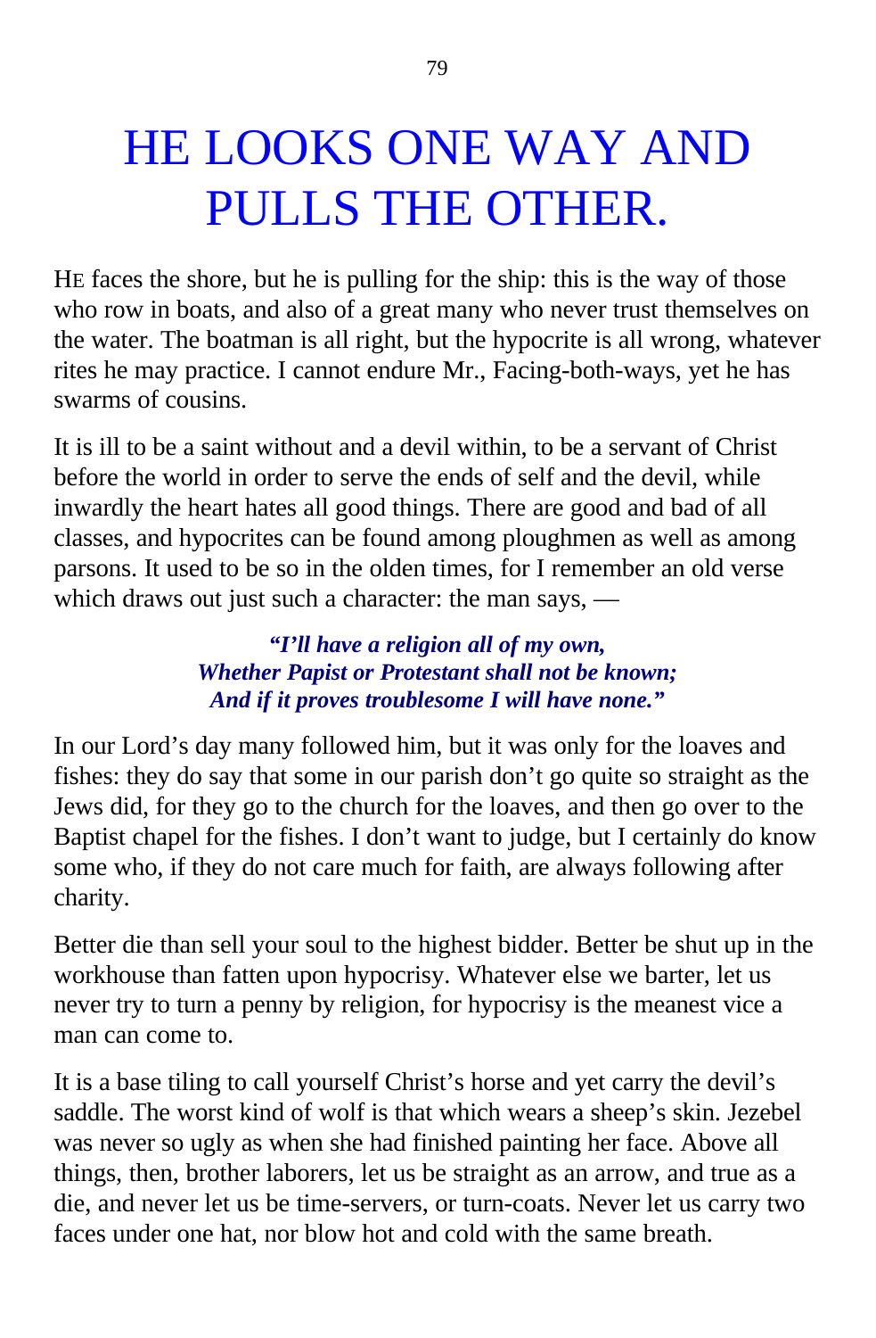# HE LOOKS ONE WAY AND PULLS THE OTHER.

HE faces the shore, but he is pulling for the ship: this is the way of those who row in boats, and also of a great many who never trust themselves on the water. The boatman is all right, but the hypocrite is all wrong, whatever rites he may practice. I cannot endure Mr., Facing-both-ways, yet he has swarms of cousins.

It is ill to be a saint without and a devil within, to be a servant of Christ before the world in order to serve the ends of self and the devil, while inwardly the heart hates all good things. There are good and bad of all classes, and hypocrites can be found among ploughmen as well as among parsons. It used to be so in the olden times, for I remember an old verse which draws out just such a character: the man says, —

> ***"I'll have a religion all of my own,***
> ***Whether Papist or Protestant shall not be known;***
> ***And if it proves troublesome I will have none."***

In our Lord's day many followed him, but it was only for the loaves and fishes: they do say that some in our parish don't go quite so straight as the Jews did, for they go to the church for the loaves, and then go over to the Baptist chapel for the fishes. I don't want to judge, but I certainly do know some who, if they do not care much for faith, are always following after charity.

Better die than sell your soul to the highest bidder. Better be shut up in the workhouse than fatten upon hypocrisy. Whatever else we barter, let us never try to turn a penny by religion, for hypocrisy is the meanest vice a man can come to.

It is a base tiling to call yourself Christ's horse and yet carry the devil's saddle. The worst kind of wolf is that which wears a sheep's skin. Jezebel was never so ugly as when she had finished painting her face. Above all things, then, brother laborers, let us be straight as an arrow, and true as a die, and never let us be time-servers, or turn-coats. Never let us carry two faces under one hat, nor blow hot and cold with the same breath.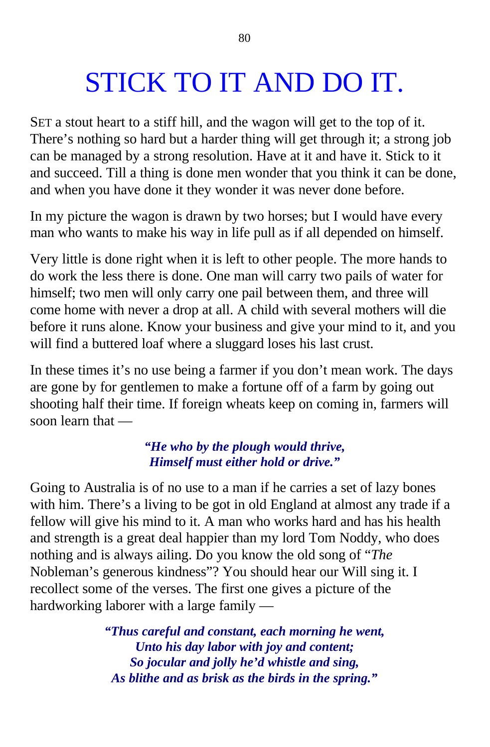# STICK TO IT AND DO IT.

SET a stout heart to a stiff hill, and the wagon will get to the top of it. There's nothing so hard but a harder thing will get through it; a strong job can be managed by a strong resolution. Have at it and have it. Stick to it and succeed. Till a thing is done men wonder that you think it can be done, and when you have done it they wonder it was never done before.

In my picture the wagon is drawn by two horses; but I would have every man who wants to make his way in life pull as if all depended on himself.

Very little is done right when it is left to other people. The more hands to do work the less there is done. One man will carry two pails of water for himself; two men will only carry one pail between them, and three will come home with never a drop at all. A child with several mothers will die before it runs alone. Know your business and give your mind to it, and you will find a buttered loaf where a sluggard loses his last crust.

In these times it's no use being a farmer if you don't mean work. The days are gone by for gentlemen to make a fortune off of a farm by going out shooting half their time. If foreign wheats keep on coming in, farmers will soon learn that —

> ***"He who by the plough would thrive,***
> ***Himself must either hold or drive."***

Going to Australia is of no use to a man if he carries a set of lazy bones with him. There's a living to be got in old England at almost any trade if a fellow will give his mind to it. A man who works hard and has his health and strength is a great deal happier than my lord Tom Noddy, who does nothing and is always ailing. Do you know the old song of "*The* Nobleman's generous kindness"? You should hear our Will sing it. I recollect some of the verses. The first one gives a picture of the hardworking laborer with a large family —

> ***"Thus careful and constant, each morning he went,***
> ***Unto his day labor with joy and content;***
> ***So jocular and jolly he'd whistle and sing,***
> ***As blithe and as brisk as the birds in the spring."***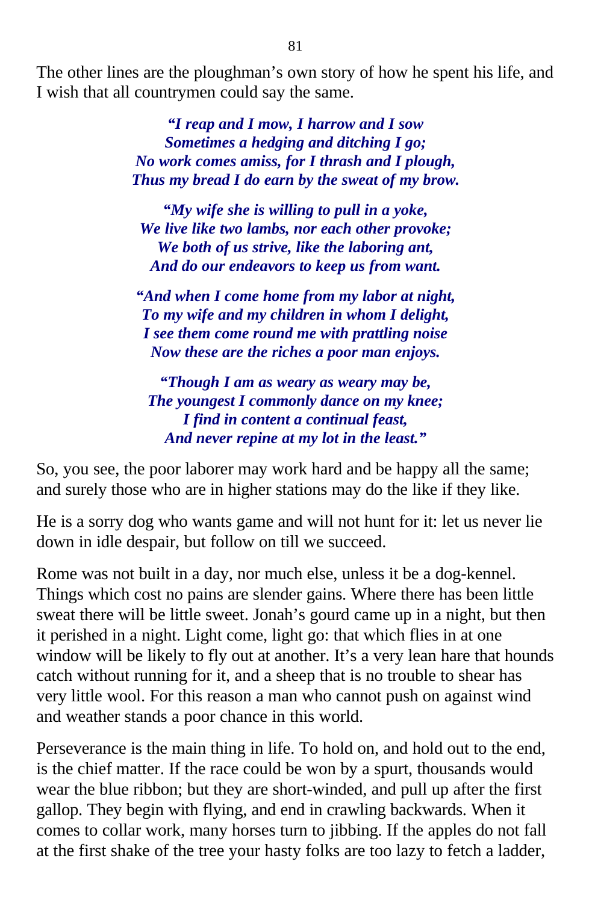The other lines are the ploughman's own story of how he spent his life, and I wish that all countrymen could say the same.

> ***"I reap and I mow, I harrow and I sow***
> ***Sometimes a hedging and ditching I go;***
> ***No work comes amiss, for I thrash and I plough,***
> ***Thus my bread I do earn by the sweat of my brow.***
>
> ***"My wife she is willing to pull in a yoke,***
> ***We live like two lambs, nor each other provoke;***
> ***We both of us strive, like the laboring ant,***
> ***And do our endeavors to keep us from want.***
>
> ***"And when I come home from my labor at night,***
> ***To my wife and my children in whom I delight,***
> ***I see them come round me with prattling noise***
> ***Now these are the riches a poor man enjoys.***
>
> ***"Though I am as weary as weary may be,***
> ***The youngest I commonly dance on my knee;***
> ***I find in content a continual feast,***
> ***And never repine at my lot in the least."***

So, you see, the poor laborer may work hard and be happy all the same; and surely those who are in higher stations may do the like if they like.

He is a sorry dog who wants game and will not hunt for it: let us never lie down in idle despair, but follow on till we succeed.

Rome was not built in a day, nor much else, unless it be a dog-kennel. Things which cost no pains are slender gains. Where there has been little sweat there will be little sweet. Jonah's gourd came up in a night, but then it perished in a night. Light come, light go: that which flies in at one window will be likely to fly out at another. It's a very lean hare that hounds catch without running for it, and a sheep that is no trouble to shear has very little wool. For this reason a man who cannot push on against wind and weather stands a poor chance in this world.

Perseverance is the main thing in life. To hold on, and hold out to the end, is the chief matter. If the race could be won by a spurt, thousands would wear the blue ribbon; but they are short-winded, and pull up after the first gallop. They begin with flying, and end in crawling backwards. When it comes to collar work, many horses turn to jibbing. If the apples do not fall at the first shake of the tree your hasty folks are too lazy to fetch a ladder,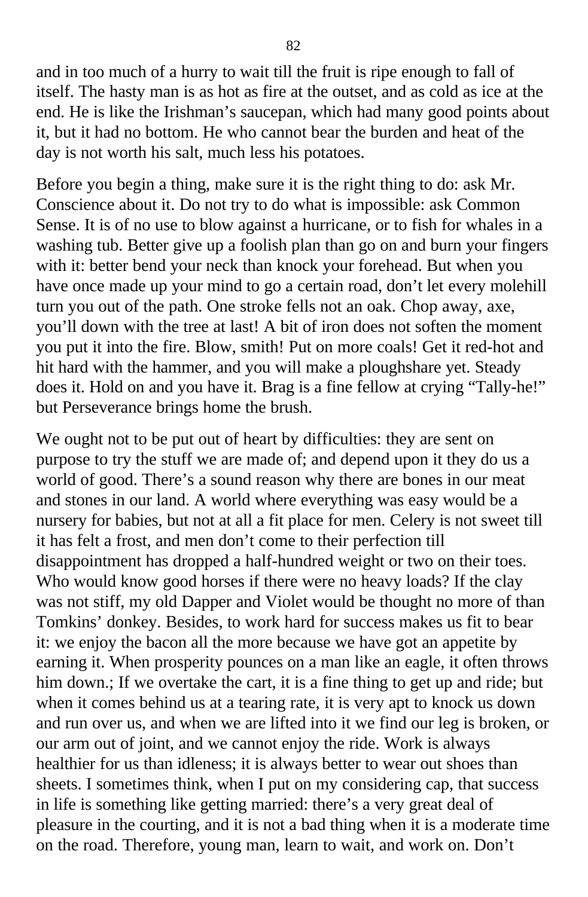and in too much of a hurry to wait till the fruit is ripe enough to fall of itself. The hasty man is as hot as fire at the outset, and as cold as ice at the end. He is like the Irishman’s saucepan, which had many good points about it, but it had no bottom. He who cannot bear the burden and heat of the day is not worth his salt, much less his potatoes.

Before you begin a thing, make sure it is the right thing to do: ask Mr. Conscience about it. Do not try to do what is impossible: ask Common Sense. It is of no use to blow against a hurricane, or to fish for whales in a washing tub. Better give up a foolish plan than go on and burn your fingers with it: better bend your neck than knock your forehead. But when you have once made up your mind to go a certain road, don’t let every molehill turn you out of the path. One stroke fells not an oak. Chop away, axe, you’ll down with the tree at last! A bit of iron does not soften the moment you put it into the fire. Blow, smith! Put on more coals! Get it red-hot and hit hard with the hammer, and you will make a ploughshare yet. Steady does it. Hold on and you have it. Brag is a fine fellow at crying “Tally-he!” but Perseverance brings home the brush.

We ought not to be put out of heart by difficulties: they are sent on purpose to try the stuff we are made of; and depend upon it they do us a world of good. There’s a sound reason why there are bones in our meat and stones in our land. A world where everything was easy would be a nursery for babies, but not at all a fit place for men. Celery is not sweet till it has felt a frost, and men don’t come to their perfection till disappointment has dropped a half-hundred weight or two on their toes. Who would know good horses if there were no heavy loads? If the clay was not stiff, my old Dapper and Violet would be thought no more of than Tomkins’ donkey. Besides, to work hard for success makes us fit to bear it: we enjoy the bacon all the more because we have got an appetite by earning it. When prosperity pounces on a man like an eagle, it often throws him down.; If we overtake the cart, it is a fine thing to get up and ride; but when it comes behind us at a tearing rate, it is very apt to knock us down and run over us, and when we are lifted into it we find our leg is broken, or our arm out of joint, and we cannot enjoy the ride. Work is always healthier for us than idleness; it is always better to wear out shoes than sheets. I sometimes think, when I put on my considering cap, that success in life is something like getting married: there’s a very great deal of pleasure in the courting, and it is not a bad thing when it is a moderate time on the road. Therefore, young man, learn to wait, and work on. Don’t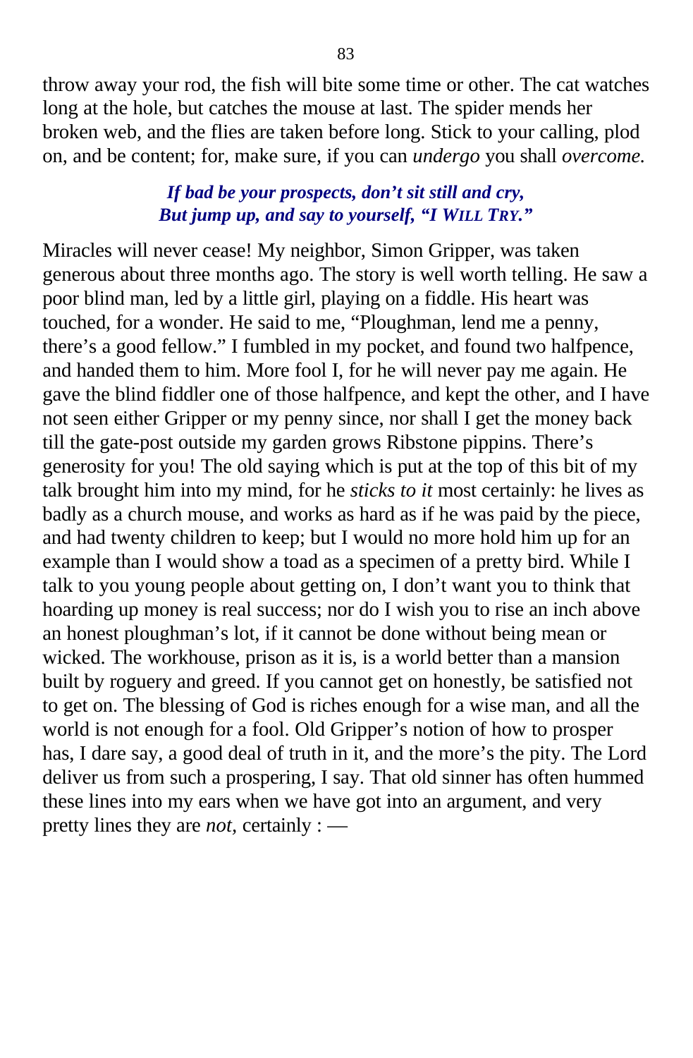throw away your rod, the fish will bite some time or other. The cat watches long at the hole, but catches the mouse at last. The spider mends her broken web, and the flies are taken before long. Stick to your calling, plod on, and be content; for, make sure, if you can *undergo* you shall *overcome.*

> ***If bad be your prospects, don't sit still and cry,***
> ***But jump up, and say to yourself, "I WILL TRY."***

Miracles will never cease! My neighbor, Simon Gripper, was taken generous about three months ago. The story is well worth telling. He saw a poor blind man, led by a little girl, playing on a fiddle. His heart was touched, for a wonder. He said to me, "Ploughman, lend me a penny, there's a good fellow." I fumbled in my pocket, and found two halfpence, and handed them to him. More fool I, for he will never pay me again. He gave the blind fiddler one of those halfpence, and kept the other, and I have not seen either Gripper or my penny since, nor shall I get the money back till the gate-post outside my garden grows Ribstone pippins. There's generosity for you! The old saying which is put at the top of this bit of my talk brought him into my mind, for he *sticks to it* most certainly: he lives as badly as a church mouse, and works as hard as if he was paid by the piece, and had twenty children to keep; but I would no more hold him up for an example than I would show a toad as a specimen of a pretty bird. While I talk to you young people about getting on, I don't want you to think that hoarding up money is real success; nor do I wish you to rise an inch above an honest ploughman's lot, if it cannot be done without being mean or wicked. The workhouse, prison as it is, is a world better than a mansion built by roguery and greed. If you cannot get on honestly, be satisfied not to get on. The blessing of God is riches enough for a wise man, and all the world is not enough for a fool. Old Gripper's notion of how to prosper has, I dare say, a good deal of truth in it, and the more's the pity. The Lord deliver us from such a prospering, I say. That old sinner has often hummed these lines into my ears when we have got into an argument, and very pretty lines they are *not*, certainly : —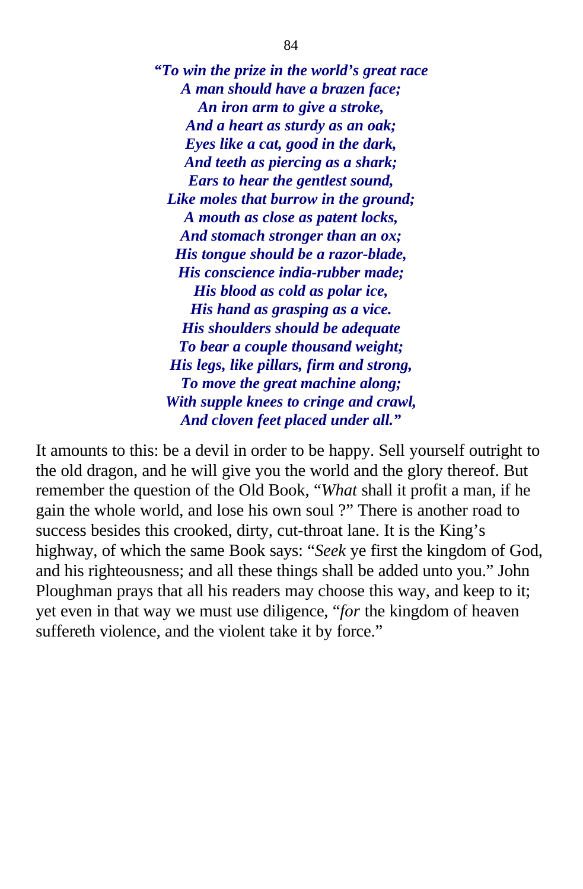***"To win the prize in the world's great race***
***A man should have a brazen face;***
***An iron arm to give a stroke,***
***And a heart as sturdy as an oak;***
***Eyes like a cat, good in the dark,***
***And teeth as piercing as a shark;***
***Ears to hear the gentlest sound,***
***Like moles that burrow in the ground;***
***A mouth as close as patent locks,***
***And stomach stronger than an ox;***
***His tongue should be a razor-blade,***
***His conscience india-rubber made;***
***His blood as cold as polar ice,***
***His hand as grasping as a vice.***
***His shoulders should be adequate***
***To bear a couple thousand weight;***
***His legs, like pillars, firm and strong,***
***To move the great machine along;***
***With supple knees to cringe and crawl,***
***And cloven feet placed under all."***

It amounts to this: be a devil in order to be happy. Sell yourself outright to the old dragon, and he will give you the world and the glory thereof. But remember the question of the Old Book, "*What* shall it profit a man, if he gain the whole world, and lose his own soul ?" There is another road to success besides this crooked, dirty, cut-throat lane. It is the King's highway, of which the same Book says: "*Seek* ye first the kingdom of God, and his righteousness; and all these things shall be added unto you." John Ploughman prays that all his readers may choose this way, and keep to it; yet even in that way we must use diligence, "*for* the kingdom of heaven suffereth violence, and the violent take it by force."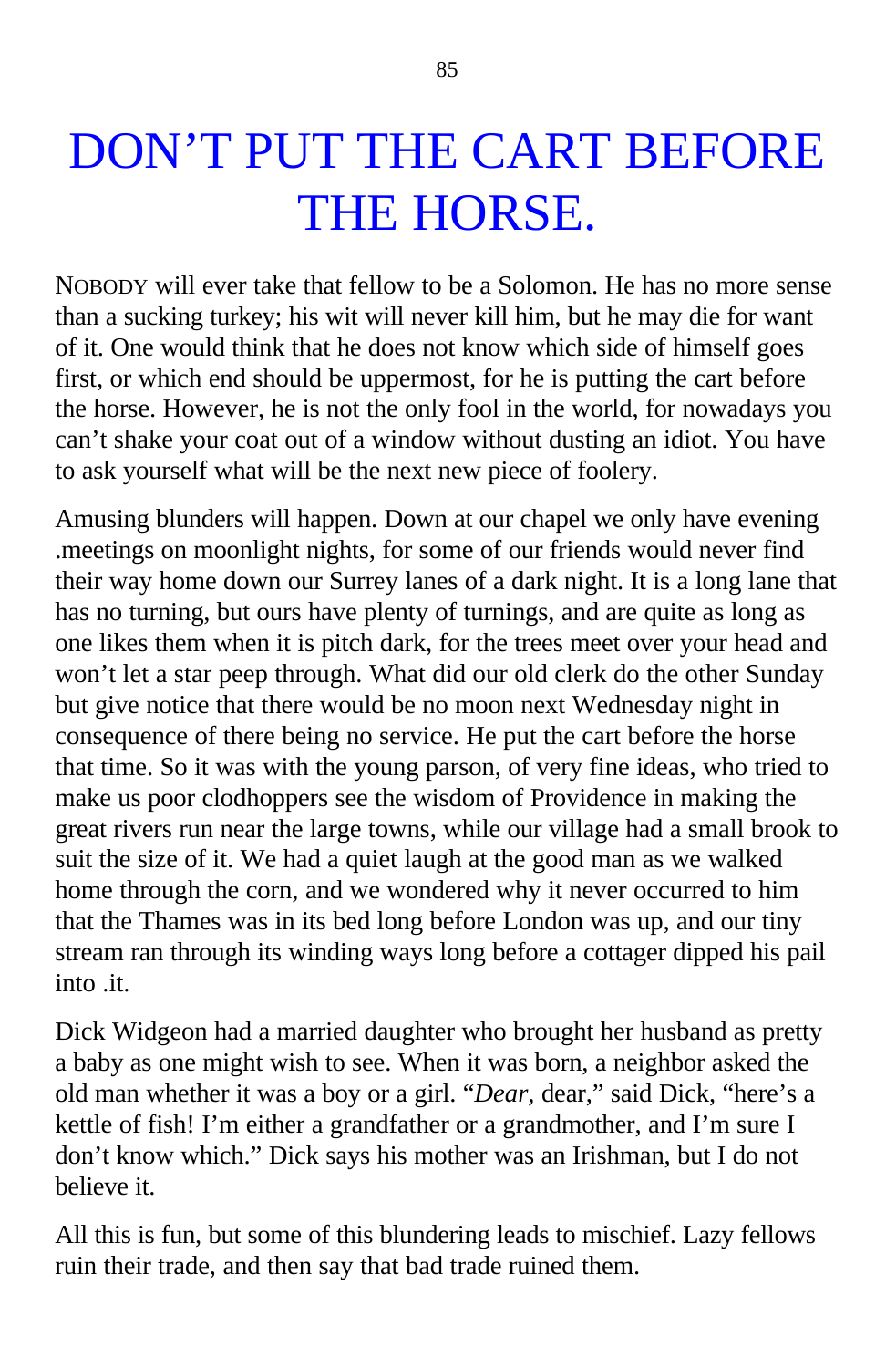# DON'T PUT THE CART BEFORE THE HORSE.

NOBODY will ever take that fellow to be a Solomon. He has no more sense than a sucking turkey; his wit will never kill him, but he may die for want of it. One would think that he does not know which side of himself goes first, or which end should be uppermost, for he is putting the cart before the horse. However, he is not the only fool in the world, for nowadays you can't shake your coat out of a window without dusting an idiot. You have to ask yourself what will be the next new piece of foolery.

Amusing blunders will happen. Down at our chapel we only have evening .meetings on moonlight nights, for some of our friends would never find their way home down our Surrey lanes of a dark night. It is a long lane that has no turning, but ours have plenty of turnings, and are quite as long as one likes them when it is pitch dark, for the trees meet over your head and won't let a star peep through. What did our old clerk do the other Sunday but give notice that there would be no moon next Wednesday night in consequence of there being no service. He put the cart before the horse that time. So it was with the young parson, of very fine ideas, who tried to make us poor clodhoppers see the wisdom of Providence in making the great rivers run near the large towns, while our village had a small brook to suit the size of it. We had a quiet laugh at the good man as we walked home through the corn, and we wondered why it never occurred to him that the Thames was in its bed long before London was up, and our tiny stream ran through its winding ways long before a cottager dipped his pail into .it.

Dick Widgeon had a married daughter who brought her husband as pretty a baby as one might wish to see. When it was born, a neighbor asked the old man whether it was a boy or a girl. "*Dear,* dear," said Dick, "here's a kettle of fish! I'm either a grandfather or a grandmother, and I'm sure I don't know which." Dick says his mother was an Irishman, but I do not believe it.

All this is fun, but some of this blundering leads to mischief. Lazy fellows ruin their trade, and then say that bad trade ruined them.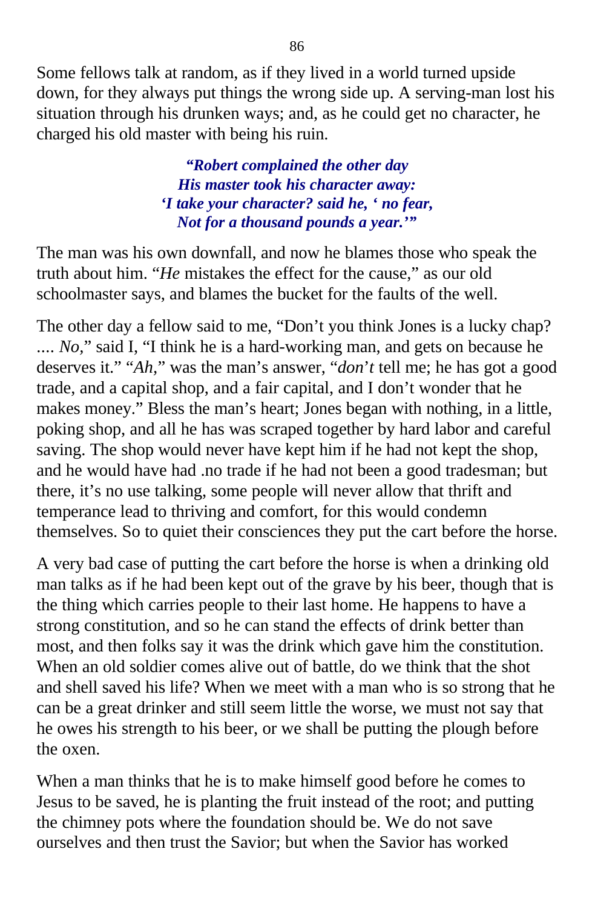Some fellows talk at random, as if they lived in a world turned upside down, for they always put things the wrong side up. A serving-man lost his situation through his drunken ways; and, as he could get no character, he charged his old master with being his ruin.

> ***"Robert complained the other day***
> ***His master took his character away:***
> ***'I take your character? said he, ' no fear,***
> ***Not for a thousand pounds a year.'"***

The man was his own downfall, and now he blames those who speak the truth about him. "*He* mistakes the effect for the cause," as our old schoolmaster says, and blames the bucket for the faults of the well.

The other day a fellow said to me, "Don't you think Jones is a lucky chap? .... *No,*" said I, "I think he is a hard-working man, and gets on because he deserves it." "*Ah,*" was the man's answer, "*don't* tell me; he has got a good trade, and a capital shop, and a fair capital, and I don't wonder that he makes money." Bless the man's heart; Jones began with nothing, in a little, poking shop, and all he has was scraped together by hard labor and careful saving. The shop would never have kept him if he had not kept the shop, and he would have had .no trade if he had not been a good tradesman; but there, it's no use talking, some people will never allow that thrift and temperance lead to thriving and comfort, for this would condemn themselves. So to quiet their consciences they put the cart before the horse.

A very bad case of putting the cart before the horse is when a drinking old man talks as if he had been kept out of the grave by his beer, though that is the thing which carries people to their last home. He happens to have a strong constitution, and so he can stand the effects of drink better than most, and then folks say it was the drink which gave him the constitution. When an old soldier comes alive out of battle, do we think that the shot and shell saved his life? When we meet with a man who is so strong that he can be a great drinker and still seem little the worse, we must not say that he owes his strength to his beer, or we shall be putting the plough before the oxen.

When a man thinks that he is to make himself good before he comes to Jesus to be saved, he is planting the fruit instead of the root; and putting the chimney pots where the foundation should be. We do not save ourselves and then trust the Savior; but when the Savior has worked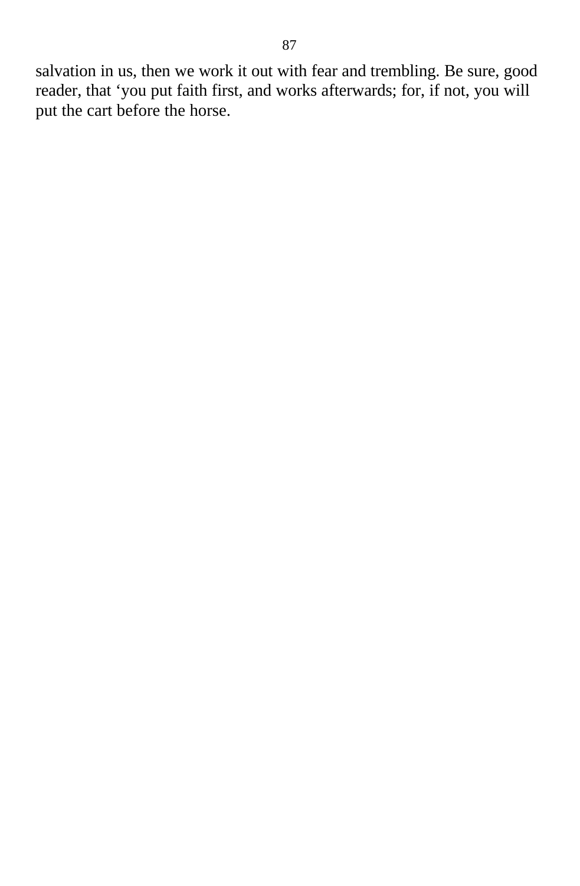salvation in us, then we work it out with fear and trembling. Be sure, good reader, that ‘you put faith first, and works afterwards; for, if not, you will put the cart before the horse.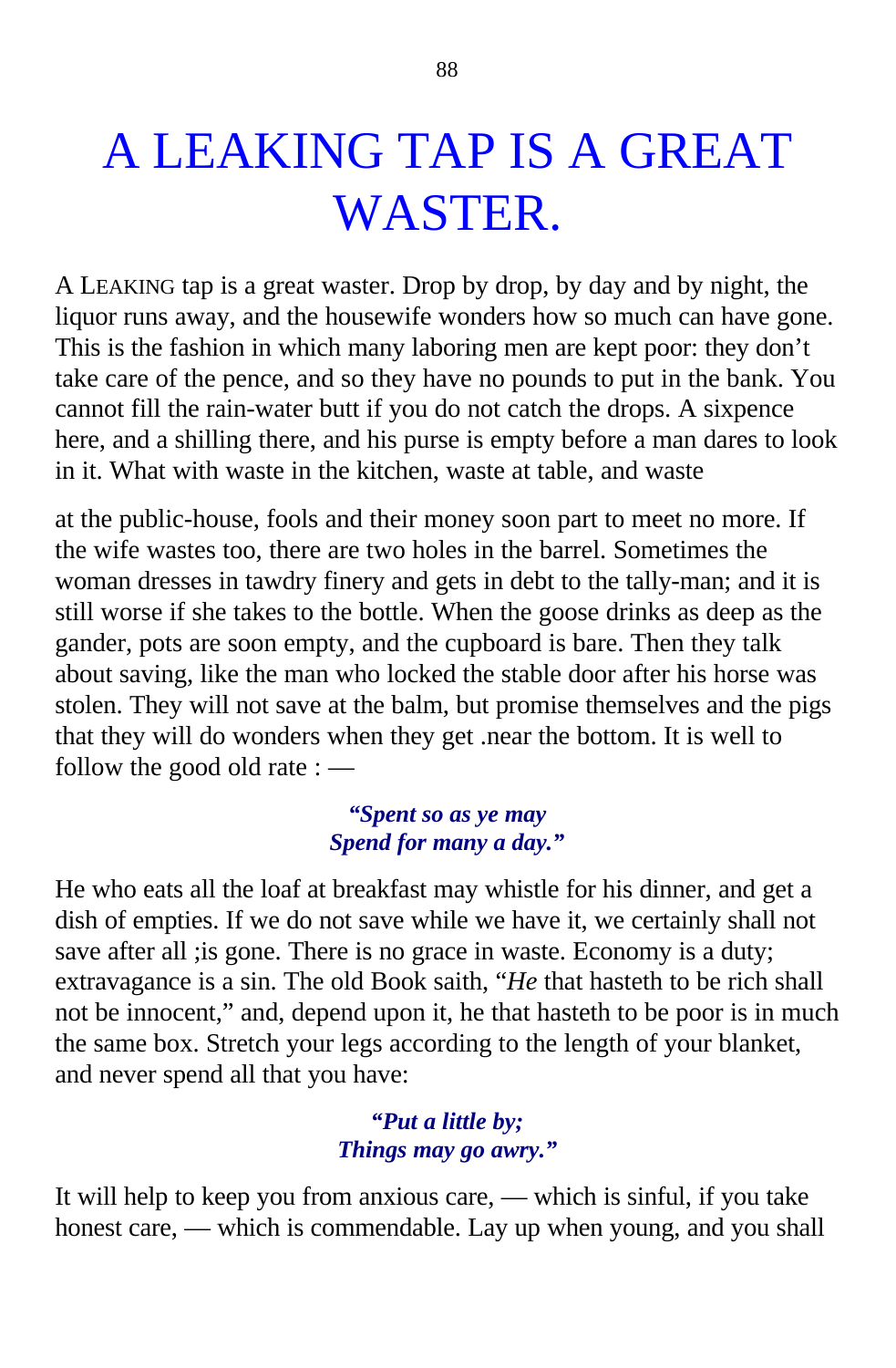# A LEAKING TAP IS A GREAT WASTER.

A LEAKING tap is a great waster. Drop by drop, by day and by night, the liquor runs away, and the housewife wonders how so much can have gone. This is the fashion in which many laboring men are kept poor: they don't take care of the pence, and so they have no pounds to put in the bank. You cannot fill the rain-water butt if you do not catch the drops. A sixpence here, and a shilling there, and his purse is empty before a man dares to look in it. What with waste in the kitchen, waste at table, and waste at the public-house, fools and their money soon part to meet no more. If the wife wastes too, there are two holes in the barrel. Sometimes the woman dresses in tawdry finery and gets in debt to the tally-man; and it is still worse if she takes to the bottle. When the goose drinks as deep as the gander, pots are soon empty, and the cupboard is bare. Then they talk about saving, like the man who locked the stable door after his horse was stolen. They will not save at the balm, but promise themselves and the pigs that they will do wonders when they get .near the bottom. It is well to follow the good old rate : —

> ***"Spent so as ye may***
> ***Spend for many a day."***

He who eats all the loaf at breakfast may whistle for his dinner, and get a dish of empties. If we do not save while we have it, we certainly shall not save after all ;is gone. There is no grace in waste. Economy is a duty; extravagance is a sin. The old Book saith, "*He* that hasteth to be rich shall not be innocent," and, depend upon it, he that hasteth to be poor is in much the same box. Stretch your legs according to the length of your blanket, and never spend all that you have:

> ***"Put a little by;***
> ***Things may go awry."***

It will help to keep you from anxious care, — which is sinful, if you take honest care, — which is commendable. Lay up when young, and you shall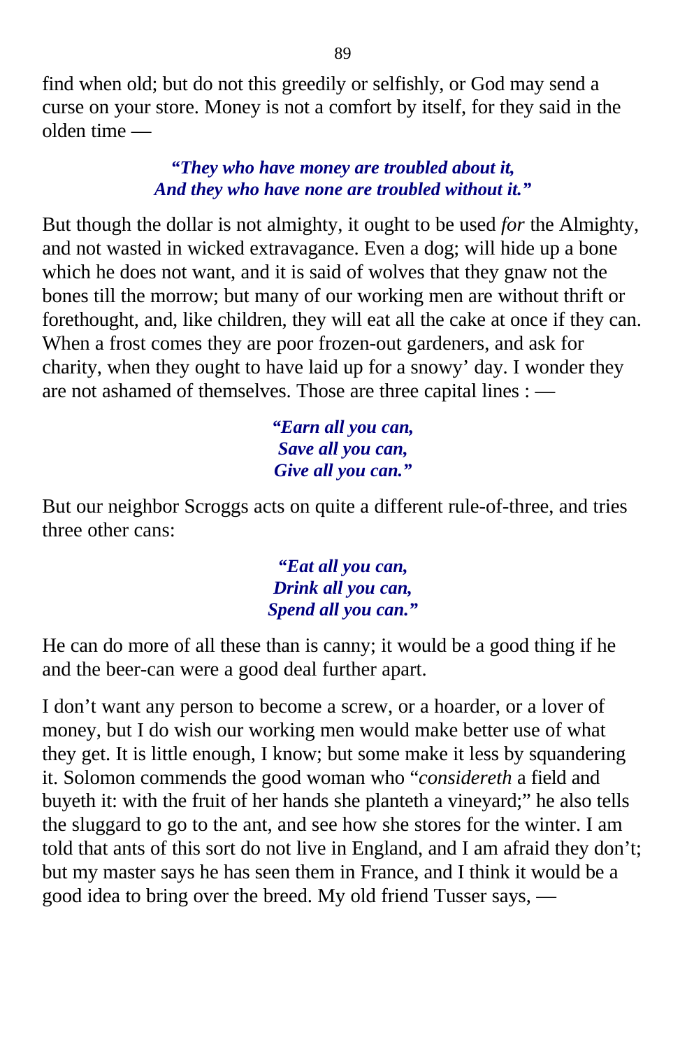find when old; but do not this greedily or selfishly, or God may send a curse on your store. Money is not a comfort by itself, for they said in the olden time —

> ***"They who have money are troubled about it,***
> ***And they who have none are troubled without it."***

But though the dollar is not almighty, it ought to be used *for* the Almighty, and not wasted in wicked extravagance. Even a dog; will hide up a bone which he does not want, and it is said of wolves that they gnaw not the bones till the morrow; but many of our working men are without thrift or forethought, and, like children, they will eat all the cake at once if they can. When a frost comes they are poor frozen-out gardeners, and ask for charity, when they ought to have laid up for a snowy' day. I wonder they are not ashamed of themselves. Those are three capital lines : —

> ***"Earn all you can,***
> ***Save all you can,***
> ***Give all you can."***

But our neighbor Scroggs acts on quite a different rule-of-three, and tries three other cans:

> ***"Eat all you can,***
> ***Drink all you can,***
> ***Spend all you can."***

He can do more of all these than is canny; it would be a good thing if he and the beer-can were a good deal further apart.

I don't want any person to become a screw, or a hoarder, or a lover of money, but I do wish our working men would make better use of what they get. It is little enough, I know; but some make it less by squandering it. Solomon commends the good woman who "*considereth* a field and buyeth it: with the fruit of her hands she planteth a vineyard;" he also tells the sluggard to go to the ant, and see how she stores for the winter. I am told that ants of this sort do not live in England, and I am afraid they don't; but my master says he has seen them in France, and I think it would be a good idea to bring over the breed. My old friend Tusser says, —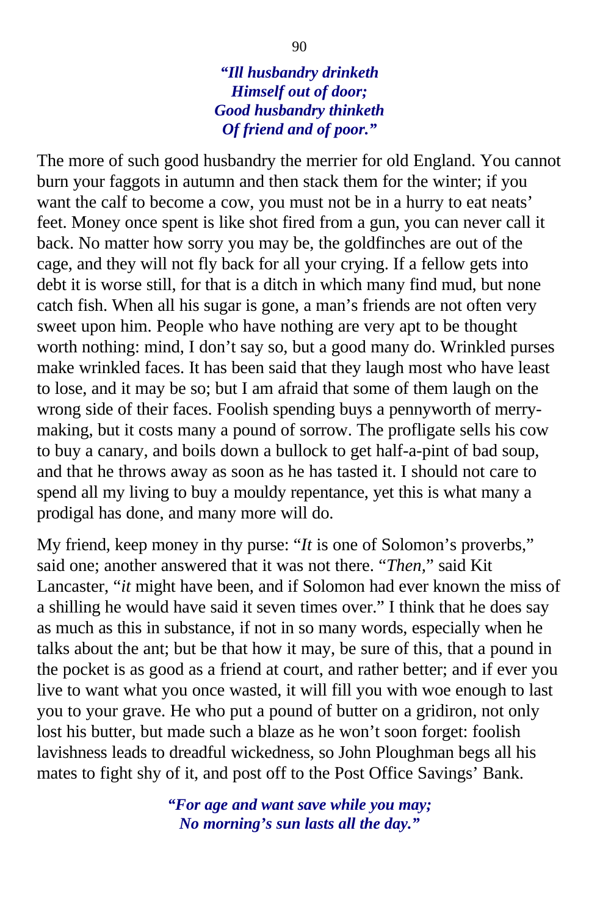***"Ill husbandry drinketh***
***Himself out of door;***
***Good husbandry thinketh***
***Of friend and of poor."***

The more of such good husbandry the merrier for old England. You cannot burn your faggots in autumn and then stack them for the winter; if you want the calf to become a cow, you must not be in a hurry to eat neats' feet. Money once spent is like shot fired from a gun, you can never call it back. No matter how sorry you may be, the goldfinches are out of the cage, and they will not fly back for all your crying. If a fellow gets into debt it is worse still, for that is a ditch in which many find mud, but none catch fish. When all his sugar is gone, a man's friends are not often very sweet upon him. People who have nothing are very apt to be thought worth nothing: mind, I don't say so, but a good many do. Wrinkled purses make wrinkled faces. It has been said that they laugh most who have least to lose, and it may be so; but I am afraid that some of them laugh on the wrong side of their faces. Foolish spending buys a pennyworth of merry-making, but it costs many a pound of sorrow. The profligate sells his cow to buy a canary, and boils down a bullock to get half-a-pint of bad soup, and that he throws away as soon as he has tasted it. I should not care to spend all my living to buy a mouldy repentance, yet this is what many a prodigal has done, and many more will do.

My friend, keep money in thy purse: "*It* is one of Solomon's proverbs," said one; another answered that it was not there. "*Then*," said Kit Lancaster, "*it* might have been, and if Solomon had ever known the miss of a shilling he would have said it seven times over." I think that he does say as much as this in substance, if not in so many words, especially when he talks about the ant; but be that how it may, be sure of this, that a pound in the pocket is as good as a friend at court, and rather better; and if ever you live to want what you once wasted, it will fill you with woe enough to last you to your grave. He who put a pound of butter on a gridiron, not only lost his butter, but made such a blaze as he won't soon forget: foolish lavishness leads to dreadful wickedness, so John Ploughman begs all his mates to fight shy of it, and post off to the Post Office Savings' Bank.

***"For age and want save while you may;***
***No morning's sun lasts all the day."***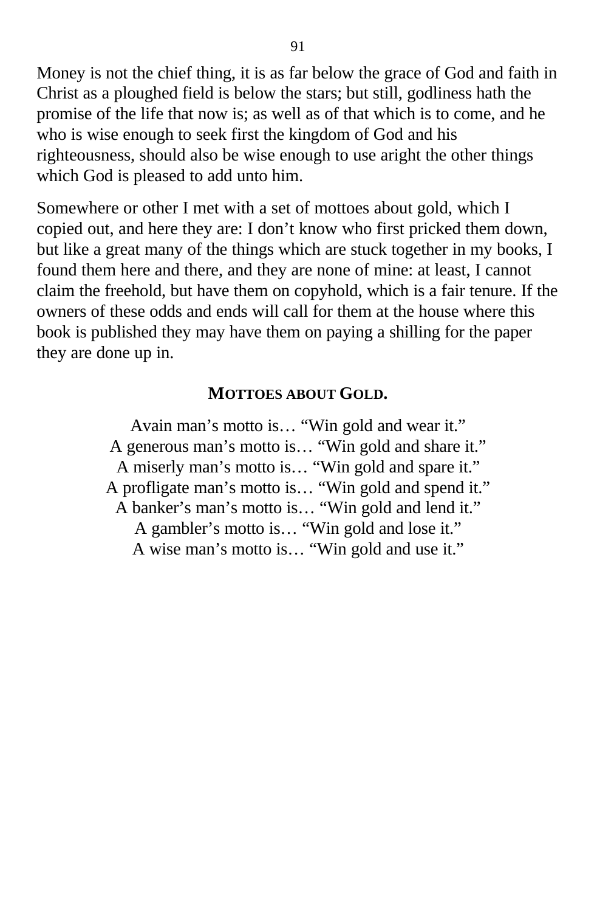Money is not the chief thing, it is as far below the grace of God and faith in Christ as a ploughed field is below the stars; but still, godliness hath the promise of the life that now is; as well as of that which is to come, and he who is wise enough to seek first the kingdom of God and his righteousness, should also be wise enough to use aright the other things which God is pleased to add unto him.

Somewhere or other I met with a set of mottoes about gold, which I copied out, and here they are: I don't know who first pricked them down, but like a great many of the things which are stuck together in my books, I found them here and there, and they are none of mine: at least, I cannot claim the freehold, but have them on copyhold, which is a fair tenure. If the owners of these odds and ends will call for them at the house where this book is published they may have them on paying a shilling for the paper they are done up in.

### MOTTOES ABOUT GOLD.

Avain man's motto is… "Win gold and wear it."
A generous man's motto is… "Win gold and share it."
A miserly man's motto is… "Win gold and spare it."
A profligate man's motto is… "Win gold and spend it."
A banker's man's motto is… "Win gold and lend it."
A gambler's motto is… "Win gold and lose it."
A wise man's motto is… "Win gold and use it."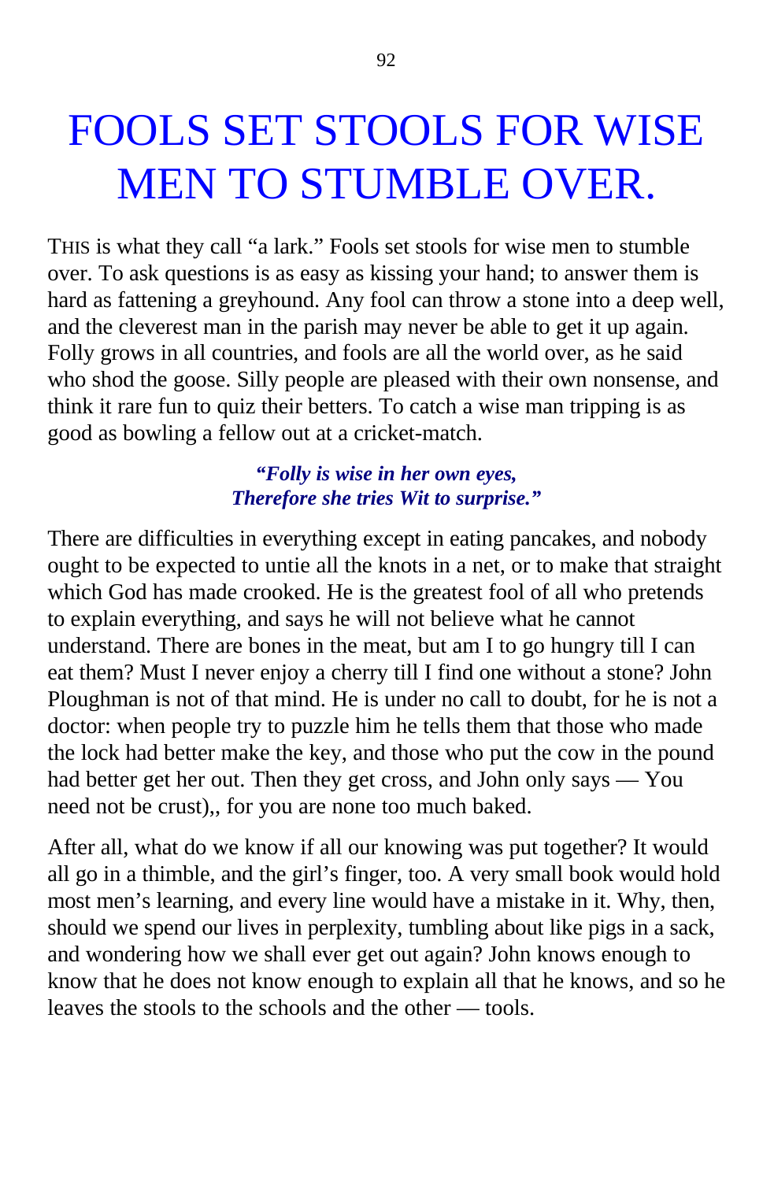# FOOLS SET STOOLS FOR WISE MEN TO STUMBLE OVER.

THIS is what they call "a lark." Fools set stools for wise men to stumble over. To ask questions is as easy as kissing your hand; to answer them is hard as fattening a greyhound. Any fool can throw a stone into a deep well, and the cleverest man in the parish may never be able to get it up again. Folly grows in all countries, and fools are all the world over, as he said who shod the goose. Silly people are pleased with their own nonsense, and think it rare fun to quiz their betters. To catch a wise man tripping is as good as bowling a fellow out at a cricket-match.

***"Folly is wise in her own eyes,***
***Therefore she tries Wit to surprise."***

There are difficulties in everything except in eating pancakes, and nobody ought to be expected to untie all the knots in a net, or to make that straight which God has made crooked. He is the greatest fool of all who pretends to explain everything, and says he will not believe what he cannot understand. There are bones in the meat, but am I to go hungry till I can eat them? Must I never enjoy a cherry till I find one without a stone? John Ploughman is not of that mind. He is under no call to doubt, for he is not a doctor: when people try to puzzle him he tells them that those who made the lock had better make the key, and those who put the cow in the pound had better get her out. Then they get cross, and John only says — You need not be crust),, for you are none too much baked.

After all, what do we know if all our knowing was put together? It would all go in a thimble, and the girl's finger, too. A very small book would hold most men's learning, and every line would have a mistake in it. Why, then, should we spend our lives in perplexity, tumbling about like pigs in a sack, and wondering how we shall ever get out again? John knows enough to know that he does not know enough to explain all that he knows, and so he leaves the stools to the schools and the other — tools.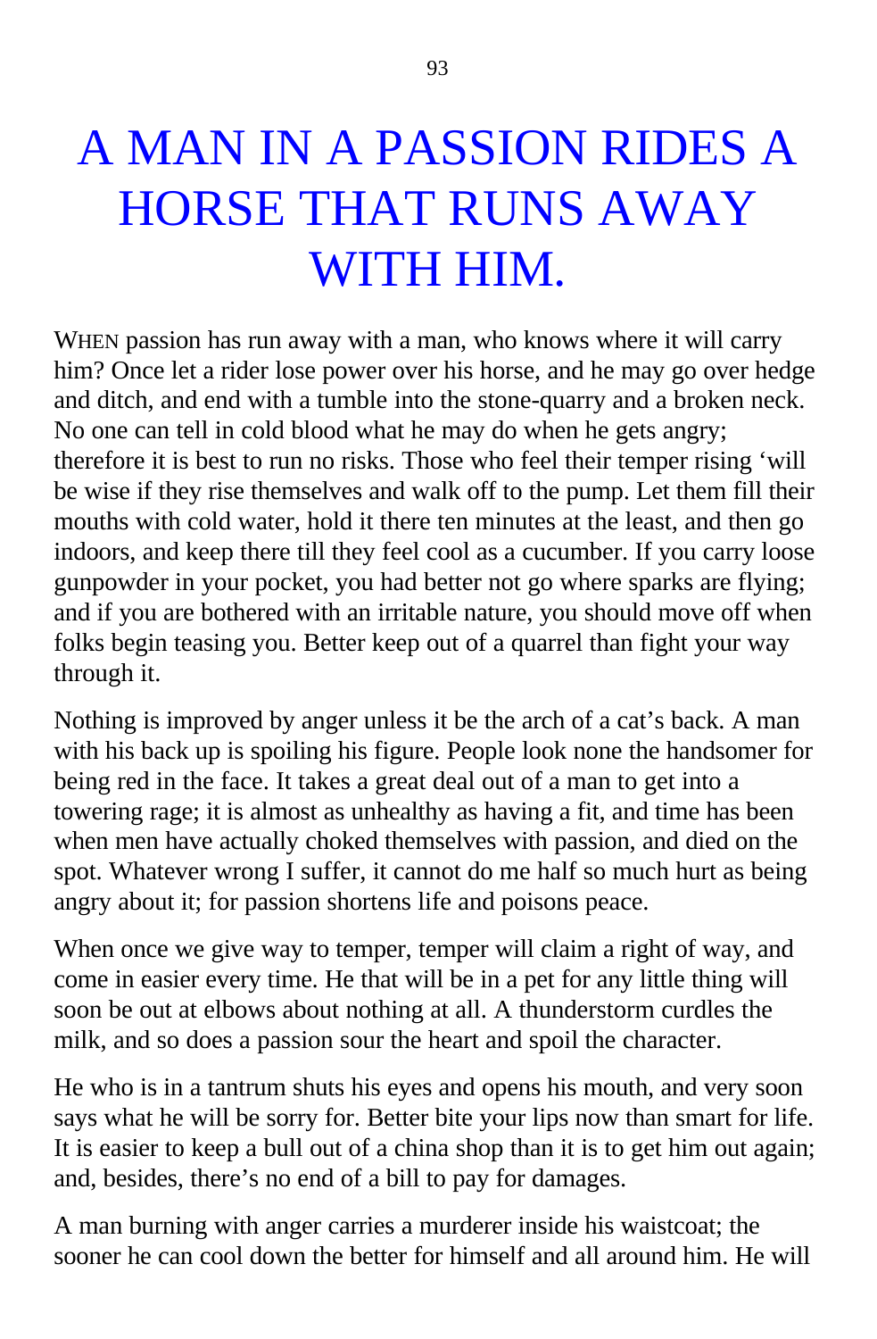# A MAN IN A PASSION RIDES A HORSE THAT RUNS AWAY WITH HIM.

WHEN passion has run away with a man, who knows where it will carry him? Once let a rider lose power over his horse, and he may go over hedge and ditch, and end with a tumble into the stone-quarry and a broken neck. No one can tell in cold blood what he may do when he gets angry; therefore it is best to run no risks. Those who feel their temper rising 'will be wise if they rise themselves and walk off to the pump. Let them fill their mouths with cold water, hold it there ten minutes at the least, and then go indoors, and keep there till they feel cool as a cucumber. If you carry loose gunpowder in your pocket, you had better not go where sparks are flying; and if you are bothered with an irritable nature, you should move off when folks begin teasing you. Better keep out of a quarrel than fight your way through it.

Nothing is improved by anger unless it be the arch of a cat's back. A man with his back up is spoiling his figure. People look none the handsomer for being red in the face. It takes a great deal out of a man to get into a towering rage; it is almost as unhealthy as having a fit, and time has been when men have actually choked themselves with passion, and died on the spot. Whatever wrong I suffer, it cannot do me half so much hurt as being angry about it; for passion shortens life and poisons peace.

When once we give way to temper, temper will claim a right of way, and come in easier every time. He that will be in a pet for any little thing will soon be out at elbows about nothing at all. A thunderstorm curdles the milk, and so does a passion sour the heart and spoil the character.

He who is in a tantrum shuts his eyes and opens his mouth, and very soon says what he will be sorry for. Better bite your lips now than smart for life. It is easier to keep a bull out of a china shop than it is to get him out again; and, besides, there's no end of a bill to pay for damages.

A man burning with anger carries a murderer inside his waistcoat; the sooner he can cool down the better for himself and all around him. He will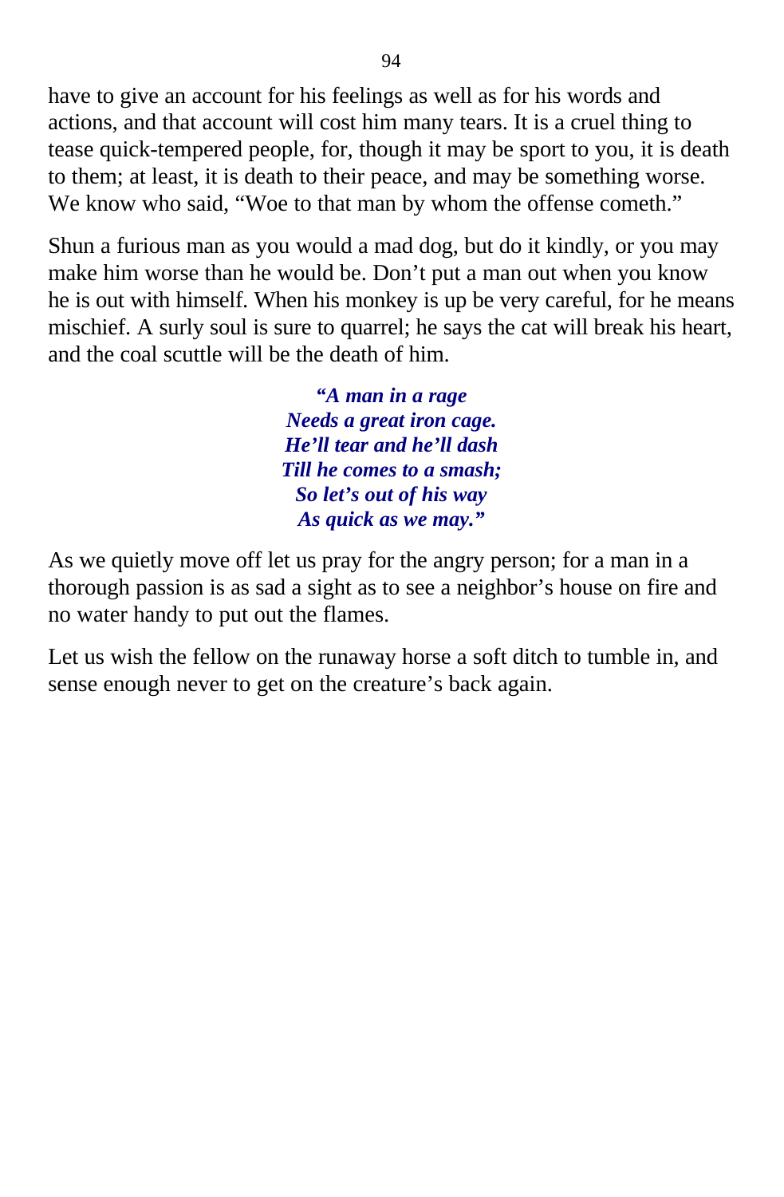have to give an account for his feelings as well as for his words and actions, and that account will cost him many tears. It is a cruel thing to tease quick-tempered people, for, though it may be sport to you, it is death to them; at least, it is death to their peace, and may be something worse. We know who said, "Woe to that man by whom the offense cometh."

Shun a furious man as you would a mad dog, but do it kindly, or you may make him worse than he would be. Don't put a man out when you know he is out with himself. When his monkey is up be very careful, for he means mischief. A surly soul is sure to quarrel; he says the cat will break his heart, and the coal scuttle will be the death of him.

***"A man in a rage***  
***Needs a great iron cage.***  
***He'll tear and he'll dash***  
***Till he comes to a smash;***  
***So let's out of his way***  
***As quick as we may."***

As we quietly move off let us pray for the angry person; for a man in a thorough passion is as sad a sight as to see a neighbor's house on fire and no water handy to put out the flames.

Let us wish the fellow on the runaway horse a soft ditch to tumble in, and sense enough never to get on the creature's back again.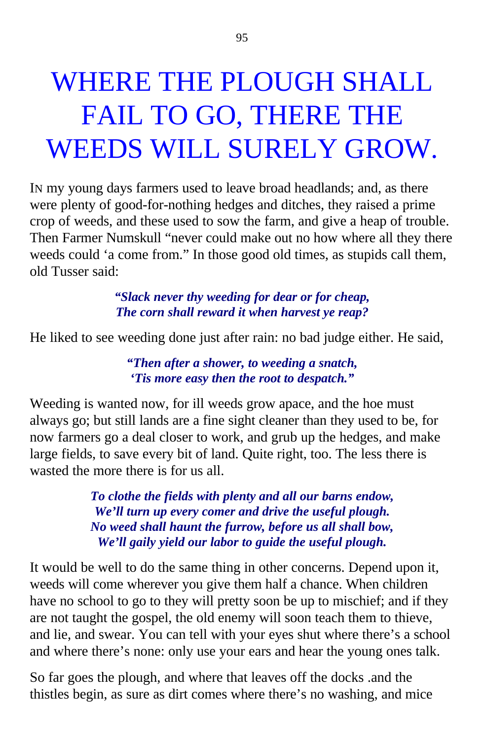# WHERE THE PLOUGH SHALL FAIL TO GO, THERE THE WEEDS WILL SURELY GROW.

IN my young days farmers used to leave broad headlands; and, as there were plenty of good-for-nothing hedges and ditches, they raised a prime crop of weeds, and these used to sow the farm, and give a heap of trouble. Then Farmer Numskull "never could make out no how where all they there weeds could 'a come from." In those good old times, as stupids call them, old Tusser said:

> ***"Slack never thy weeding for dear or for cheap,***
> ***The corn shall reward it when harvest ye reap?***

He liked to see weeding done just after rain: no bad judge either. He said,

> ***"Then after a shower, to weeding a snatch,***
> ***'Tis more easy then the root to despatch."***

Weeding is wanted now, for ill weeds grow apace, and the hoe must always go; but still lands are a fine sight cleaner than they used to be, for now farmers go a deal closer to work, and grub up the hedges, and make large fields, to save every bit of land. Quite right, too. The less there is wasted the more there is for us all.

> ***To clothe the fields with plenty and all our barns endow,***
> ***We'll turn up every comer and drive the useful plough.***
> ***No weed shall haunt the furrow, before us all shall bow,***
> ***We'll gaily yield our labor to guide the useful plough.***

It would be well to do the same thing in other concerns. Depend upon it, weeds will come wherever you give them half a chance. When children have no school to go to they will pretty soon be up to mischief; and if they are not taught the gospel, the old enemy will soon teach them to thieve, and lie, and swear. You can tell with your eyes shut where there's a school and where there's none: only use your ears and hear the young ones talk.

So far goes the plough, and where that leaves off the docks .and the thistles begin, as sure as dirt comes where there's no washing, and mice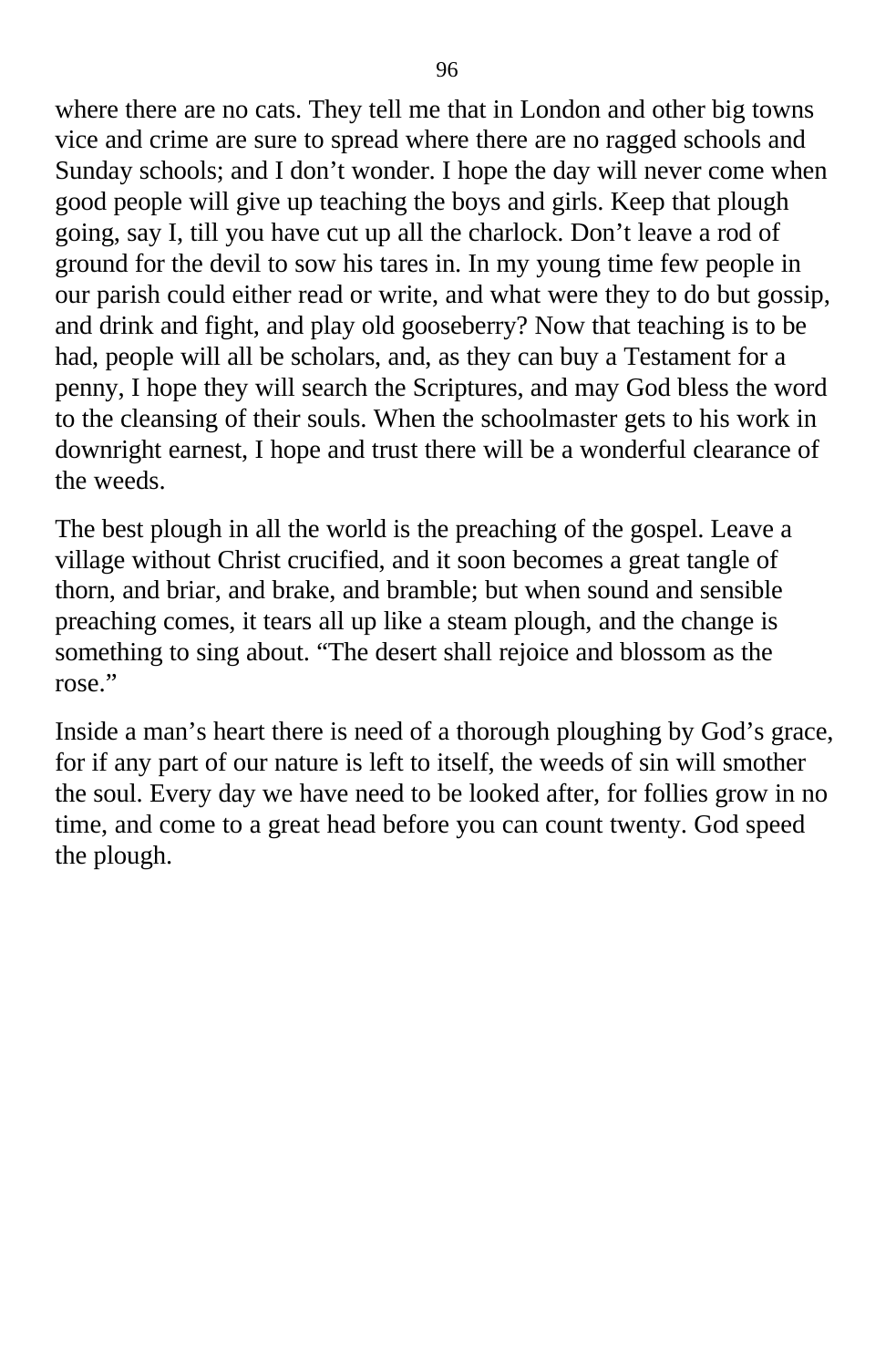where there are no cats. They tell me that in London and other big towns vice and crime are sure to spread where there are no ragged schools and Sunday schools; and I don’t wonder. I hope the day will never come when good people will give up teaching the boys and girls. Keep that plough going, say I, till you have cut up all the charlock. Don’t leave a rod of ground for the devil to sow his tares in. In my young time few people in our parish could either read or write, and what were they to do but gossip, and drink and fight, and play old gooseberry? Now that teaching is to be had, people will all be scholars, and, as they can buy a Testament for a penny, I hope they will search the Scriptures, and may God bless the word to the cleansing of their souls. When the schoolmaster gets to his work in downright earnest, I hope and trust there will be a wonderful clearance of the weeds.

The best plough in all the world is the preaching of the gospel. Leave a village without Christ crucified, and it soon becomes a great tangle of thorn, and briar, and brake, and bramble; but when sound and sensible preaching comes, it tears all up like a steam plough, and the change is something to sing about. “The desert shall rejoice and blossom as the rose.”

Inside a man’s heart there is need of a thorough ploughing by God’s grace, for if any part of our nature is left to itself, the weeds of sin will smother the soul. Every day we have need to be looked after, for follies grow in no time, and come to a great head before you can count twenty. God speed the plough.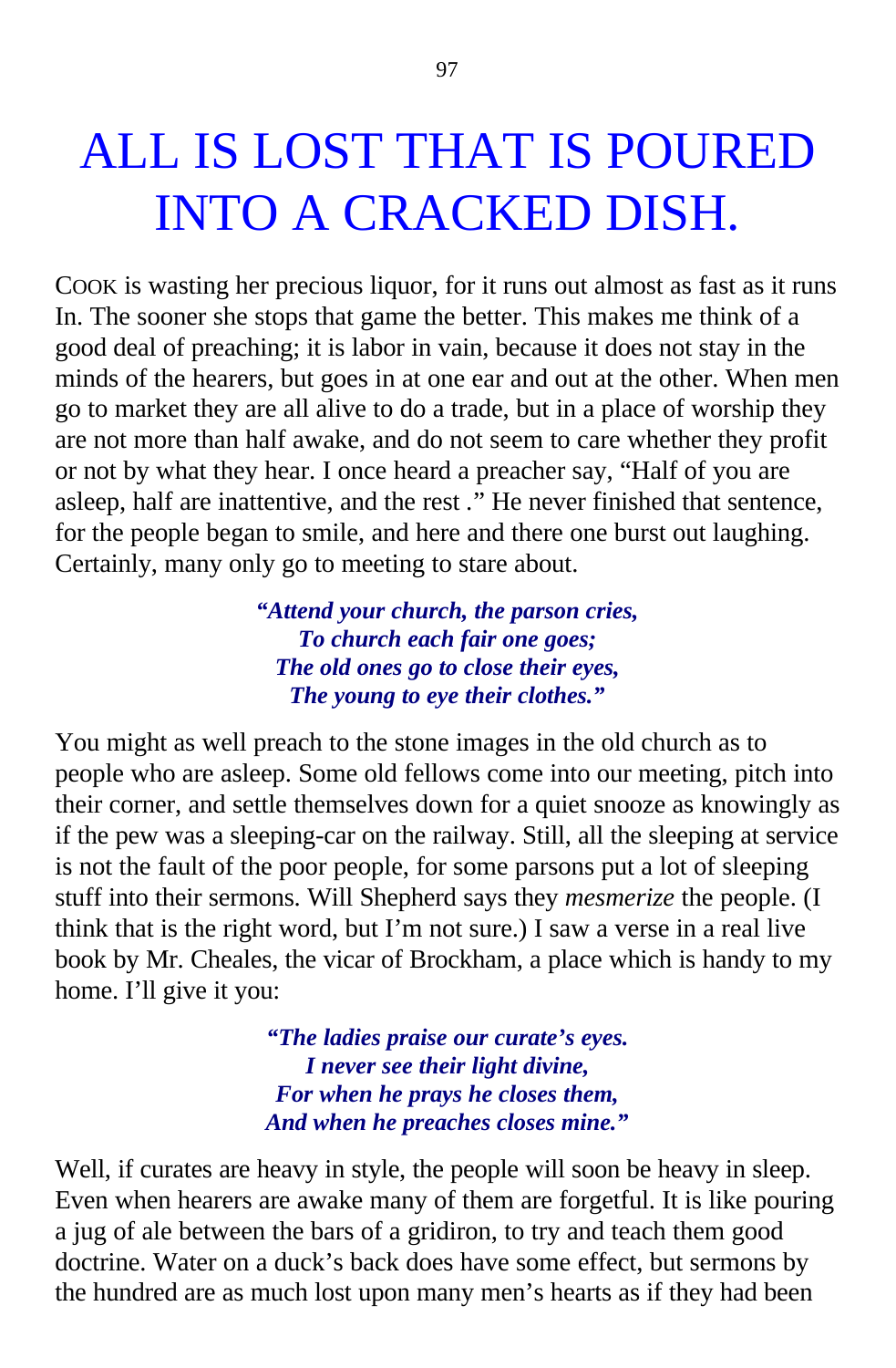# ALL IS LOST THAT IS POURED INTO A CRACKED DISH.

COOK is wasting her precious liquor, for it runs out almost as fast as it runs In. The sooner she stops that game the better. This makes me think of a good deal of preaching; it is labor in vain, because it does not stay in the minds of the hearers, but goes in at one ear and out at the other. When men go to market they are all alive to do a trade, but in a place of worship they are not more than half awake, and do not seem to care whether they profit or not by what they hear. I once heard a preacher say, "Half of you are asleep, half are inattentive, and the rest ." He never finished that sentence, for the people began to smile, and here and there one burst out laughing. Certainly, many only go to meeting to stare about.

> ***"Attend your church, the parson cries,***
> ***To church each fair one goes;***
> ***The old ones go to close their eyes,***
> ***The young to eye their clothes."***

You might as well preach to the stone images in the old church as to people who are asleep. Some old fellows come into our meeting, pitch into their corner, and settle themselves down for a quiet snooze as knowingly as if the pew was a sleeping-car on the railway. Still, all the sleeping at service is not the fault of the poor people, for some parsons put a lot of sleeping stuff into their sermons. Will Shepherd says they *mesmerize* the people. (I think that is the right word, but I'm not sure.) I saw a verse in a real live book by Mr. Cheales, the vicar of Brockham, a place which is handy to my home. I'll give it you:

> ***"The ladies praise our curate's eyes.***
> ***I never see their light divine,***
> ***For when he prays he closes them,***
> ***And when he preaches closes mine."***

Well, if curates are heavy in style, the people will soon be heavy in sleep. Even when hearers are awake many of them are forgetful. It is like pouring a jug of ale between the bars of a gridiron, to try and teach them good doctrine. Water on a duck's back does have some effect, but sermons by the hundred are as much lost upon many men's hearts as if they had been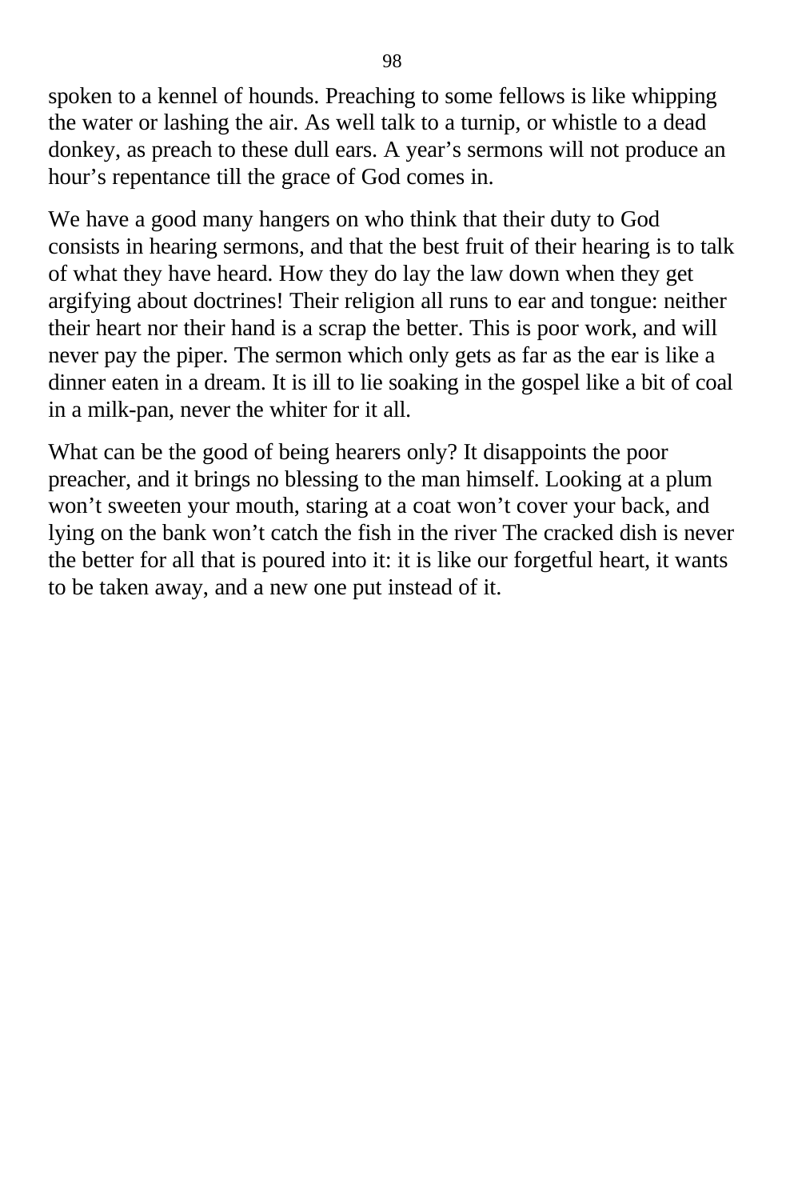spoken to a kennel of hounds. Preaching to some fellows is like whipping the water or lashing the air. As well talk to a turnip, or whistle to a dead donkey, as preach to these dull ears. A year's sermons will not produce an hour's repentance till the grace of God comes in.

We have a good many hangers on who think that their duty to God consists in hearing sermons, and that the best fruit of their hearing is to talk of what they have heard. How they do lay the law down when they get argifying about doctrines! Their religion all runs to ear and tongue: neither their heart nor their hand is a scrap the better. This is poor work, and will never pay the piper. The sermon which only gets as far as the ear is like a dinner eaten in a dream. It is ill to lie soaking in the gospel like a bit of coal in a milk-pan, never the whiter for it all.

What can be the good of being hearers only? It disappoints the poor preacher, and it brings no blessing to the man himself. Looking at a plum won't sweeten your mouth, staring at a coat won't cover your back, and lying on the bank won't catch the fish in the river The cracked dish is never the better for all that is poured into it: it is like our forgetful heart, it wants to be taken away, and a new one put instead of it.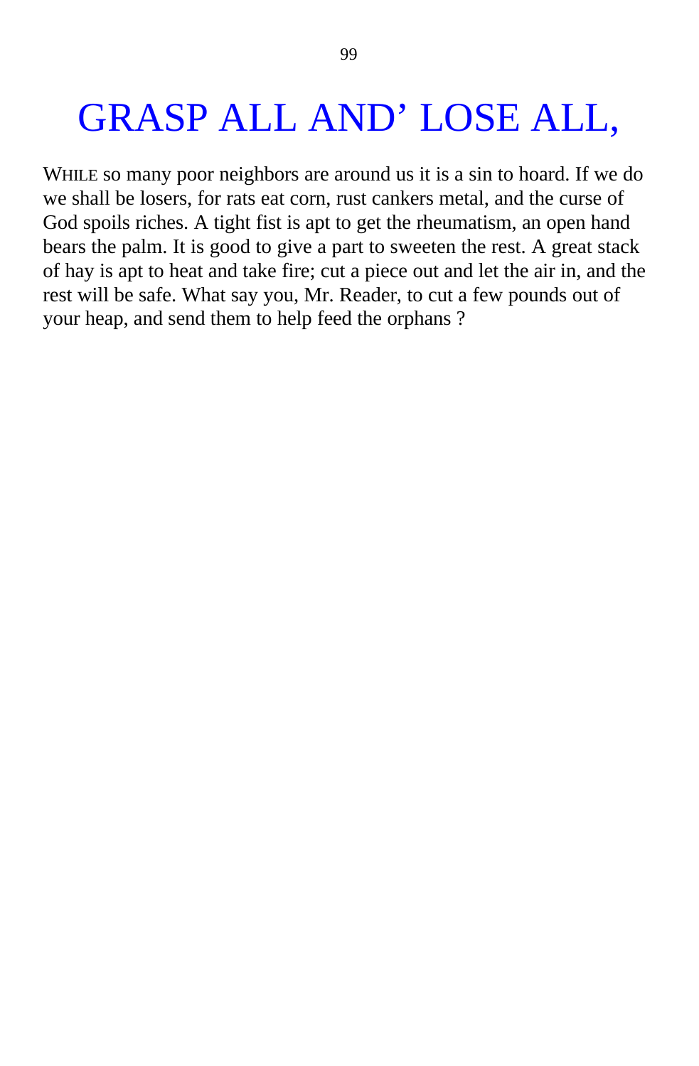# GRASP ALL AND' LOSE ALL,

WHILE so many poor neighbors are around us it is a sin to hoard. If we do we shall be losers, for rats eat corn, rust cankers metal, and the curse of God spoils riches. A tight fist is apt to get the rheumatism, an open hand bears the palm. It is good to give a part to sweeten the rest. A great stack of hay is apt to heat and take fire; cut a piece out and let the air in, and the rest will be safe. What say you, Mr. Reader, to cut a few pounds out of your heap, and send them to help feed the orphans ?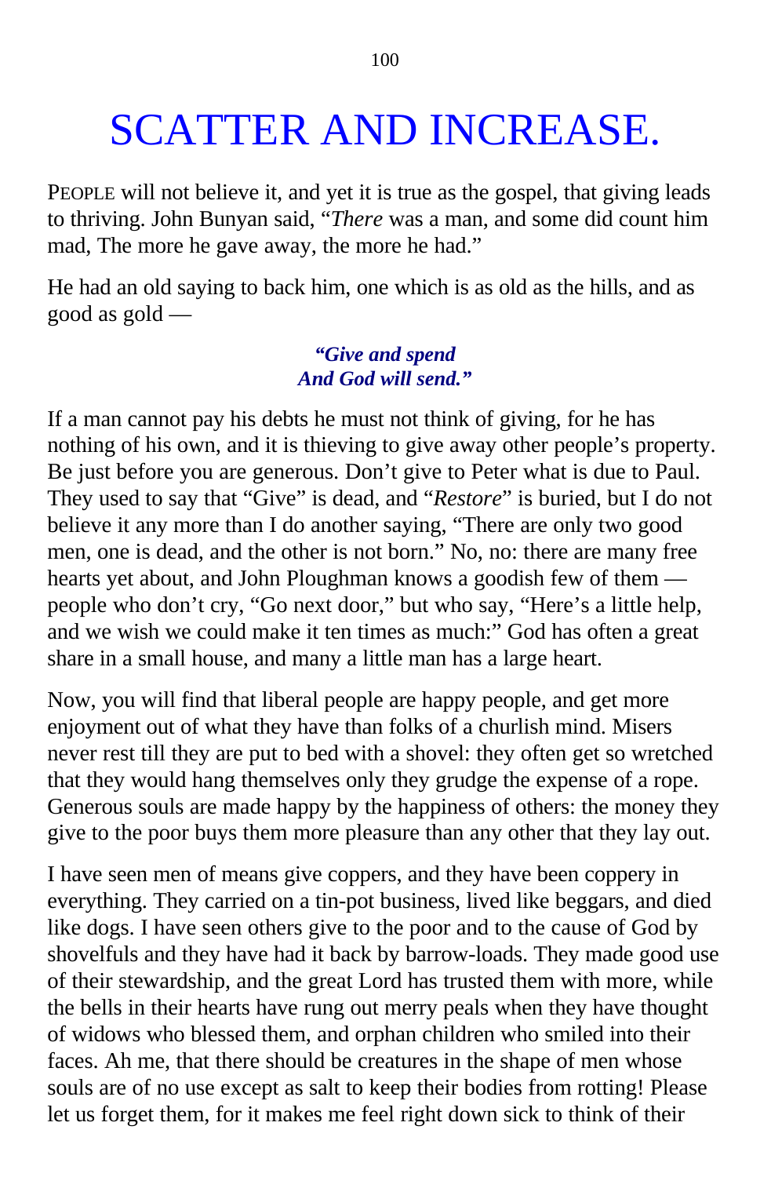# SCATTER AND INCREASE.

PEOPLE will not believe it, and yet it is true as the gospel, that giving leads to thriving. John Bunyan said, "*There* was a man, and some did count him mad, The more he gave away, the more he had."

He had an old saying to back him, one which is as old as the hills, and as good as gold —

> ***"Give and spend***
> ***And God will send."***

If a man cannot pay his debts he must not think of giving, for he has nothing of his own, and it is thieving to give away other people's property. Be just before you are generous. Don't give to Peter what is due to Paul. They used to say that "Give" is dead, and "*Restore*" is buried, but I do not believe it any more than I do another saying, "There are only two good men, one is dead, and the other is not born." No, no: there are many free hearts yet about, and John Ploughman knows a goodish few of them — people who don't cry, "Go next door," but who say, "Here's a little help, and we wish we could make it ten times as much:" God has often a great share in a small house, and many a little man has a large heart.

Now, you will find that liberal people are happy people, and get more enjoyment out of what they have than folks of a churlish mind. Misers never rest till they are put to bed with a shovel: they often get so wretched that they would hang themselves only they grudge the expense of a rope. Generous souls are made happy by the happiness of others: the money they give to the poor buys them more pleasure than any other that they lay out.

I have seen men of means give coppers, and they have been coppery in everything. They carried on a tin-pot business, lived like beggars, and died like dogs. I have seen others give to the poor and to the cause of God by shovelfuls and they have had it back by barrow-loads. They made good use of their stewardship, and the great Lord has trusted them with more, while the bells in their hearts have rung out merry peals when they have thought of widows who blessed them, and orphan children who smiled into their faces. Ah me, that there should be creatures in the shape of men whose souls are of no use except as salt to keep their bodies from rotting! Please let us forget them, for it makes me feel right down sick to think of their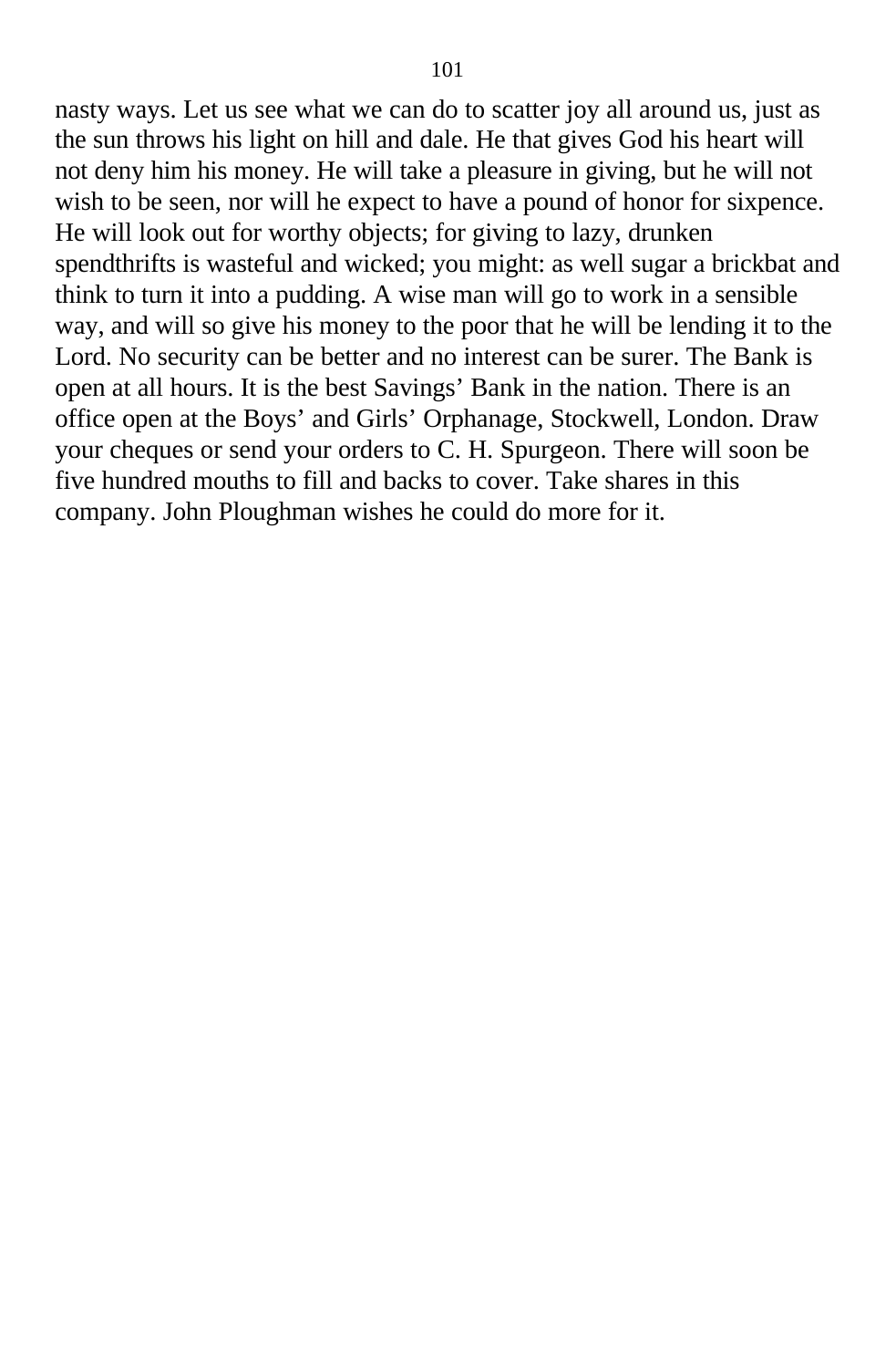nasty ways. Let us see what we can do to scatter joy all around us, just as the sun throws his light on hill and dale. He that gives God his heart will not deny him his money. He will take a pleasure in giving, but he will not wish to be seen, nor will he expect to have a pound of honor for sixpence. He will look out for worthy objects; for giving to lazy, drunken spendthrifts is wasteful and wicked; you might: as well sugar a brickbat and think to turn it into a pudding. A wise man will go to work in a sensible way, and will so give his money to the poor that he will be lending it to the Lord. No security can be better and no interest can be surer. The Bank is open at all hours. It is the best Savings' Bank in the nation. There is an office open at the Boys' and Girls' Orphanage, Stockwell, London. Draw your cheques or send your orders to C. H. Spurgeon. There will soon be five hundred mouths to fill and backs to cover. Take shares in this company. John Ploughman wishes he could do more for it.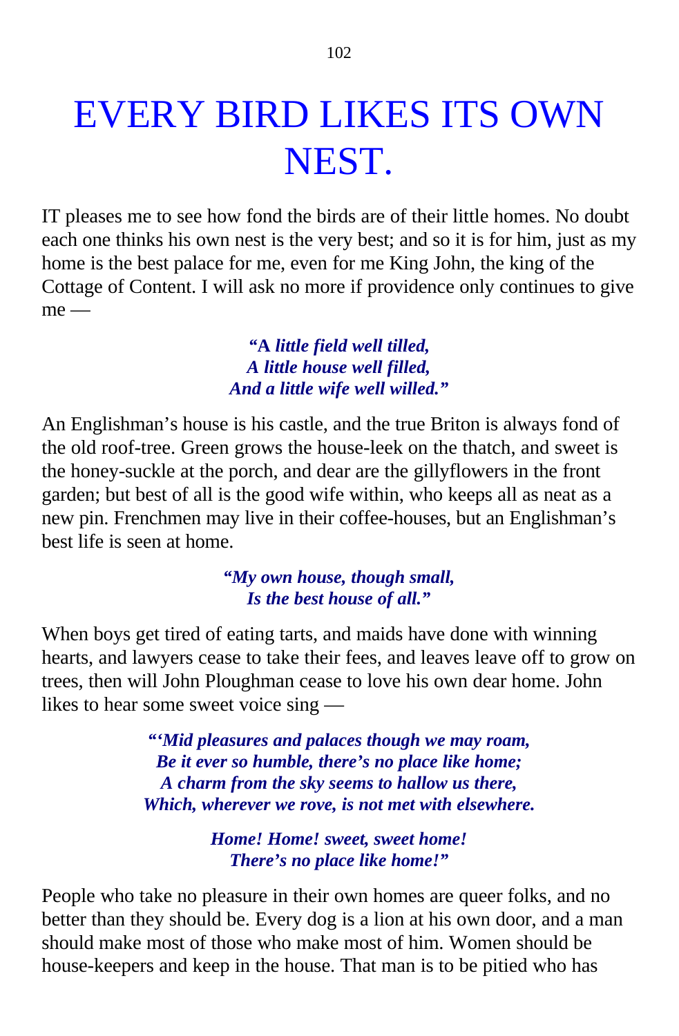# EVERY BIRD LIKES ITS OWN NEST.

IT pleases me to see how fond the birds are of their little homes. No doubt each one thinks his own nest is the very best; and so it is for him, just as my home is the best palace for me, even for me King John, the king of the Cottage of Content. I will ask no more if providence only continues to give me —

> ***"A little field well tilled,***
> ***A little house well filled,***
> ***And a little wife well willed."***

An Englishman's house is his castle, and the true Briton is always fond of the old roof-tree. Green grows the house-leek on the thatch, and sweet is the honey-suckle at the porch, and dear are the gillyflowers in the front garden; but best of all is the good wife within, who keeps all as neat as a new pin. Frenchmen may live in their coffee-houses, but an Englishman's best life is seen at home.

> ***"My own house, though small,***
> ***Is the best house of all."***

When boys get tired of eating tarts, and maids have done with winning hearts, and lawyers cease to take their fees, and leaves leave off to grow on trees, then will John Ploughman cease to love his own dear home. John likes to hear some sweet voice sing —

> ***"'Mid pleasures and palaces though we may roam,***
> ***Be it ever so humble, there's no place like home;***
> ***A charm from the sky seems to hallow us there,***
> ***Which, wherever we rove, is not met with elsewhere.***
>
> ***Home! Home! sweet, sweet home!***
> ***There's no place like home!"***

People who take no pleasure in their own homes are queer folks, and no better than they should be. Every dog is a lion at his own door, and a man should make most of those who make most of him. Women should be house-keepers and keep in the house. That man is to be pitied who has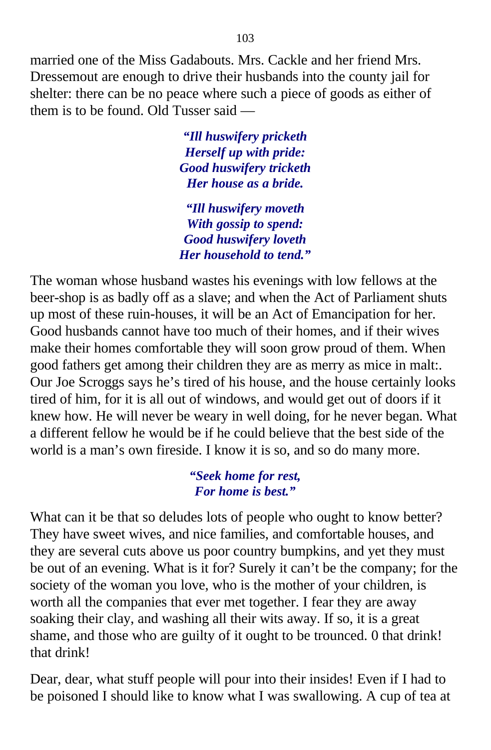married one of the Miss Gadabouts. Mrs. Cackle and her friend Mrs. Dressemout are enough to drive their husbands into the county jail for shelter: there can be no peace where such a piece of goods as either of them is to be found. Old Tusser said —

> ***"Ill huswifery pricketh***
> ***Herself up with pride:***
> ***Good huswifery tricketh***
> ***Her house as a bride.***
>
> ***"Ill huswifery moveth***
> ***With gossip to spend:***
> ***Good huswifery loveth***
> ***Her household to tend."***

The woman whose husband wastes his evenings with low fellows at the beer-shop is as badly off as a slave; and when the Act of Parliament shuts up most of these ruin-houses, it will be an Act of Emancipation for her. Good husbands cannot have too much of their homes, and if their wives make their homes comfortable they will soon grow proud of them. When good fathers get among their children they are as merry as mice in malt:. Our Joe Scroggs says he's tired of his house, and the house certainly looks tired of him, for it is all out of windows, and would get out of doors if it knew how. He will never be weary in well doing, for he never began. What a different fellow he would be if he could believe that the best side of the world is a man's own fireside. I know it is so, and so do many more.

> ***"Seek home for rest,***
> ***For home is best."***

What can it be that so deludes lots of people who ought to know better? They have sweet wives, and nice families, and comfortable houses, and they are several cuts above us poor country bumpkins, and yet they must be out of an evening. What is it for? Surely it can't be the company; for the society of the woman you love, who is the mother of your children, is worth all the companies that ever met together. I fear they are away soaking their clay, and washing all their wits away. If so, it is a great shame, and those who are guilty of it ought to be trounced. 0 that drink! that drink!

Dear, dear, what stuff people will pour into their insides! Even if I had to be poisoned I should like to know what I was swallowing. A cup of tea at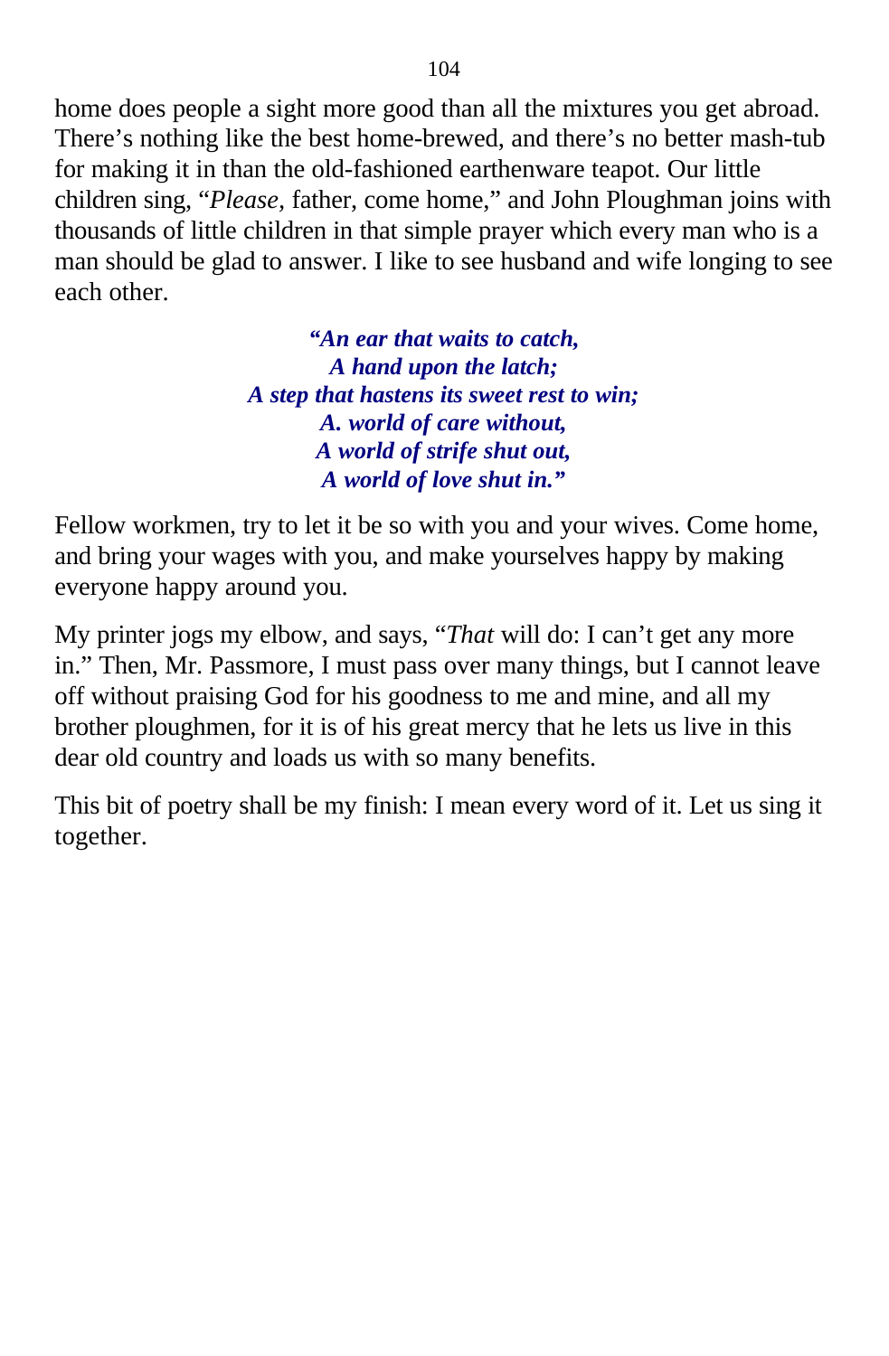home does people a sight more good than all the mixtures you get abroad. There's nothing like the best home-brewed, and there's no better mash-tub for making it in than the old-fashioned earthenware teapot. Our little children sing, "*Please,* father, come home," and John Ploughman joins with thousands of little children in that simple prayer which every man who is a man should be glad to answer. I like to see husband and wife longing to see each other.

> ***"An ear that waits to catch,***
> ***A hand upon the latch;***
> ***A step that hastens its sweet rest to win;***
> ***A. world of care without,***
> ***A world of strife shut out,***
> ***A world of love shut in."***

Fellow workmen, try to let it be so with you and your wives. Come home, and bring your wages with you, and make yourselves happy by making everyone happy around you.

My printer jogs my elbow, and says, "*That* will do: I can't get any more in." Then, Mr. Passmore, I must pass over many things, but I cannot leave off without praising God for his goodness to me and mine, and all my brother ploughmen, for it is of his great mercy that he lets us live in this dear old country and loads us with so many benefits.

This bit of poetry shall be my finish: I mean every word of it. Let us sing it together.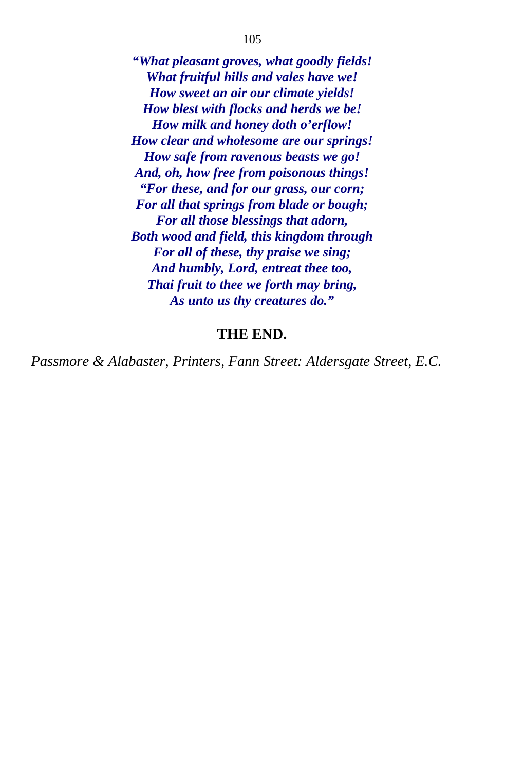*"What pleasant groves, what goodly fields!*
*What fruitful hills and vales have we!*
*How sweet an air our climate yields!*
*How blest with flocks and herds we be!*
*How milk and honey doth o'erflow!*
*How clear and wholesome are our springs!*
*How safe from ravenous beasts we go!*
*And, oh, how free from poisonous things!*
*"For these, and for our grass, our corn;*
*For all that springs from blade or bough;*
*For all those blessings that adorn,*
*Both wood and field, this kingdom through*
*For all of these, thy praise we sing;*
*And humbly, Lord, entreat thee too,*
*Thai fruit to thee we forth may bring,*
*As unto us thy creatures do."*

**THE END.**

*Passmore & Alabaster, Printers, Fann Street: Aldersgate Street, E.C.*